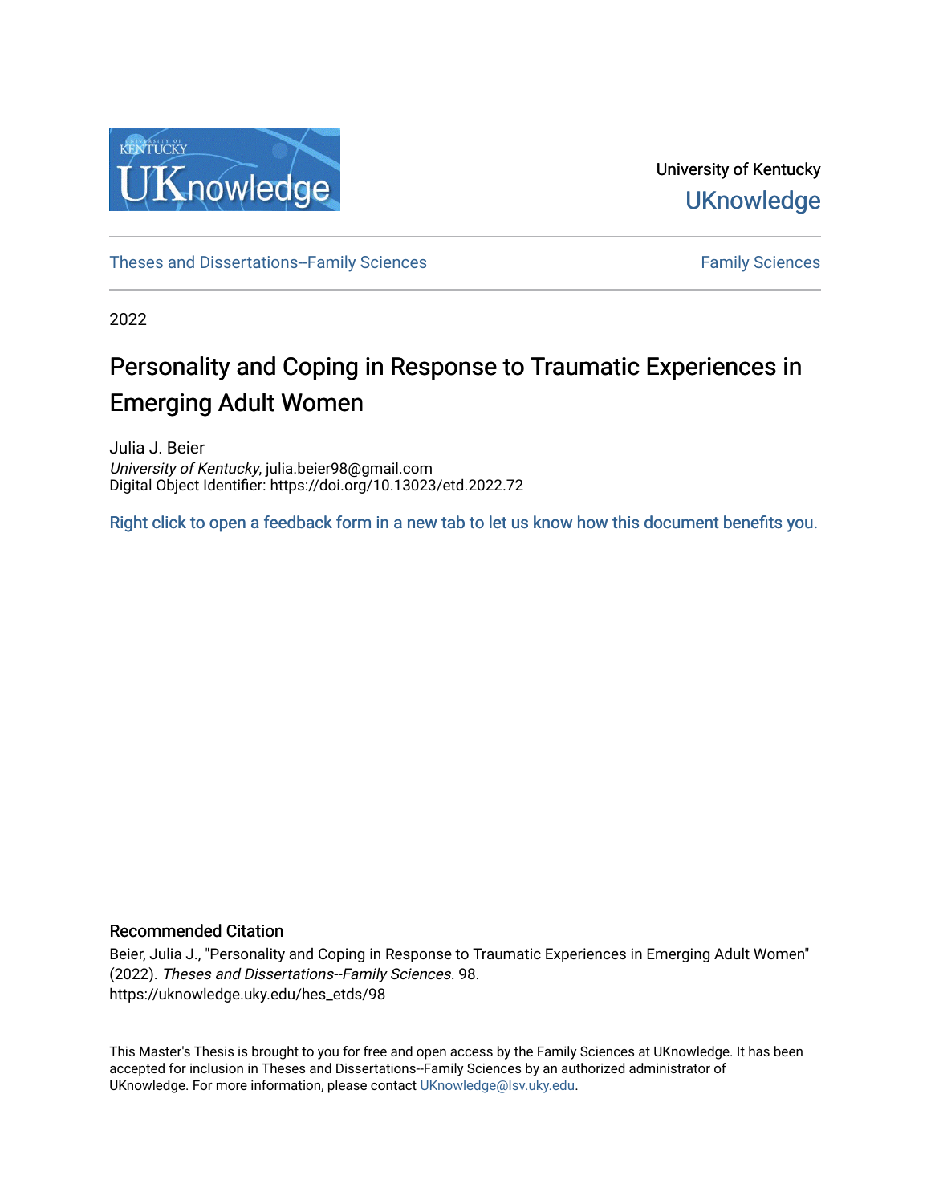University of Kentucky

UKnowledge

Theses and Dissertations--Family Sciences

Family Sciences

2022

# Personality and Coping in Response to Traumatic Experiences in Emerging Adult Women

Julia J. Beier
*University of Kentucky*, julia.beier98@gmail.com
Digital Object Identifier: https://doi.org/10.13023/etd.2022.72

Right click to open a feedback form in a new tab to let us know how this document benefits you.

## Recommended Citation

Beier, Julia J., "Personality and Coping in Response to Traumatic Experiences in Emerging Adult Women" (2022). *Theses and Dissertations--Family Sciences*. 98.
https://uknowledge.uky.edu/hes_etds/98

This Master's Thesis is brought to you for free and open access by the Family Sciences at UKnowledge. It has been accepted for inclusion in Theses and Dissertations--Family Sciences by an authorized administrator of UKnowledge. For more information, please contact UKnowledge@lsv.uky.edu.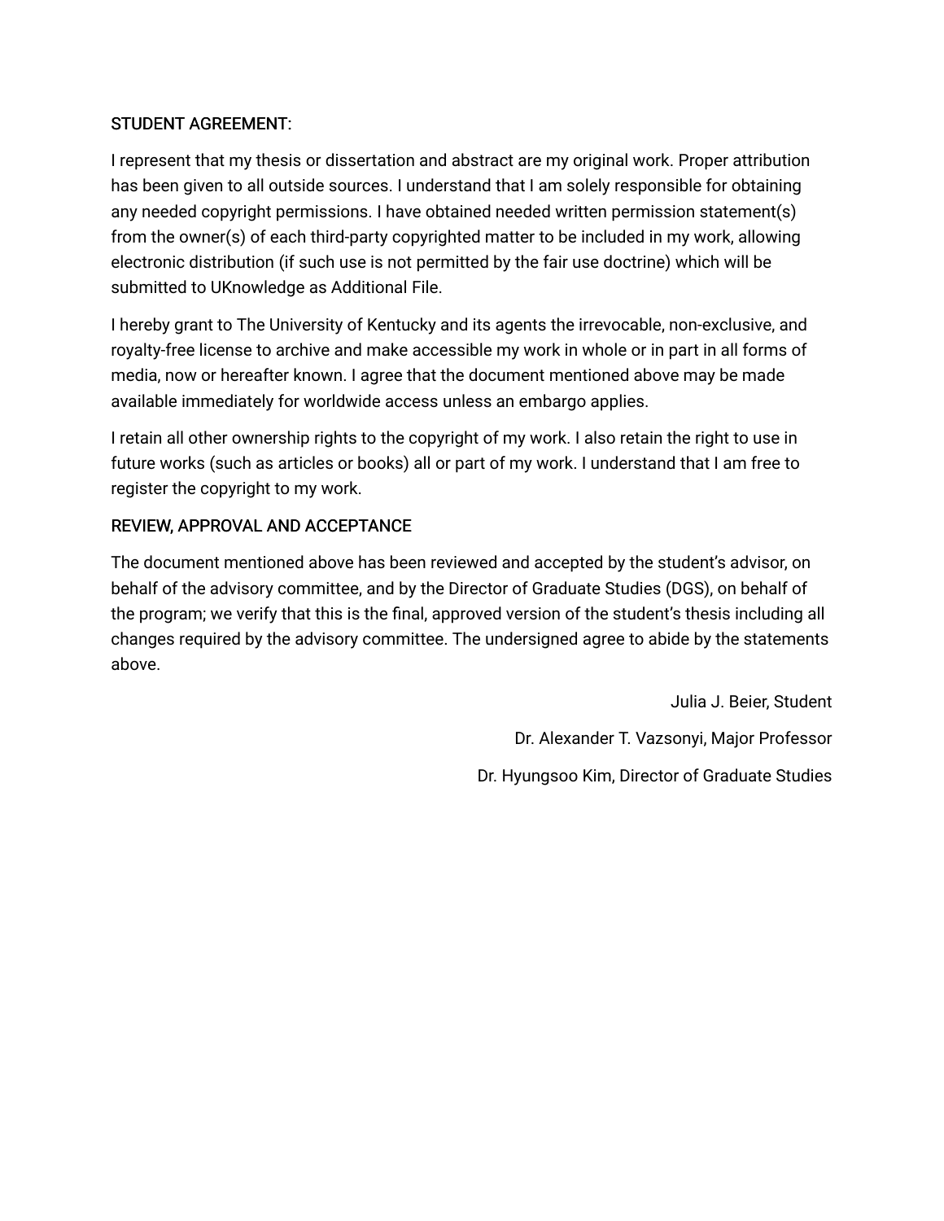STUDENT AGREEMENT:

I represent that my thesis or dissertation and abstract are my original work. Proper attribution has been given to all outside sources. I understand that I am solely responsible for obtaining any needed copyright permissions. I have obtained needed written permission statement(s) from the owner(s) of each third-party copyrighted matter to be included in my work, allowing electronic distribution (if such use is not permitted by the fair use doctrine) which will be submitted to UKnowledge as Additional File.

I hereby grant to The University of Kentucky and its agents the irrevocable, non-exclusive, and royalty-free license to archive and make accessible my work in whole or in part in all forms of media, now or hereafter known. I agree that the document mentioned above may be made available immediately for worldwide access unless an embargo applies.

I retain all other ownership rights to the copyright of my work. I also retain the right to use in future works (such as articles or books) all or part of my work. I understand that I am free to register the copyright to my work.

REVIEW, APPROVAL AND ACCEPTANCE

The document mentioned above has been reviewed and accepted by the student's advisor, on behalf of the advisory committee, and by the Director of Graduate Studies (DGS), on behalf of the program; we verify that this is the final, approved version of the student's thesis including all changes required by the advisory committee. The undersigned agree to abide by the statements above.

Julia J. Beier, Student

Dr. Alexander T. Vazsonyi, Major Professor

Dr. Hyungsoo Kim, Director of Graduate Studies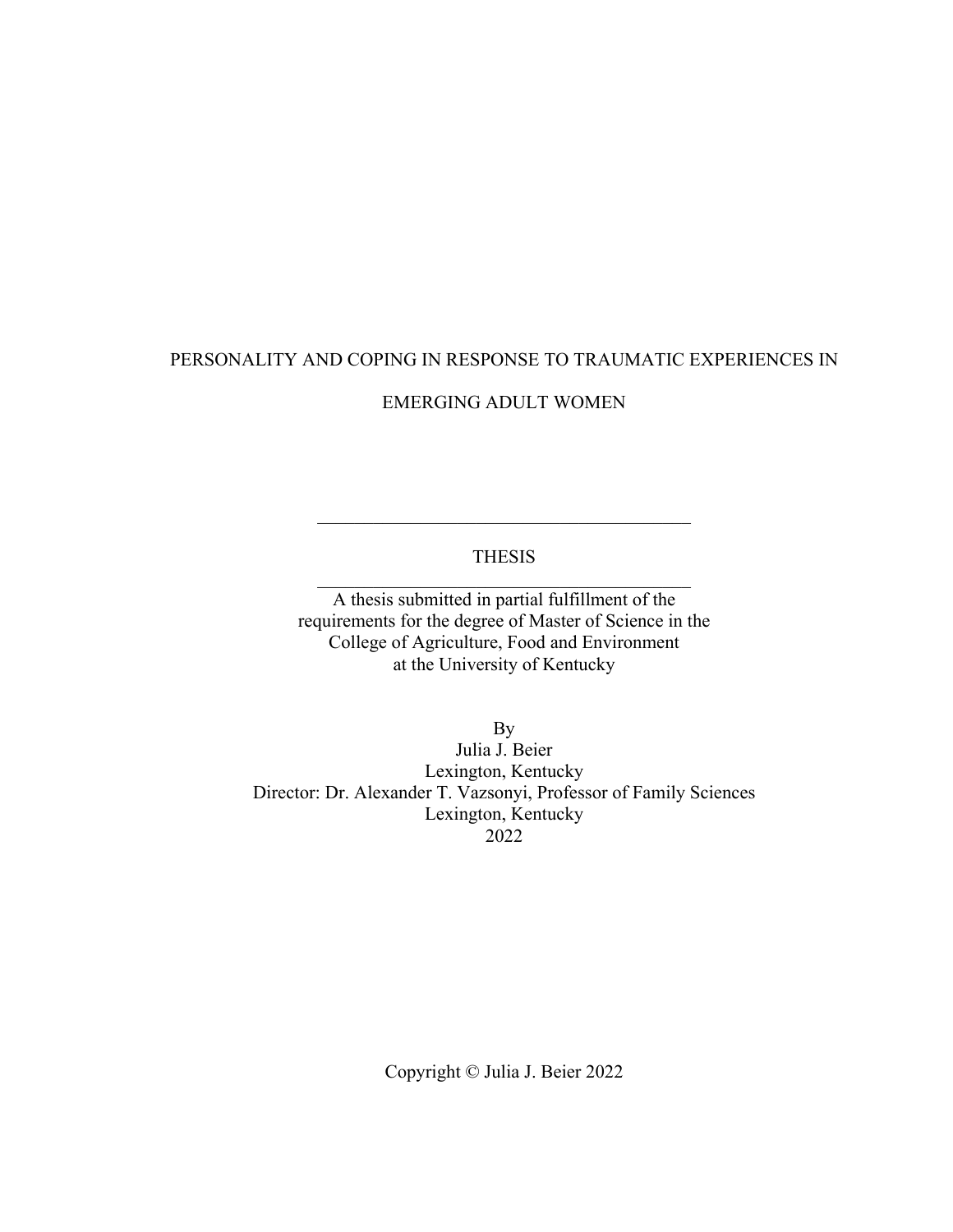PERSONALITY AND COPING IN RESPONSE TO TRAUMATIC EXPERIENCES IN EMERGING ADULT WOMEN

---

THESIS

---

A thesis submitted in partial fulfillment of the requirements for the degree of Master of Science in the College of Agriculture, Food and Environment at the University of Kentucky

By
Julia J. Beier
Lexington, Kentucky
Director: Dr. Alexander T. Vazsonyi, Professor of Family Sciences
Lexington, Kentucky
2022

Copyright © Julia J. Beier 2022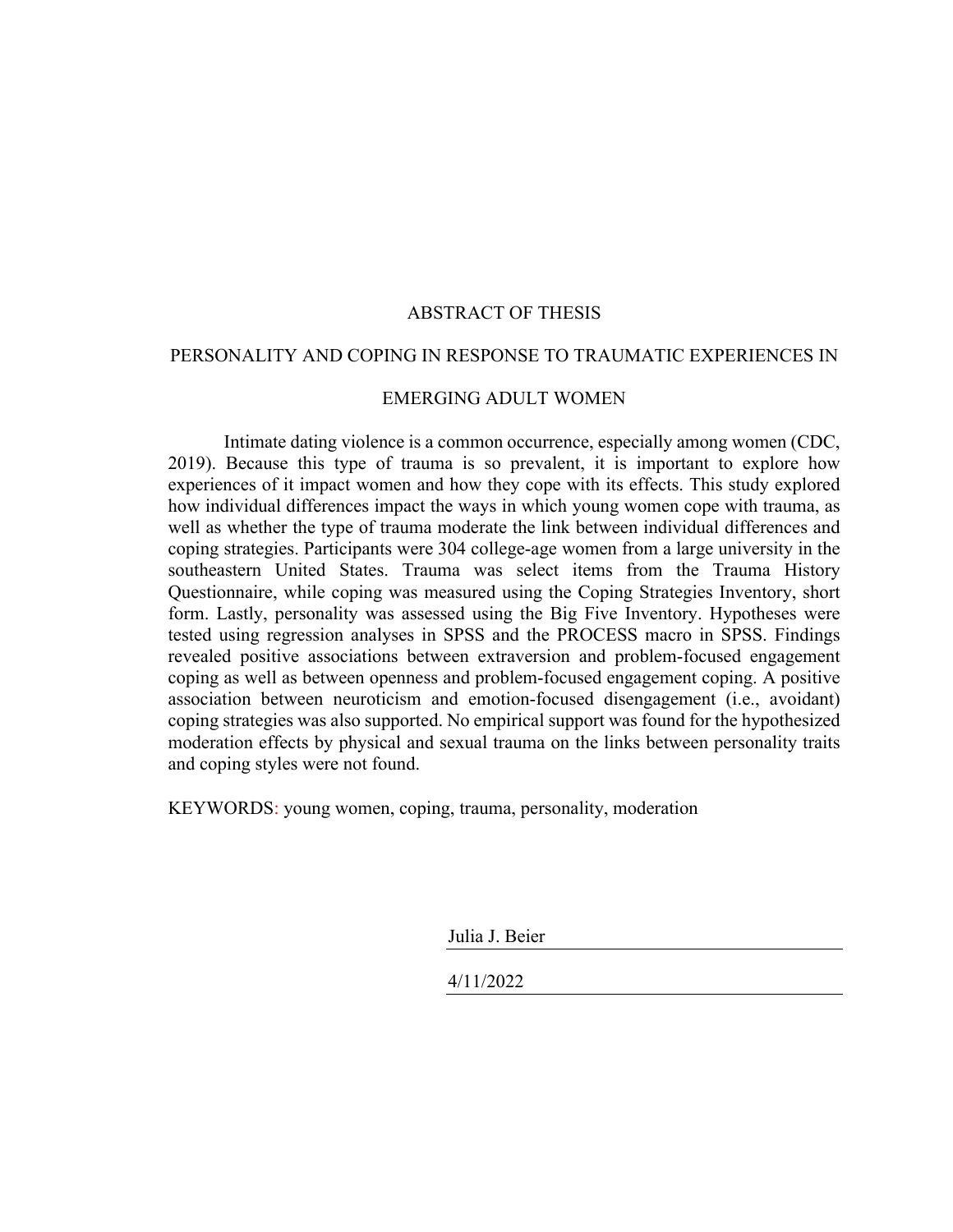# ABSTRACT OF THESIS

## PERSONALITY AND COPING IN RESPONSE TO TRAUMATIC EXPERIENCES IN EMERGING ADULT WOMEN

Intimate dating violence is a common occurrence, especially among women (CDC, 2019). Because this type of trauma is so prevalent, it is important to explore how experiences of it impact women and how they cope with its effects. This study explored how individual differences impact the ways in which young women cope with trauma, as well as whether the type of trauma moderate the link between individual differences and coping strategies. Participants were 304 college-age women from a large university in the southeastern United States. Trauma was select items from the Trauma History Questionnaire, while coping was measured using the Coping Strategies Inventory, short form. Lastly, personality was assessed using the Big Five Inventory. Hypotheses were tested using regression analyses in SPSS and the PROCESS macro in SPSS. Findings revealed positive associations between extraversion and problem-focused engagement coping as well as between openness and problem-focused engagement coping. A positive association between neuroticism and emotion-focused disengagement (i.e., avoidant) coping strategies was also supported. No empirical support was found for the hypothesized moderation effects by physical and sexual trauma on the links between personality traits and coping styles were not found.

KEYWORDS: young women, coping, trauma, personality, moderation

Julia J. Beier

4/11/2022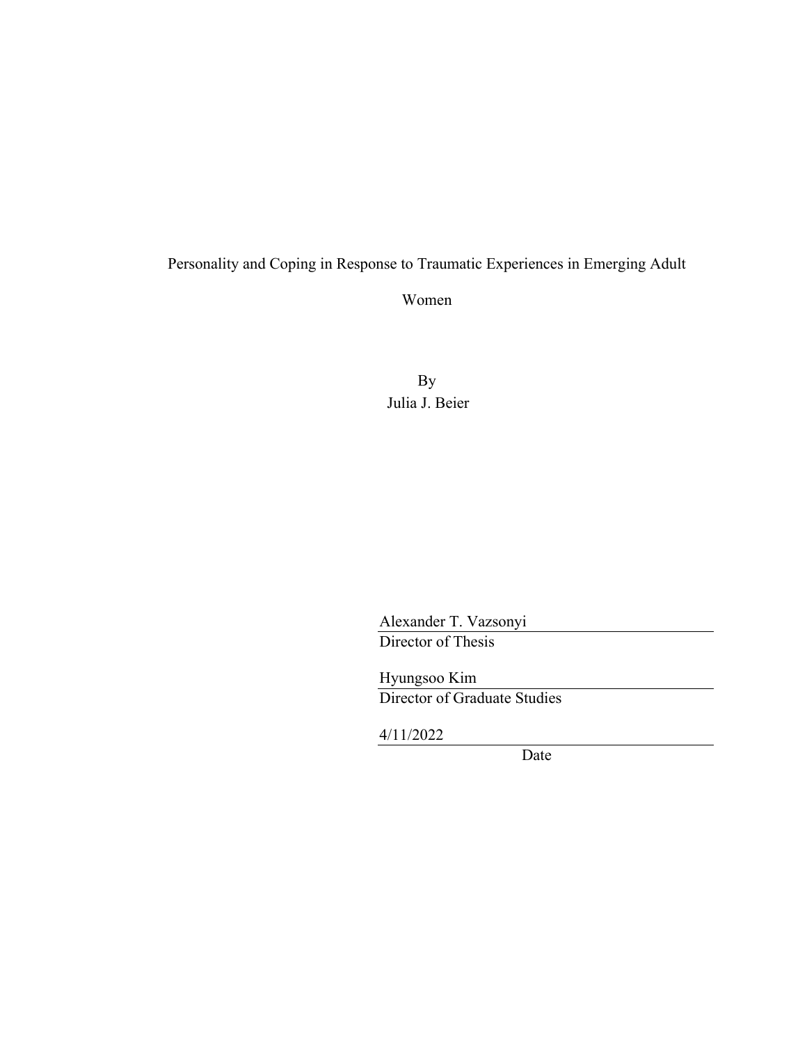Personality and Coping in Response to Traumatic Experiences in Emerging Adult Women

By
Julia J. Beier

Alexander T. Vazsonyi
Director of Thesis

Hyungsoo Kim
Director of Graduate Studies

4/11/2022
Date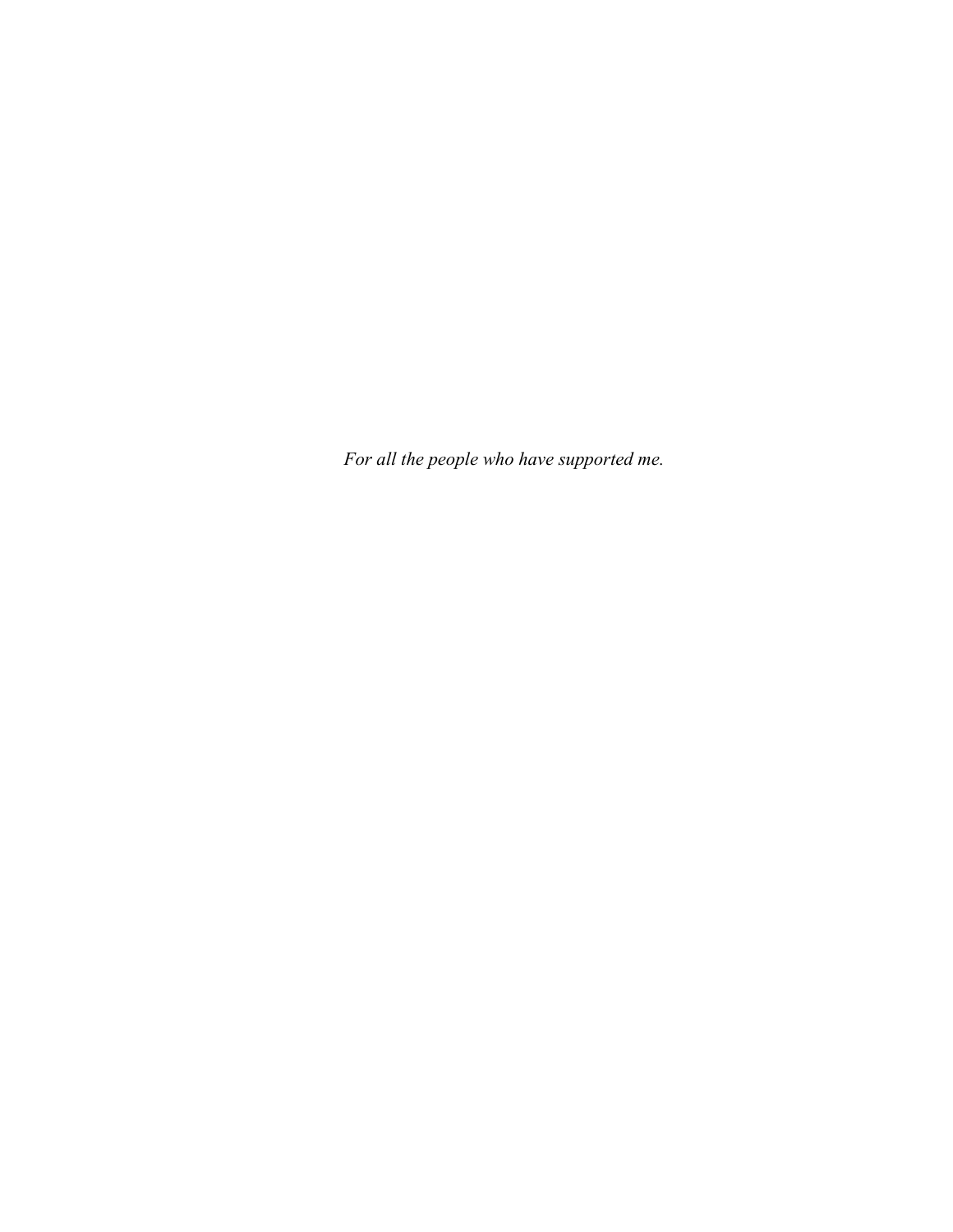*For all the people who have supported me.*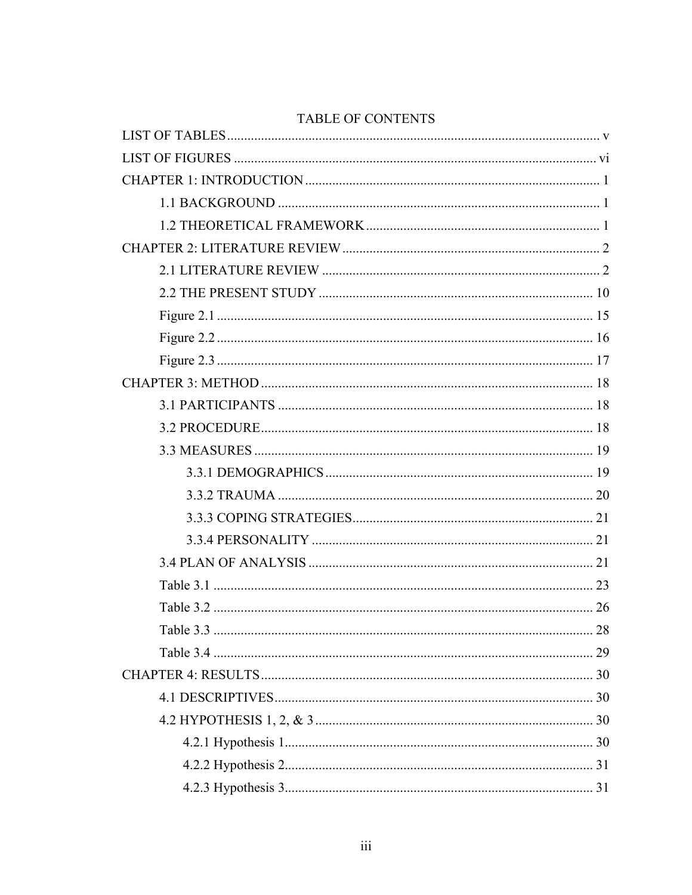# TABLE OF CONTENTS

LIST OF TABLES ..... v

LIST OF FIGURES ..... vi

CHAPTER 1: INTRODUCTION ..... 1

- 1.1 BACKGROUND ..... 1
- 1.2 THEORETICAL FRAMEWORK ..... 1

CHAPTER 2: LITERATURE REVIEW ..... 2

- 2.1 LITERATURE REVIEW ..... 2
- 2.2 THE PRESENT STUDY ..... 10
- Figure 2.1 ..... 15
- Figure 2.2 ..... 16
- Figure 2.3 ..... 17

CHAPTER 3: METHOD ..... 18

- 3.1 PARTICIPANTS ..... 18
- 3.2 PROCEDURE ..... 18
- 3.3 MEASURES ..... 19
  - 3.3.1 DEMOGRAPHICS ..... 19
  - 3.3.2 TRAUMA ..... 20
  - 3.3.3 COPING STRATEGIES ..... 21
  - 3.3.4 PERSONALITY ..... 21
- 3.4 PLAN OF ANALYSIS ..... 21
- Table 3.1 ..... 23
- Table 3.2 ..... 26
- Table 3.3 ..... 28
- Table 3.4 ..... 29

CHAPTER 4: RESULTS ..... 30

- 4.1 DESCRIPTIVES ..... 30
- 4.2 HYPOTHESIS 1, 2, & 3 ..... 30
  - 4.2.1 Hypothesis 1 ..... 30
  - 4.2.2 Hypothesis 2 ..... 31
  - 4.2.3 Hypothesis 3 ..... 31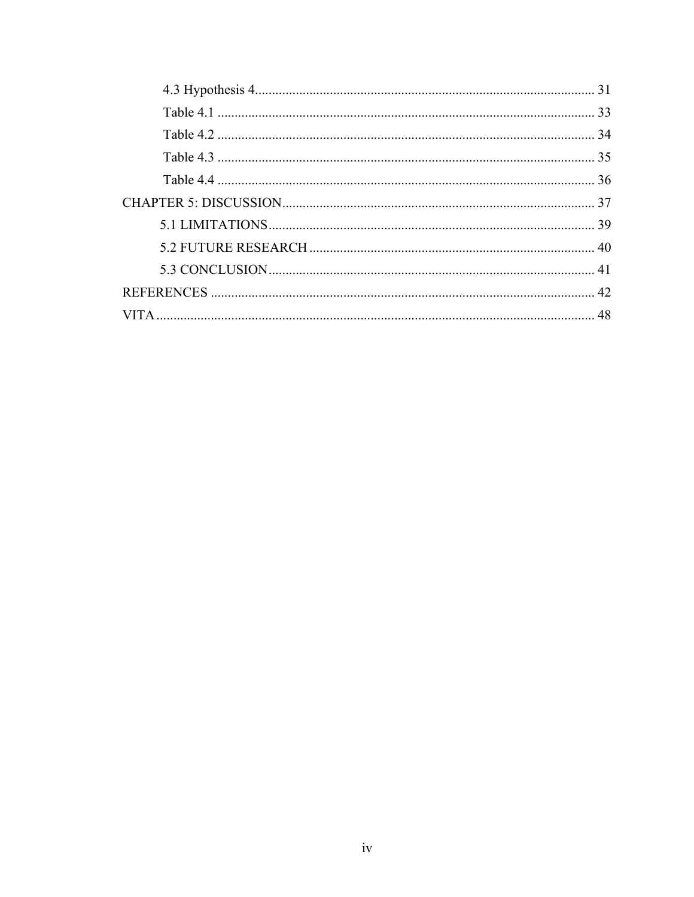4.3 Hypothesis 4 ........................................ 31

Table 4.1 ........................................ 33

Table 4.2 ........................................ 34

Table 4.3 ........................................ 35

Table 4.4 ........................................ 36

CHAPTER 5: DISCUSSION ........................................ 37

5.1 LIMITATIONS ........................................ 39

5.2 FUTURE RESEARCH ........................................ 40

5.3 CONCLUSION ........................................ 41

REFERENCES ........................................ 42

VITA ........................................ 48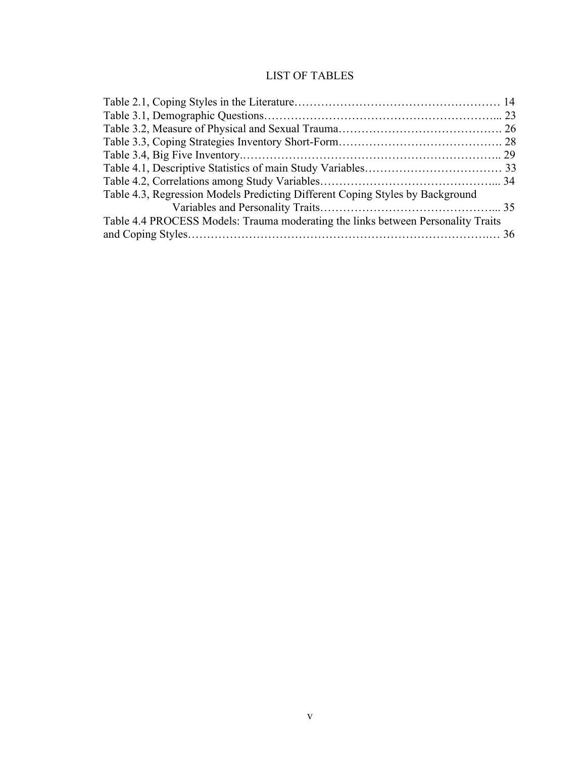# LIST OF TABLES

Table 2.1, Coping Styles in the Literature………………………………………………… 14
Table 3.1, Demographic Questions…………………………………………………….... 23
Table 3.2, Measure of Physical and Sexual Trauma……………………………………. 26
Table 3.3, Coping Strategies Inventory Short-Form……………………………………. 28
Table 3.4, Big Five Inventory.………………………………………………………….. 29
Table 4.1, Descriptive Statistics of main Study Variables……………………………… 33
Table 4.2, Correlations among Study Variables……………………………………….... 34
Table 4.3, Regression Models Predicting Different Coping Styles by Background Variables and Personality Traits……………………………………….... 35
Table 4.4 PROCESS Models: Trauma moderating the links between Personality Traits and Coping Styles………………………………………………………………….… 36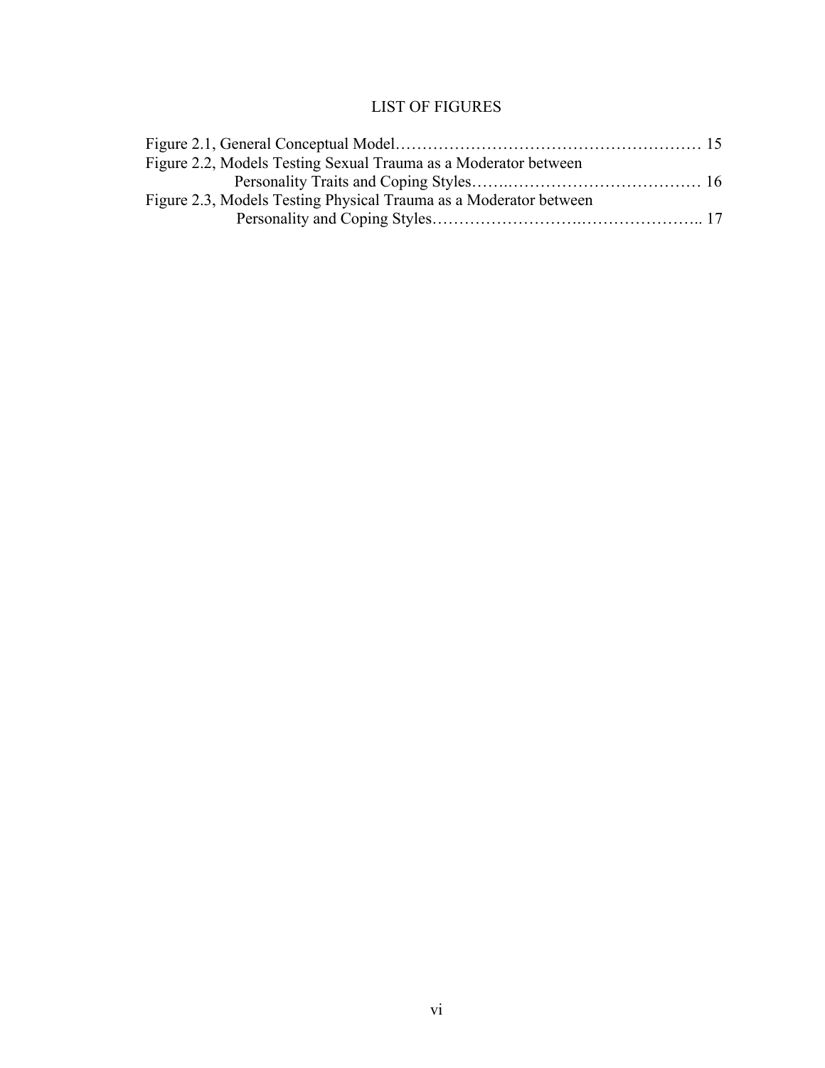# LIST OF FIGURES

Figure 2.1, General Conceptual Model………………………………………………… 15
Figure 2.2, Models Testing Sexual Trauma as a Moderator between
Personality Traits and Coping Styles……..……………………………… 16
Figure 2.3, Models Testing Physical Trauma as a Moderator between
Personality and Coping Styles……………………….………………….. 17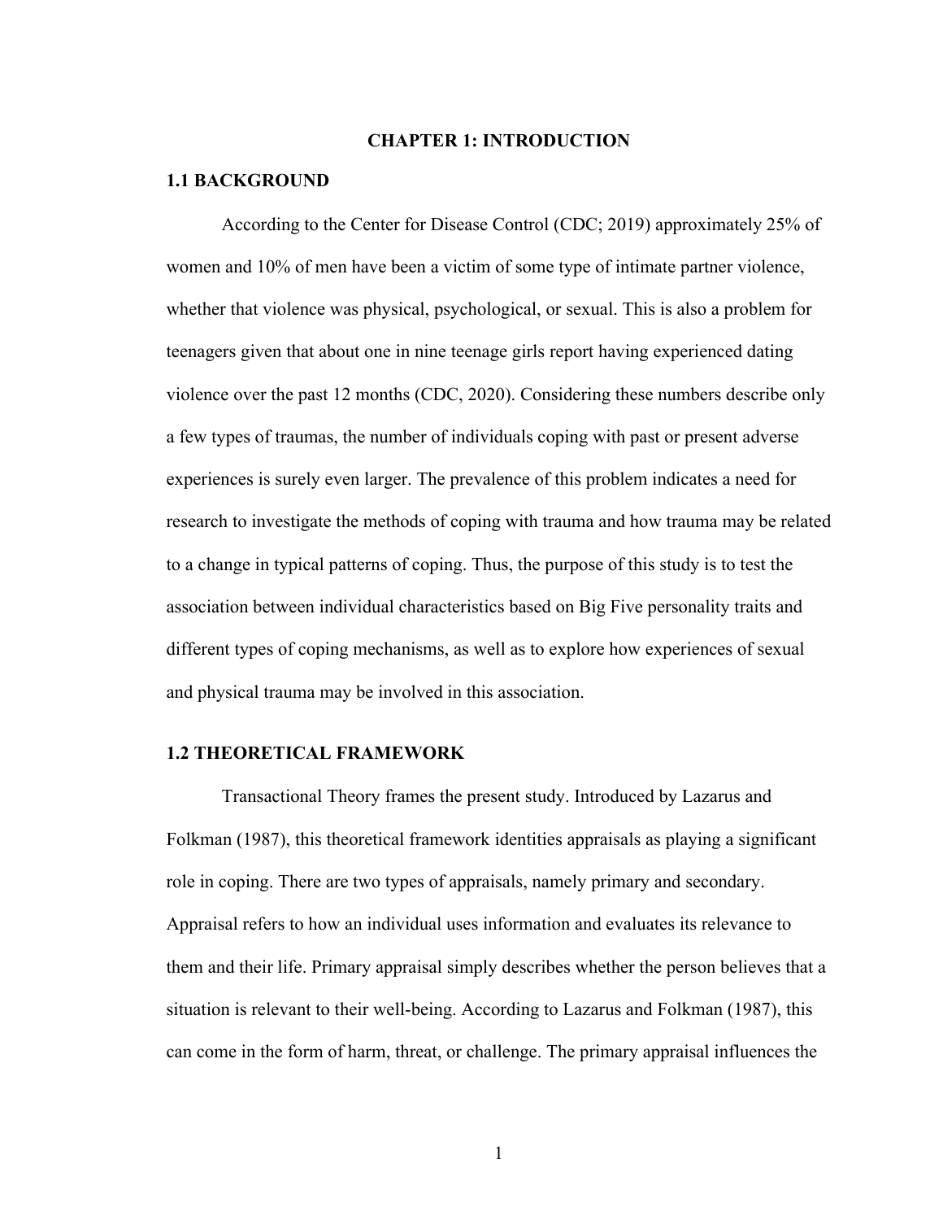# CHAPTER 1: INTRODUCTION

## 1.1 BACKGROUND

According to the Center for Disease Control (CDC; 2019) approximately 25% of women and 10% of men have been a victim of some type of intimate partner violence, whether that violence was physical, psychological, or sexual. This is also a problem for teenagers given that about one in nine teenage girls report having experienced dating violence over the past 12 months (CDC, 2020). Considering these numbers describe only a few types of traumas, the number of individuals coping with past or present adverse experiences is surely even larger. The prevalence of this problem indicates a need for research to investigate the methods of coping with trauma and how trauma may be related to a change in typical patterns of coping. Thus, the purpose of this study is to test the association between individual characteristics based on Big Five personality traits and different types of coping mechanisms, as well as to explore how experiences of sexual and physical trauma may be involved in this association.

## 1.2 THEORETICAL FRAMEWORK

Transactional Theory frames the present study. Introduced by Lazarus and Folkman (1987), this theoretical framework identities appraisals as playing a significant role in coping. There are two types of appraisals, namely primary and secondary. Appraisal refers to how an individual uses information and evaluates its relevance to them and their life. Primary appraisal simply describes whether the person believes that a situation is relevant to their well-being. According to Lazarus and Folkman (1987), this can come in the form of harm, threat, or challenge. The primary appraisal influences the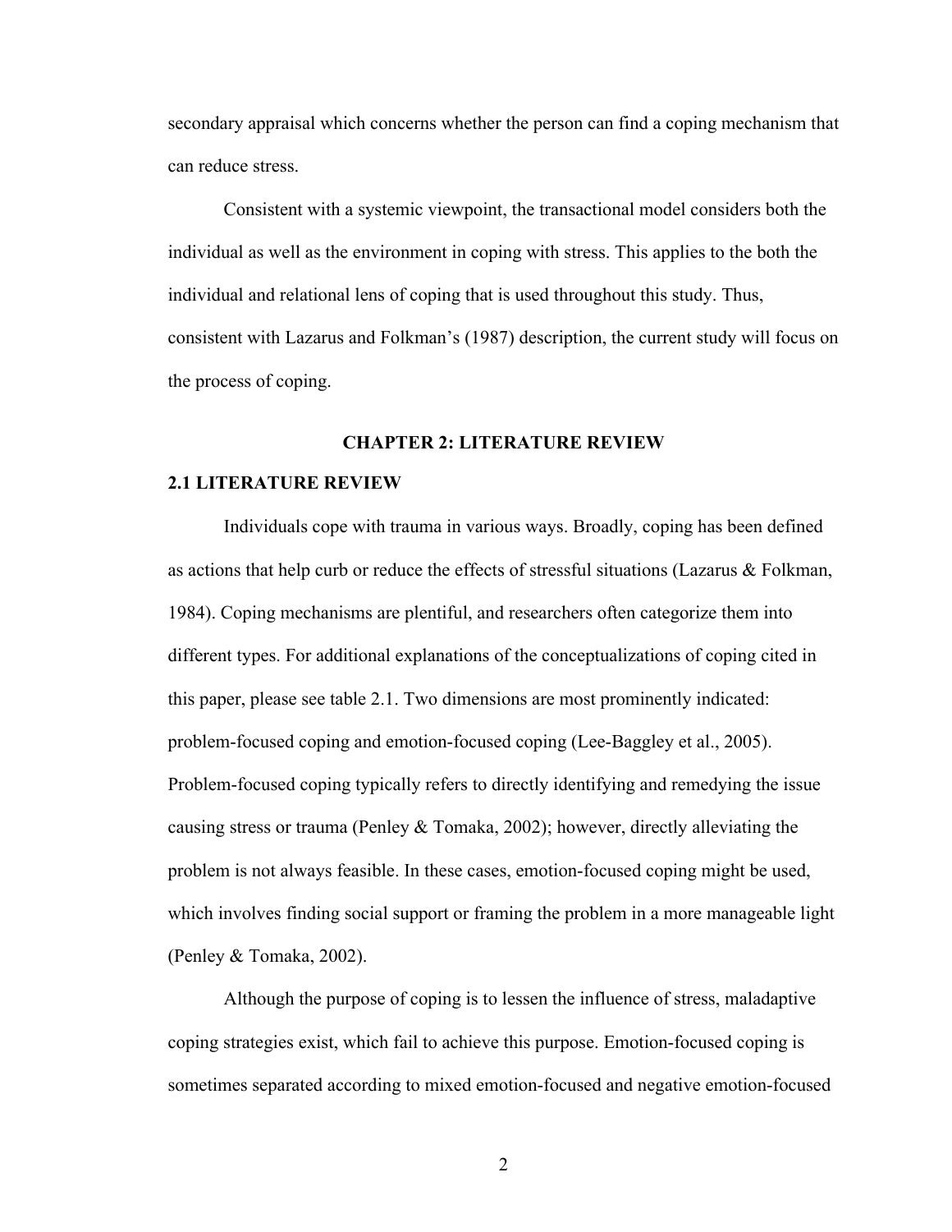secondary appraisal which concerns whether the person can find a coping mechanism that can reduce stress.

Consistent with a systemic viewpoint, the transactional model considers both the individual as well as the environment in coping with stress. This applies to the both the individual and relational lens of coping that is used throughout this study. Thus, consistent with Lazarus and Folkman's (1987) description, the current study will focus on the process of coping.

# CHAPTER 2: LITERATURE REVIEW

## 2.1 LITERATURE REVIEW

Individuals cope with trauma in various ways. Broadly, coping has been defined as actions that help curb or reduce the effects of stressful situations (Lazarus & Folkman, 1984). Coping mechanisms are plentiful, and researchers often categorize them into different types. For additional explanations of the conceptualizations of coping cited in this paper, please see table 2.1. Two dimensions are most prominently indicated: problem-focused coping and emotion-focused coping (Lee-Baggley et al., 2005). Problem-focused coping typically refers to directly identifying and remedying the issue causing stress or trauma (Penley & Tomaka, 2002); however, directly alleviating the problem is not always feasible. In these cases, emotion-focused coping might be used, which involves finding social support or framing the problem in a more manageable light (Penley & Tomaka, 2002).

Although the purpose of coping is to lessen the influence of stress, maladaptive coping strategies exist, which fail to achieve this purpose. Emotion-focused coping is sometimes separated according to mixed emotion-focused and negative emotion-focused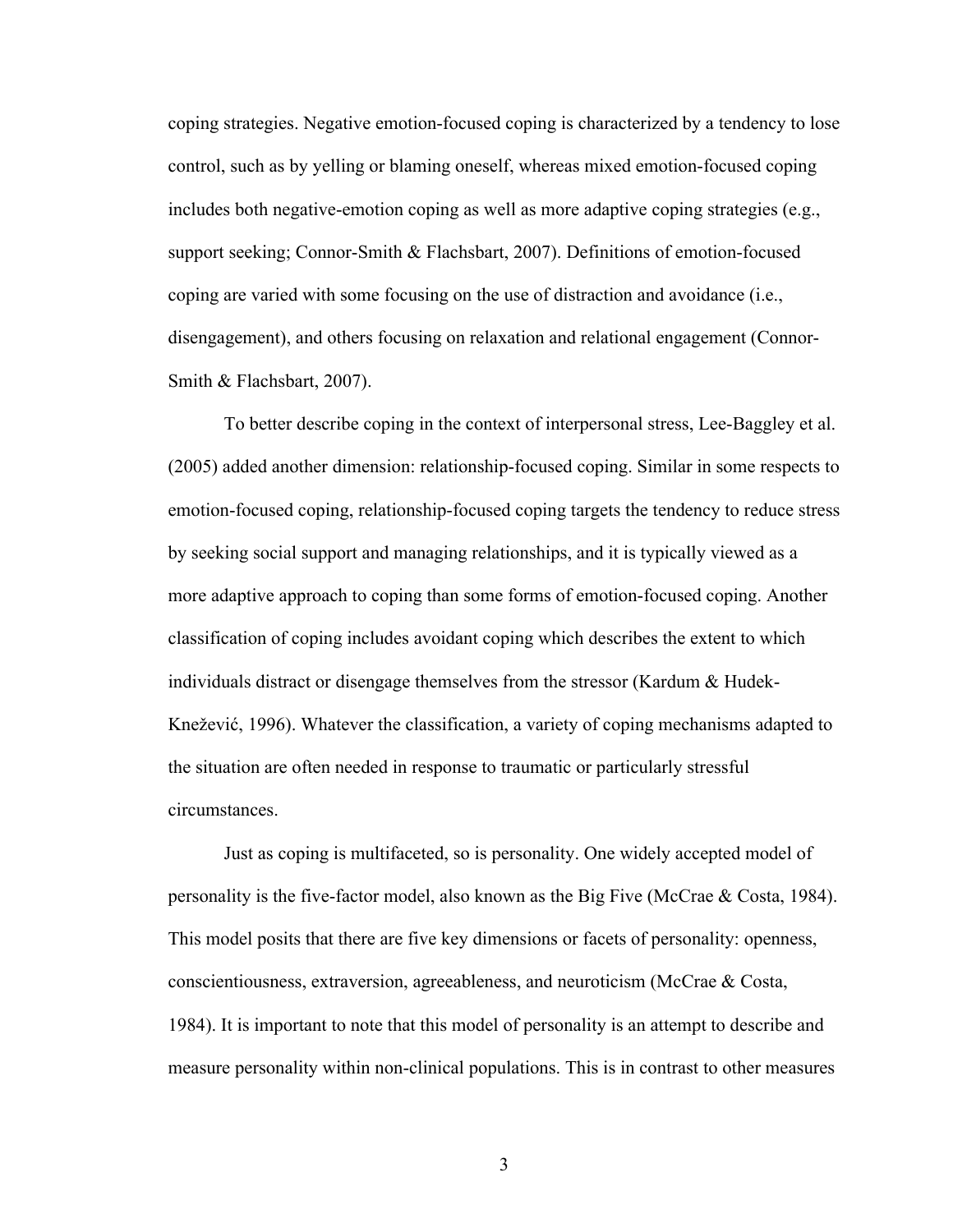coping strategies. Negative emotion-focused coping is characterized by a tendency to lose control, such as by yelling or blaming oneself, whereas mixed emotion-focused coping includes both negative-emotion coping as well as more adaptive coping strategies (e.g., support seeking; Connor-Smith & Flachsbart, 2007). Definitions of emotion-focused coping are varied with some focusing on the use of distraction and avoidance (i.e., disengagement), and others focusing on relaxation and relational engagement (Connor-Smith & Flachsbart, 2007).

To better describe coping in the context of interpersonal stress, Lee-Baggley et al. (2005) added another dimension: relationship-focused coping. Similar in some respects to emotion-focused coping, relationship-focused coping targets the tendency to reduce stress by seeking social support and managing relationships, and it is typically viewed as a more adaptive approach to coping than some forms of emotion-focused coping. Another classification of coping includes avoidant coping which describes the extent to which individuals distract or disengage themselves from the stressor (Kardum & Hudek-Knežević, 1996). Whatever the classification, a variety of coping mechanisms adapted to the situation are often needed in response to traumatic or particularly stressful circumstances.

Just as coping is multifaceted, so is personality. One widely accepted model of personality is the five-factor model, also known as the Big Five (McCrae & Costa, 1984). This model posits that there are five key dimensions or facets of personality: openness, conscientiousness, extraversion, agreeableness, and neuroticism (McCrae & Costa, 1984). It is important to note that this model of personality is an attempt to describe and measure personality within non-clinical populations. This is in contrast to other measures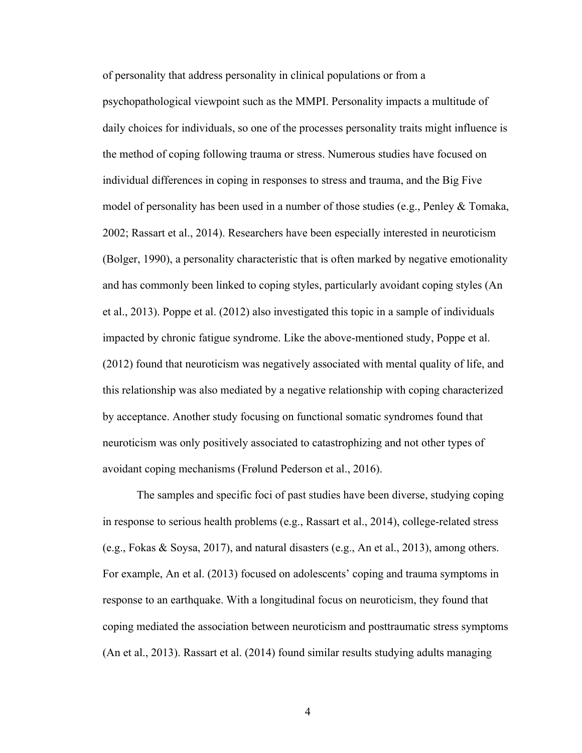of personality that address personality in clinical populations or from a psychopathological viewpoint such as the MMPI. Personality impacts a multitude of daily choices for individuals, so one of the processes personality traits might influence is the method of coping following trauma or stress. Numerous studies have focused on individual differences in coping in responses to stress and trauma, and the Big Five model of personality has been used in a number of those studies (e.g., Penley & Tomaka, 2002; Rassart et al., 2014). Researchers have been especially interested in neuroticism (Bolger, 1990), a personality characteristic that is often marked by negative emotionality and has commonly been linked to coping styles, particularly avoidant coping styles (An et al., 2013). Poppe et al. (2012) also investigated this topic in a sample of individuals impacted by chronic fatigue syndrome. Like the above-mentioned study, Poppe et al. (2012) found that neuroticism was negatively associated with mental quality of life, and this relationship was also mediated by a negative relationship with coping characterized by acceptance. Another study focusing on functional somatic syndromes found that neuroticism was only positively associated to catastrophizing and not other types of avoidant coping mechanisms (Frølund Pederson et al., 2016).

The samples and specific foci of past studies have been diverse, studying coping in response to serious health problems (e.g., Rassart et al., 2014), college-related stress (e.g., Fokas & Soysa, 2017), and natural disasters (e.g., An et al., 2013), among others. For example, An et al. (2013) focused on adolescents' coping and trauma symptoms in response to an earthquake. With a longitudinal focus on neuroticism, they found that coping mediated the association between neuroticism and posttraumatic stress symptoms (An et al., 2013). Rassart et al. (2014) found similar results studying adults managing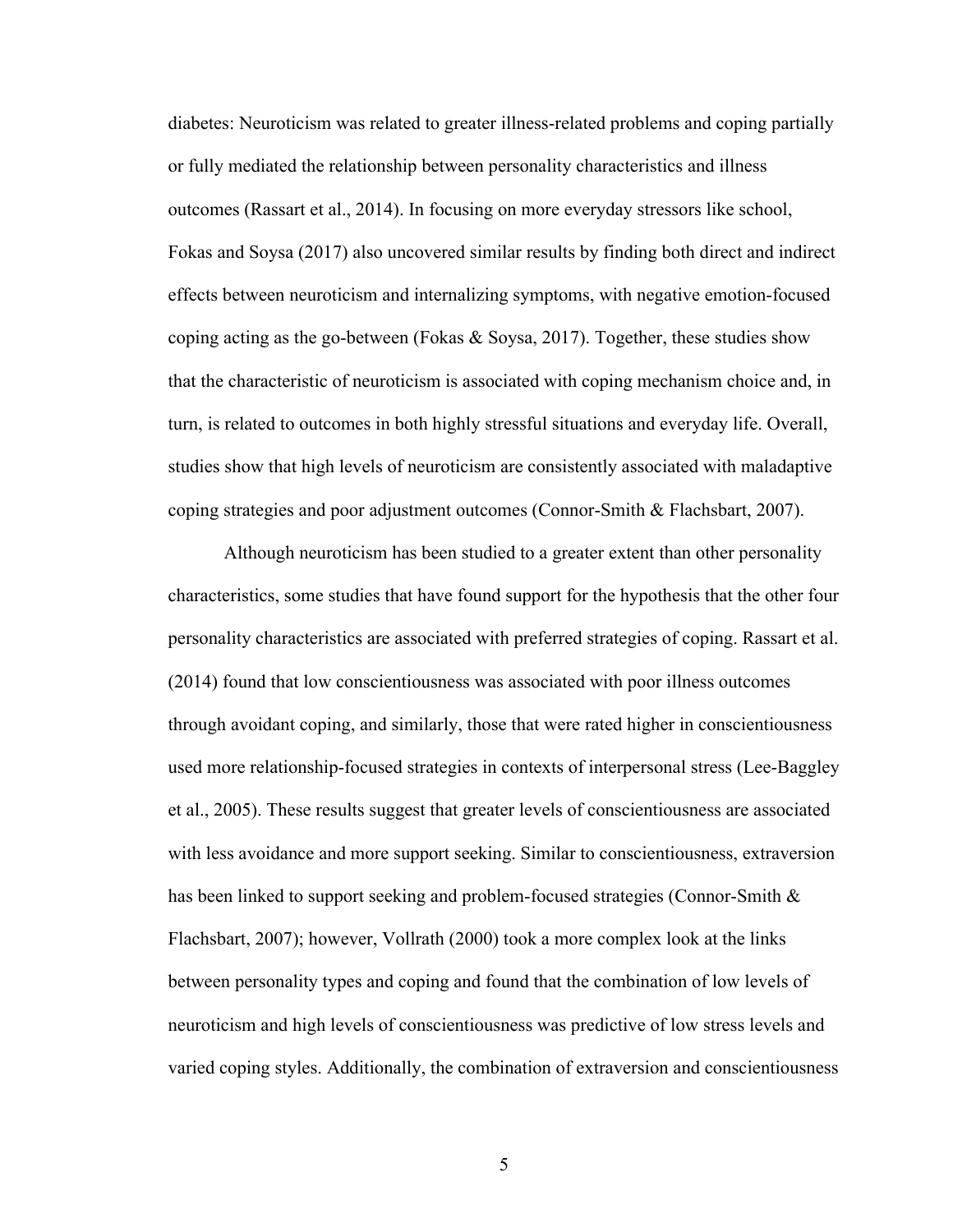diabetes: Neuroticism was related to greater illness-related problems and coping partially or fully mediated the relationship between personality characteristics and illness outcomes (Rassart et al., 2014). In focusing on more everyday stressors like school, Fokas and Soysa (2017) also uncovered similar results by finding both direct and indirect effects between neuroticism and internalizing symptoms, with negative emotion-focused coping acting as the go-between (Fokas & Soysa, 2017). Together, these studies show that the characteristic of neuroticism is associated with coping mechanism choice and, in turn, is related to outcomes in both highly stressful situations and everyday life. Overall, studies show that high levels of neuroticism are consistently associated with maladaptive coping strategies and poor adjustment outcomes (Connor-Smith & Flachsbart, 2007).

Although neuroticism has been studied to a greater extent than other personality characteristics, some studies that have found support for the hypothesis that the other four personality characteristics are associated with preferred strategies of coping. Rassart et al. (2014) found that low conscientiousness was associated with poor illness outcomes through avoidant coping, and similarly, those that were rated higher in conscientiousness used more relationship-focused strategies in contexts of interpersonal stress (Lee-Baggley et al., 2005). These results suggest that greater levels of conscientiousness are associated with less avoidance and more support seeking. Similar to conscientiousness, extraversion has been linked to support seeking and problem-focused strategies (Connor-Smith & Flachsbart, 2007); however, Vollrath (2000) took a more complex look at the links between personality types and coping and found that the combination of low levels of neuroticism and high levels of conscientiousness was predictive of low stress levels and varied coping styles. Additionally, the combination of extraversion and conscientiousness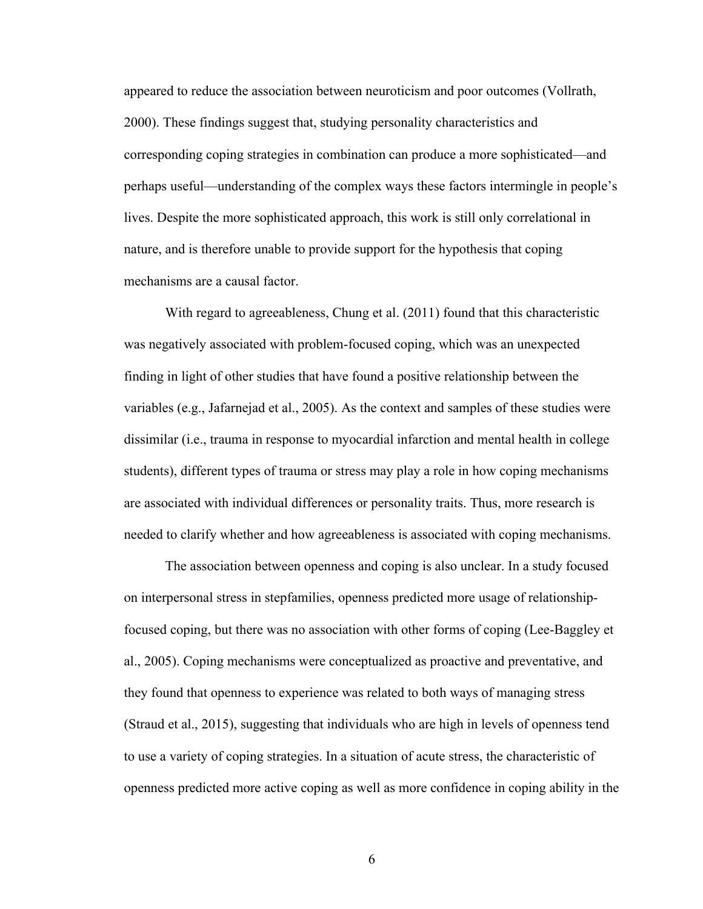appeared to reduce the association between neuroticism and poor outcomes (Vollrath, 2000). These findings suggest that, studying personality characteristics and corresponding coping strategies in combination can produce a more sophisticated—and perhaps useful—understanding of the complex ways these factors intermingle in people's lives. Despite the more sophisticated approach, this work is still only correlational in nature, and is therefore unable to provide support for the hypothesis that coping mechanisms are a causal factor.

With regard to agreeableness, Chung et al. (2011) found that this characteristic was negatively associated with problem-focused coping, which was an unexpected finding in light of other studies that have found a positive relationship between the variables (e.g., Jafarnejad et al., 2005). As the context and samples of these studies were dissimilar (i.e., trauma in response to myocardial infarction and mental health in college students), different types of trauma or stress may play a role in how coping mechanisms are associated with individual differences or personality traits. Thus, more research is needed to clarify whether and how agreeableness is associated with coping mechanisms.

The association between openness and coping is also unclear. In a study focused on interpersonal stress in stepfamilies, openness predicted more usage of relationship-focused coping, but there was no association with other forms of coping (Lee-Baggley et al., 2005). Coping mechanisms were conceptualized as proactive and preventative, and they found that openness to experience was related to both ways of managing stress (Straud et al., 2015), suggesting that individuals who are high in levels of openness tend to use a variety of coping strategies. In a situation of acute stress, the characteristic of openness predicted more active coping as well as more confidence in coping ability in the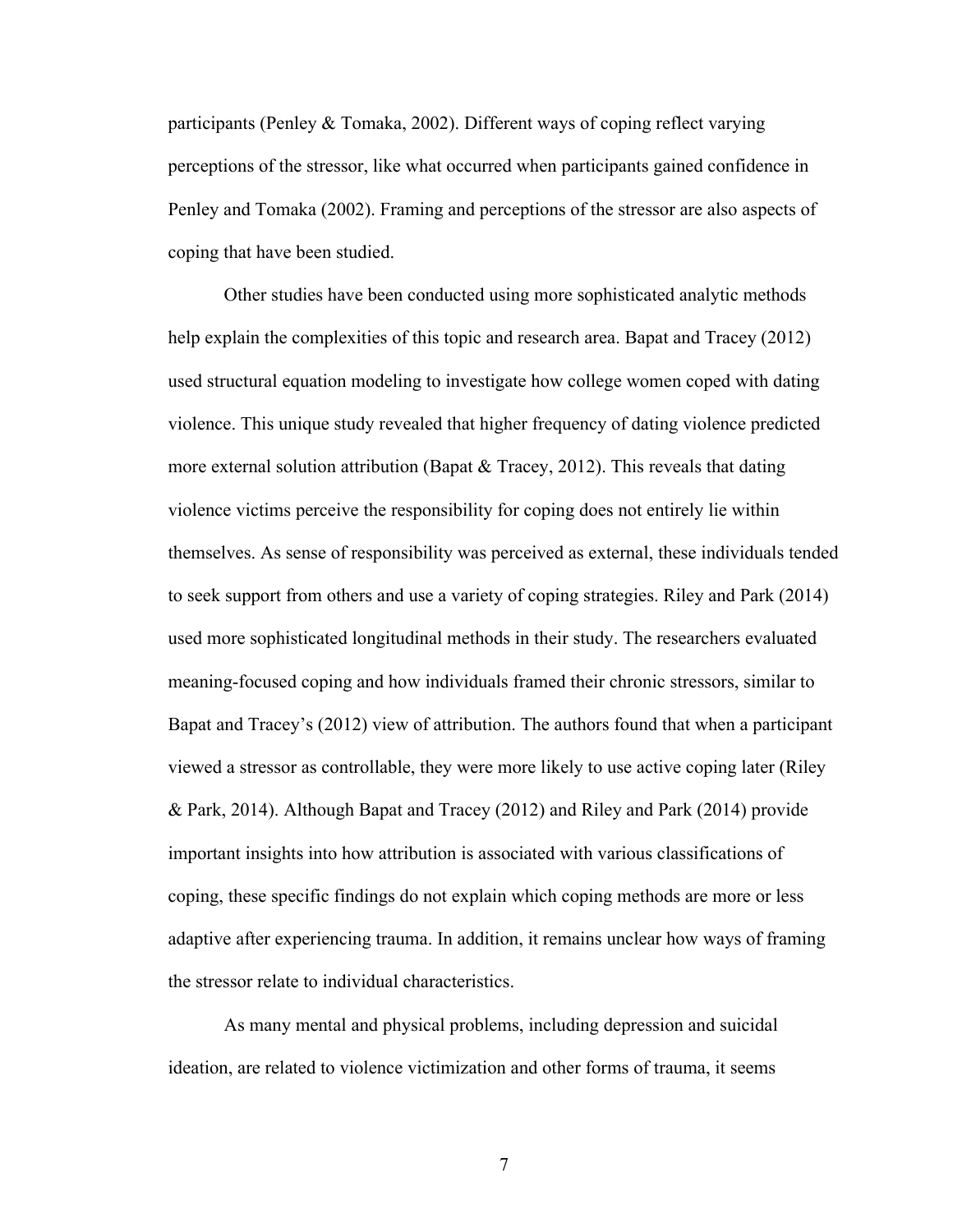participants (Penley & Tomaka, 2002). Different ways of coping reflect varying perceptions of the stressor, like what occurred when participants gained confidence in Penley and Tomaka (2002). Framing and perceptions of the stressor are also aspects of coping that have been studied.

Other studies have been conducted using more sophisticated analytic methods help explain the complexities of this topic and research area. Bapat and Tracey (2012) used structural equation modeling to investigate how college women coped with dating violence. This unique study revealed that higher frequency of dating violence predicted more external solution attribution (Bapat & Tracey, 2012). This reveals that dating violence victims perceive the responsibility for coping does not entirely lie within themselves. As sense of responsibility was perceived as external, these individuals tended to seek support from others and use a variety of coping strategies. Riley and Park (2014) used more sophisticated longitudinal methods in their study. The researchers evaluated meaning-focused coping and how individuals framed their chronic stressors, similar to Bapat and Tracey's (2012) view of attribution. The authors found that when a participant viewed a stressor as controllable, they were more likely to use active coping later (Riley & Park, 2014). Although Bapat and Tracey (2012) and Riley and Park (2014) provide important insights into how attribution is associated with various classifications of coping, these specific findings do not explain which coping methods are more or less adaptive after experiencing trauma. In addition, it remains unclear how ways of framing the stressor relate to individual characteristics.

As many mental and physical problems, including depression and suicidal ideation, are related to violence victimization and other forms of trauma, it seems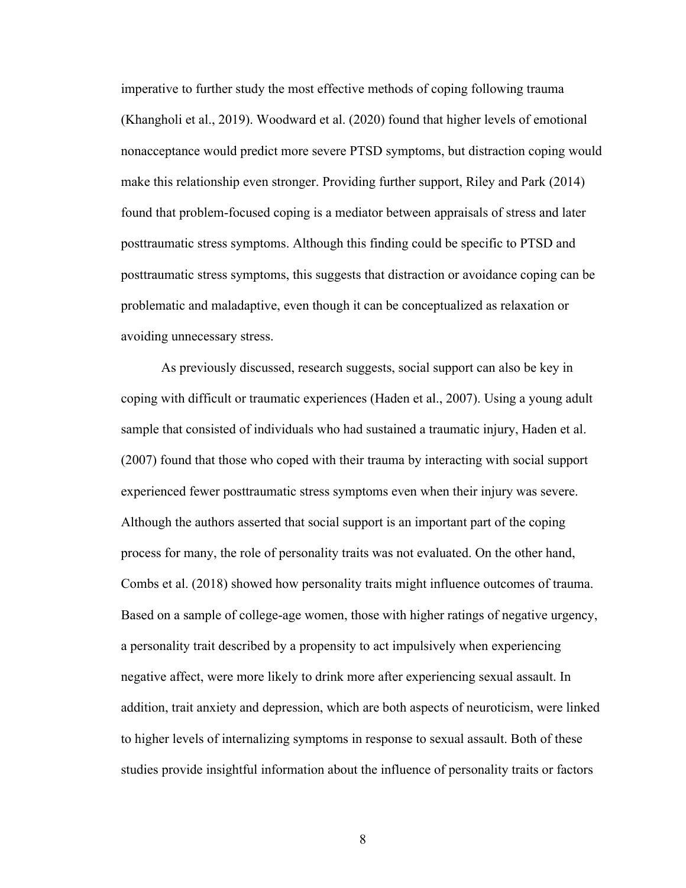imperative to further study the most effective methods of coping following trauma (Khangholi et al., 2019). Woodward et al. (2020) found that higher levels of emotional nonacceptance would predict more severe PTSD symptoms, but distraction coping would make this relationship even stronger. Providing further support, Riley and Park (2014) found that problem-focused coping is a mediator between appraisals of stress and later posttraumatic stress symptoms. Although this finding could be specific to PTSD and posttraumatic stress symptoms, this suggests that distraction or avoidance coping can be problematic and maladaptive, even though it can be conceptualized as relaxation or avoiding unnecessary stress.

As previously discussed, research suggests, social support can also be key in coping with difficult or traumatic experiences (Haden et al., 2007). Using a young adult sample that consisted of individuals who had sustained a traumatic injury, Haden et al. (2007) found that those who coped with their trauma by interacting with social support experienced fewer posttraumatic stress symptoms even when their injury was severe. Although the authors asserted that social support is an important part of the coping process for many, the role of personality traits was not evaluated. On the other hand, Combs et al. (2018) showed how personality traits might influence outcomes of trauma. Based on a sample of college-age women, those with higher ratings of negative urgency, a personality trait described by a propensity to act impulsively when experiencing negative affect, were more likely to drink more after experiencing sexual assault. In addition, trait anxiety and depression, which are both aspects of neuroticism, were linked to higher levels of internalizing symptoms in response to sexual assault. Both of these studies provide insightful information about the influence of personality traits or factors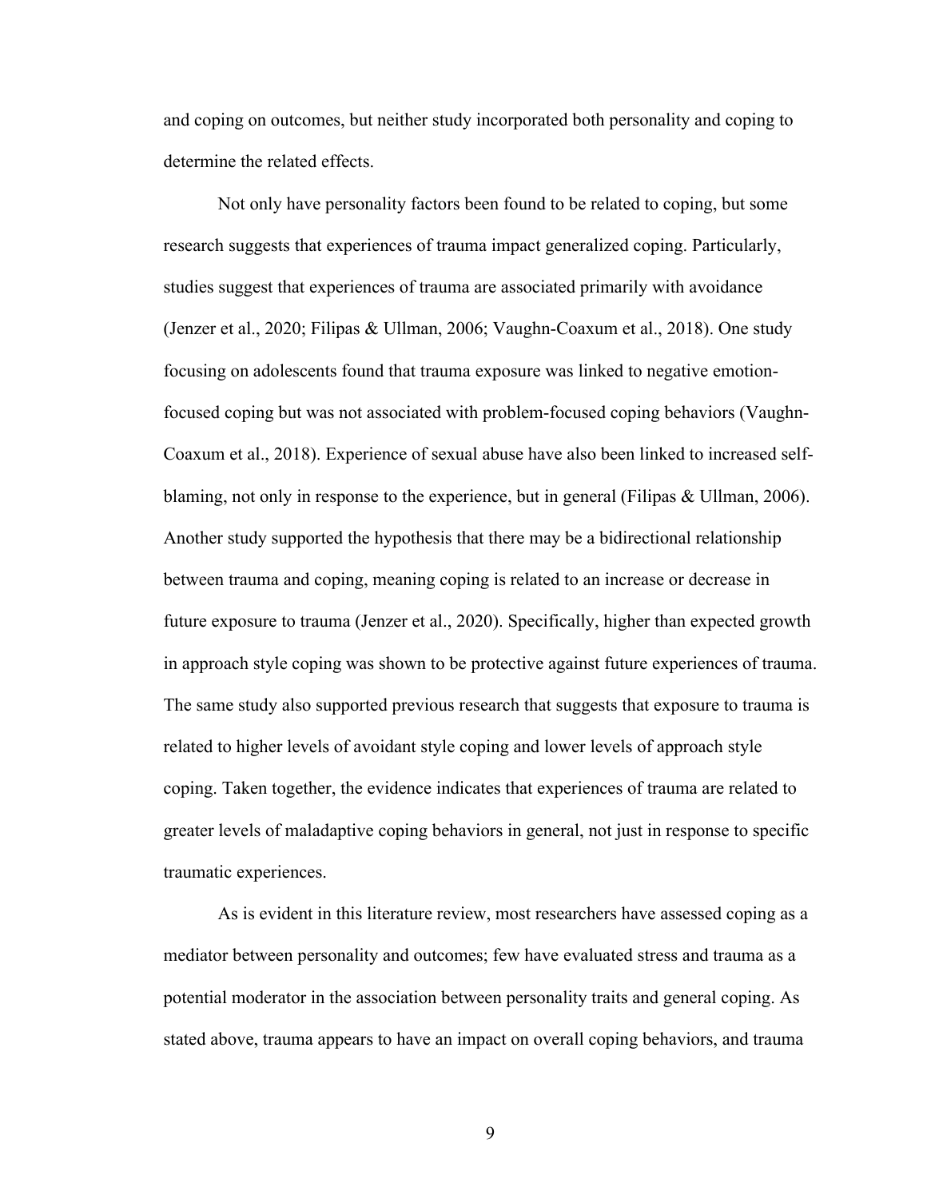and coping on outcomes, but neither study incorporated both personality and coping to determine the related effects.

Not only have personality factors been found to be related to coping, but some research suggests that experiences of trauma impact generalized coping. Particularly, studies suggest that experiences of trauma are associated primarily with avoidance (Jenzer et al., 2020; Filipas & Ullman, 2006; Vaughn-Coaxum et al., 2018). One study focusing on adolescents found that trauma exposure was linked to negative emotion-focused coping but was not associated with problem-focused coping behaviors (Vaughn-Coaxum et al., 2018). Experience of sexual abuse have also been linked to increased self-blaming, not only in response to the experience, but in general (Filipas & Ullman, 2006). Another study supported the hypothesis that there may be a bidirectional relationship between trauma and coping, meaning coping is related to an increase or decrease in future exposure to trauma (Jenzer et al., 2020). Specifically, higher than expected growth in approach style coping was shown to be protective against future experiences of trauma. The same study also supported previous research that suggests that exposure to trauma is related to higher levels of avoidant style coping and lower levels of approach style coping. Taken together, the evidence indicates that experiences of trauma are related to greater levels of maladaptive coping behaviors in general, not just in response to specific traumatic experiences.

As is evident in this literature review, most researchers have assessed coping as a mediator between personality and outcomes; few have evaluated stress and trauma as a potential moderator in the association between personality traits and general coping. As stated above, trauma appears to have an impact on overall coping behaviors, and trauma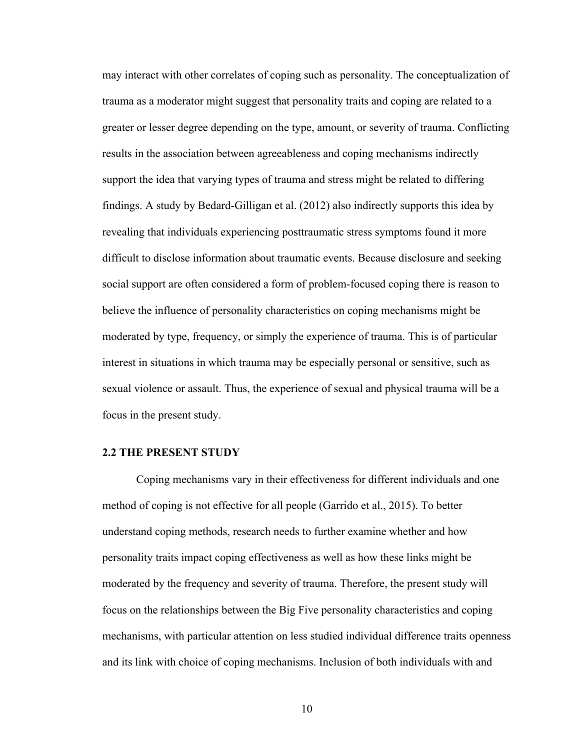may interact with other correlates of coping such as personality. The conceptualization of trauma as a moderator might suggest that personality traits and coping are related to a greater or lesser degree depending on the type, amount, or severity of trauma. Conflicting results in the association between agreeableness and coping mechanisms indirectly support the idea that varying types of trauma and stress might be related to differing findings. A study by Bedard-Gilligan et al. (2012) also indirectly supports this idea by revealing that individuals experiencing posttraumatic stress symptoms found it more difficult to disclose information about traumatic events. Because disclosure and seeking social support are often considered a form of problem-focused coping there is reason to believe the influence of personality characteristics on coping mechanisms might be moderated by type, frequency, or simply the experience of trauma. This is of particular interest in situations in which trauma may be especially personal or sensitive, such as sexual violence or assault. Thus, the experience of sexual and physical trauma will be a focus in the present study.

## 2.2 THE PRESENT STUDY

Coping mechanisms vary in their effectiveness for different individuals and one method of coping is not effective for all people (Garrido et al., 2015). To better understand coping methods, research needs to further examine whether and how personality traits impact coping effectiveness as well as how these links might be moderated by the frequency and severity of trauma. Therefore, the present study will focus on the relationships between the Big Five personality characteristics and coping mechanisms, with particular attention on less studied individual difference traits openness and its link with choice of coping mechanisms. Inclusion of both individuals with and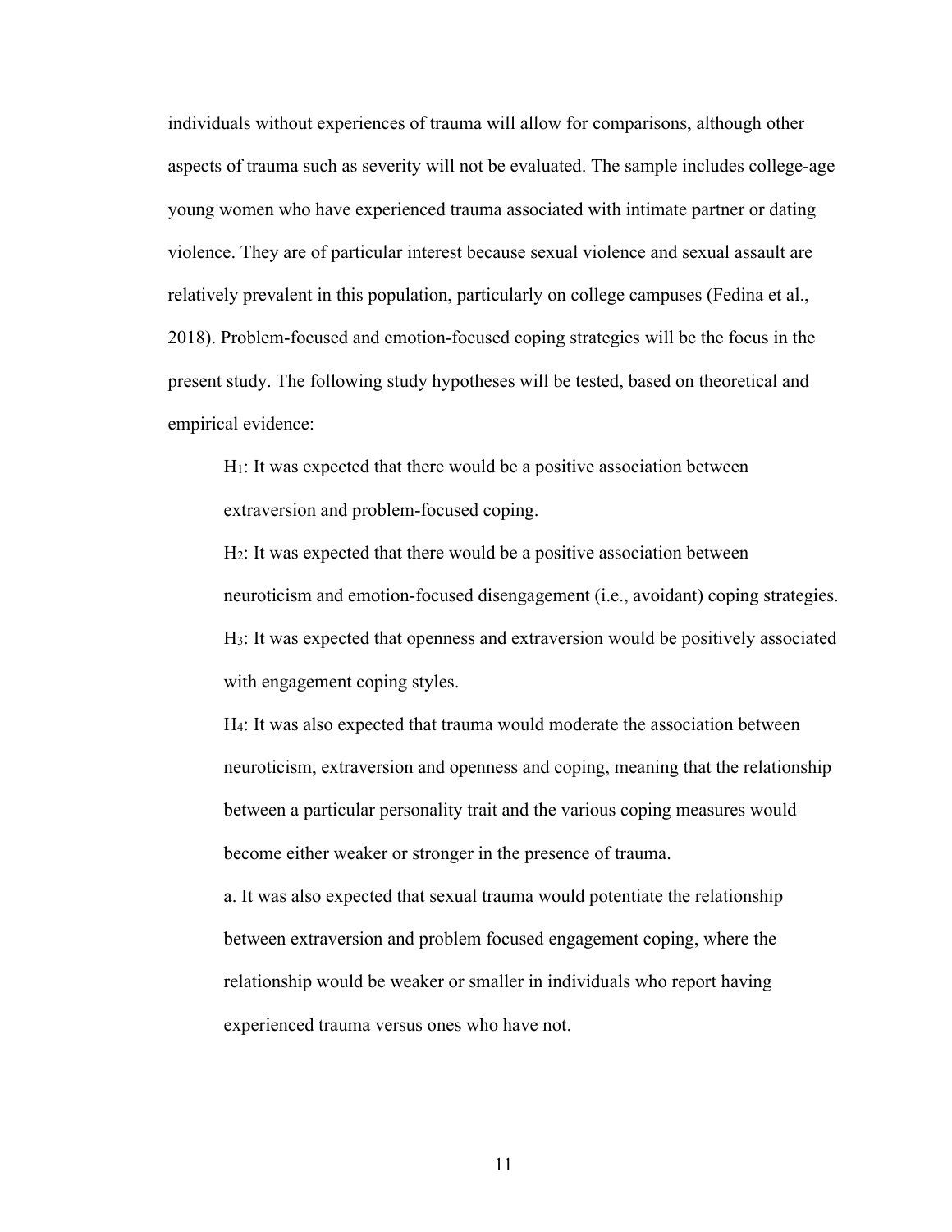individuals without experiences of trauma will allow for comparisons, although other aspects of trauma such as severity will not be evaluated. The sample includes college-age young women who have experienced trauma associated with intimate partner or dating violence. They are of particular interest because sexual violence and sexual assault are relatively prevalent in this population, particularly on college campuses (Fedina et al., 2018). Problem-focused and emotion-focused coping strategies will be the focus in the present study. The following study hypotheses will be tested, based on theoretical and empirical evidence:

$H_1$: It was expected that there would be a positive association between extraversion and problem-focused coping.

$H_2$: It was expected that there would be a positive association between neuroticism and emotion-focused disengagement (i.e., avoidant) coping strategies.

$H_3$: It was expected that openness and extraversion would be positively associated with engagement coping styles.

$H_4$: It was also expected that trauma would moderate the association between neuroticism, extraversion and openness and coping, meaning that the relationship between a particular personality trait and the various coping measures would become either weaker or stronger in the presence of trauma.

a. It was also expected that sexual trauma would potentiate the relationship between extraversion and problem focused engagement coping, where the relationship would be weaker or smaller in individuals who report having experienced trauma versus ones who have not.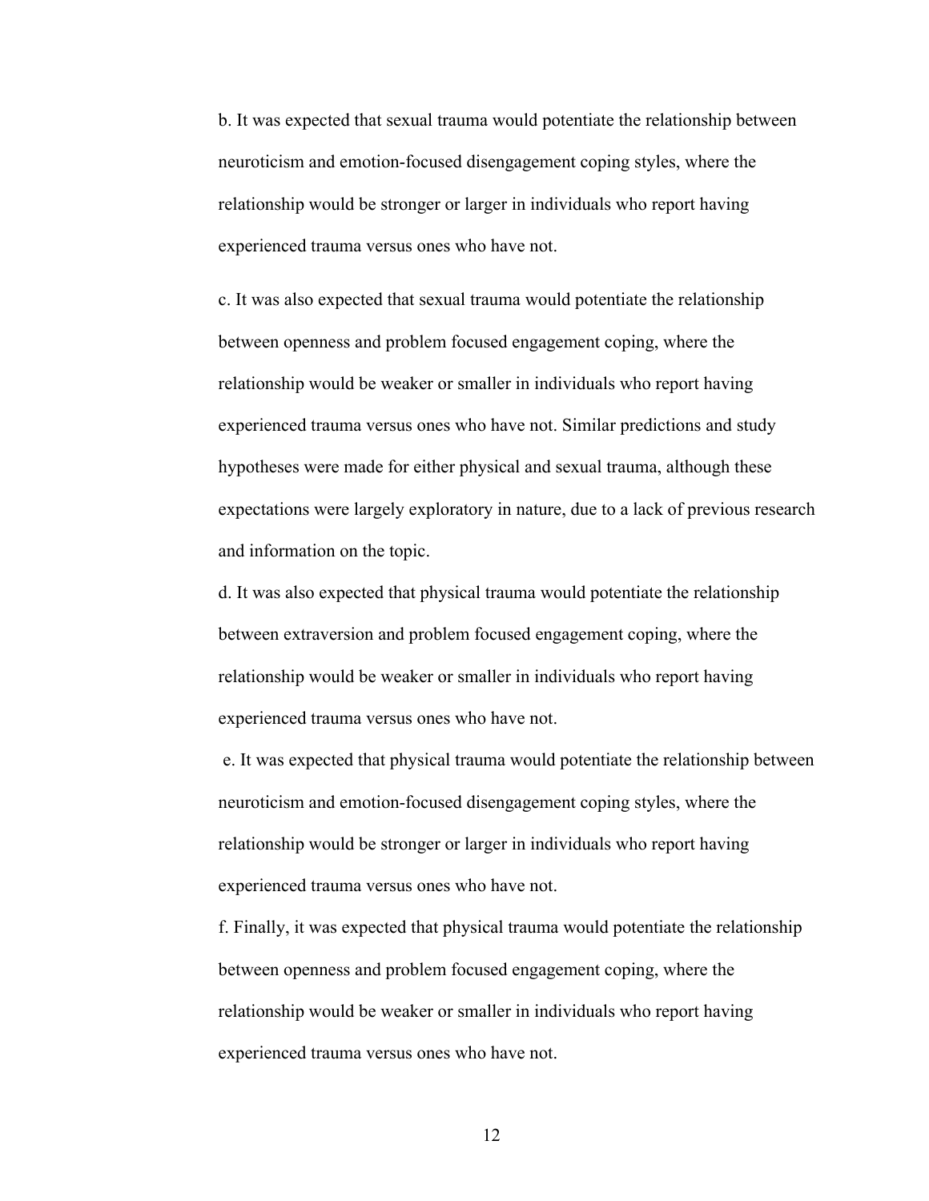b. It was expected that sexual trauma would potentiate the relationship between neuroticism and emotion-focused disengagement coping styles, where the relationship would be stronger or larger in individuals who report having experienced trauma versus ones who have not.

c. It was also expected that sexual trauma would potentiate the relationship between openness and problem focused engagement coping, where the relationship would be weaker or smaller in individuals who report having experienced trauma versus ones who have not. Similar predictions and study hypotheses were made for either physical and sexual trauma, although these expectations were largely exploratory in nature, due to a lack of previous research and information on the topic.

d. It was also expected that physical trauma would potentiate the relationship between extraversion and problem focused engagement coping, where the relationship would be weaker or smaller in individuals who report having experienced trauma versus ones who have not.

e. It was expected that physical trauma would potentiate the relationship between neuroticism and emotion-focused disengagement coping styles, where the relationship would be stronger or larger in individuals who report having experienced trauma versus ones who have not.

f. Finally, it was expected that physical trauma would potentiate the relationship between openness and problem focused engagement coping, where the relationship would be weaker or smaller in individuals who report having experienced trauma versus ones who have not.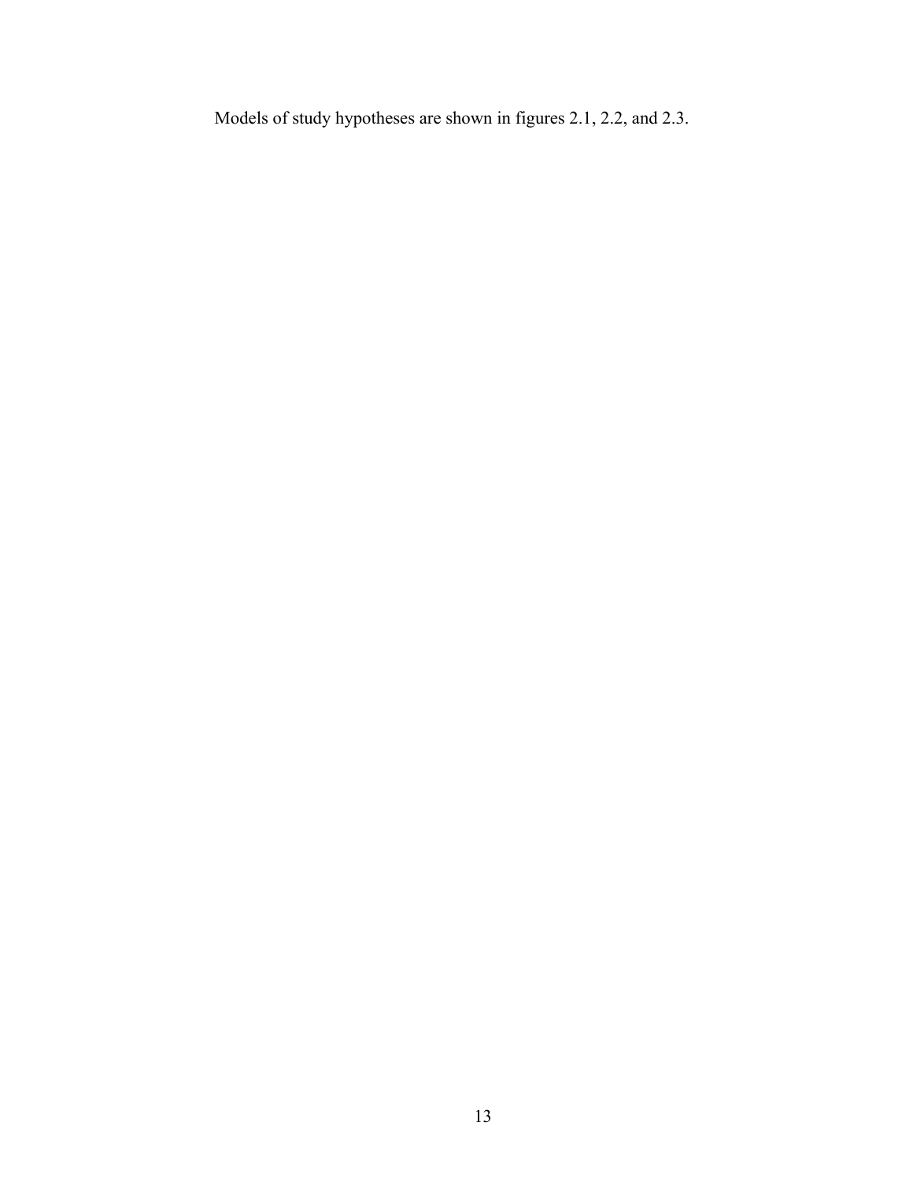Models of study hypotheses are shown in figures 2.1, 2.2, and 2.3.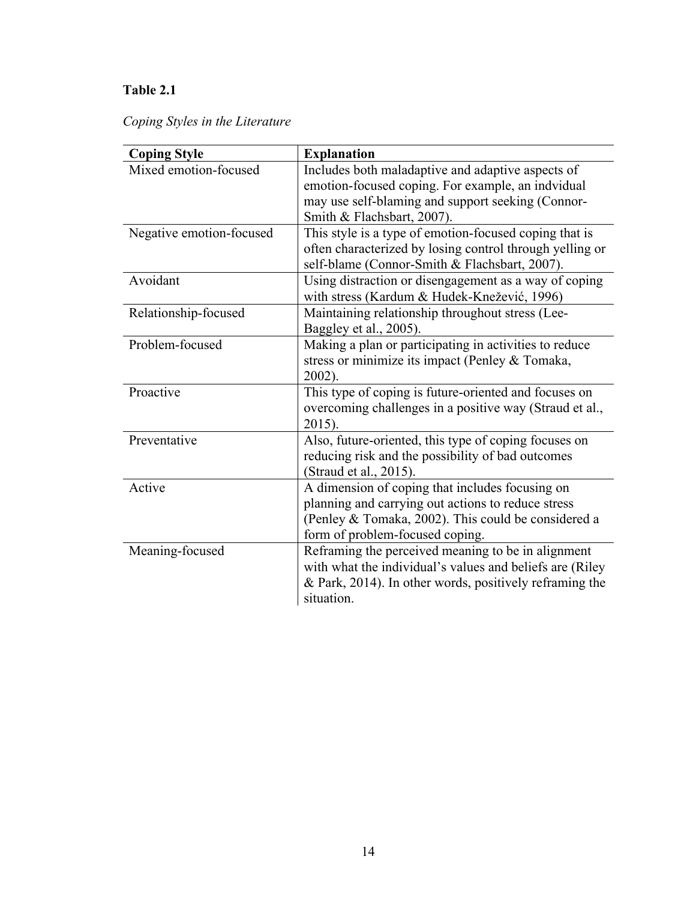**Table 2.1**

*Coping Styles in the Literature*

| Coping Style | Explanation |
|---|---|
| Mixed emotion-focused | Includes both maladaptive and adaptive aspects of emotion-focused coping. For example, an indvidual may use self-blaming and support seeking (Connor-Smith & Flachsbart, 2007). |
| Negative emotion-focused | This style is a type of emotion-focused coping that is often characterized by losing control through yelling or self-blame (Connor-Smith & Flachsbart, 2007). |
| Avoidant | Using distraction or disengagement as a way of coping with stress (Kardum & Hudek-Knežević, 1996) |
| Relationship-focused | Maintaining relationship throughout stress (Lee-Baggley et al., 2005). |
| Problem-focused | Making a plan or participating in activities to reduce stress or minimize its impact (Penley & Tomaka, 2002). |
| Proactive | This type of coping is future-oriented and focuses on overcoming challenges in a positive way (Straud et al., 2015). |
| Preventative | Also, future-oriented, this type of coping focuses on reducing risk and the possibility of bad outcomes (Straud et al., 2015). |
| Active | A dimension of coping that includes focusing on planning and carrying out actions to reduce stress (Penley & Tomaka, 2002). This could be considered a form of problem-focused coping. |
| Meaning-focused | Reframing the perceived meaning to be in alignment with what the individual's values and beliefs are (Riley & Park, 2014). In other words, positively reframing the situation. |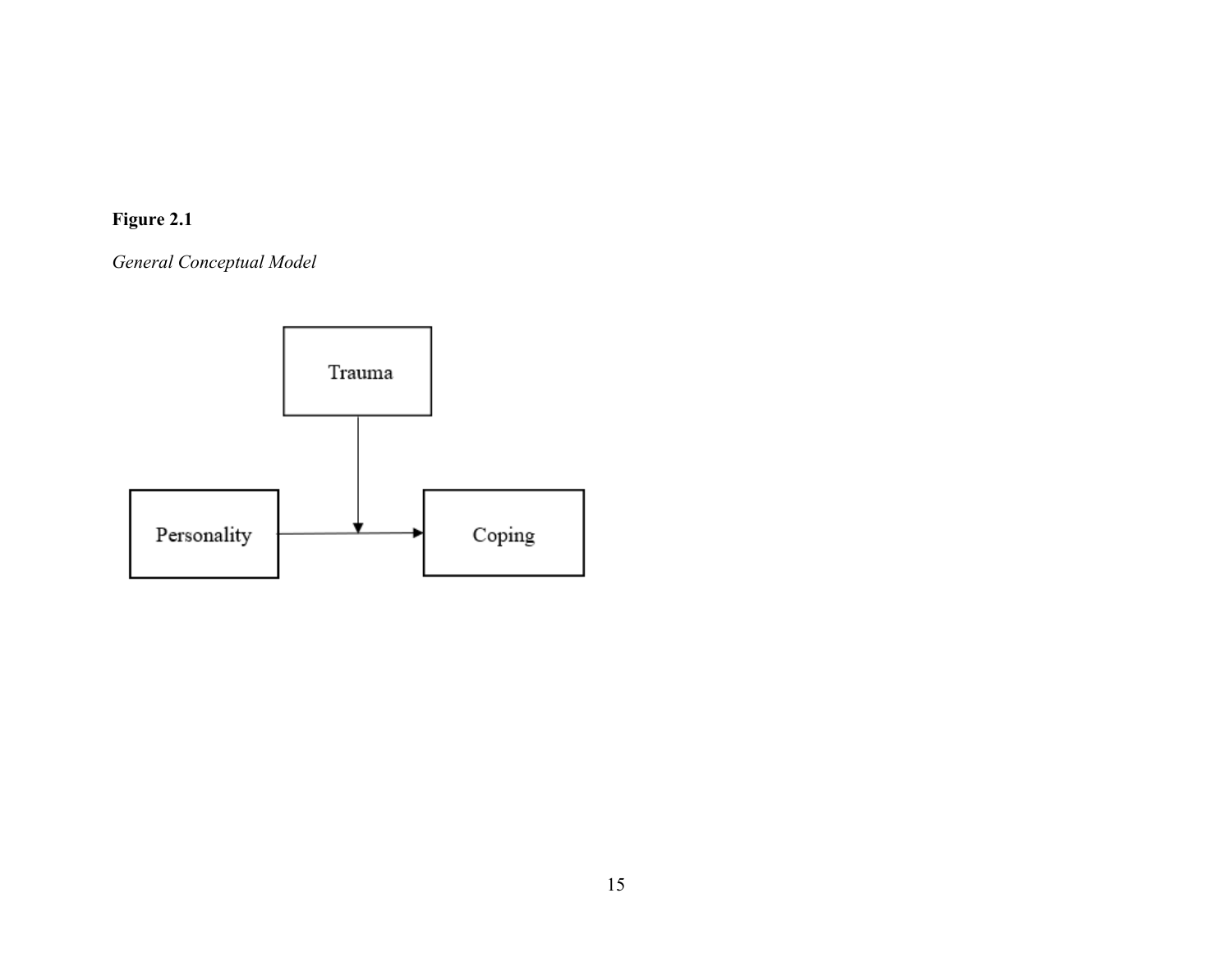**Figure 2.1**

*General Conceptual Model*

Trauma

Personality

Coping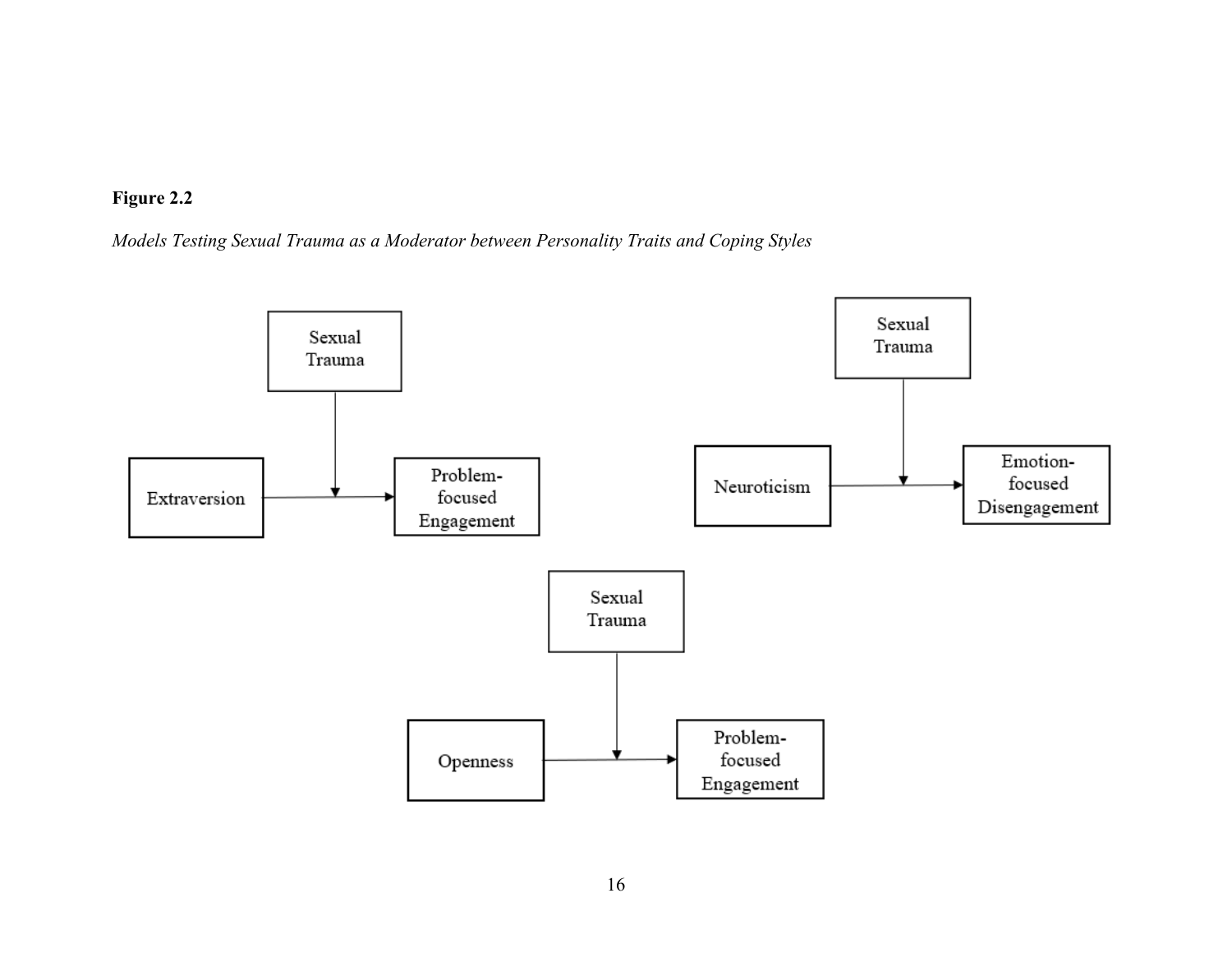**Figure 2.2**

*Models Testing Sexual Trauma as a Moderator between Personality Traits and Coping Styles*

Sexual Trauma

Extraversion

Problem-focused Engagement

Sexual Trauma

Neuroticism

Emotion-focused Disengagement

Sexual Trauma

Openness

Problem-focused Engagement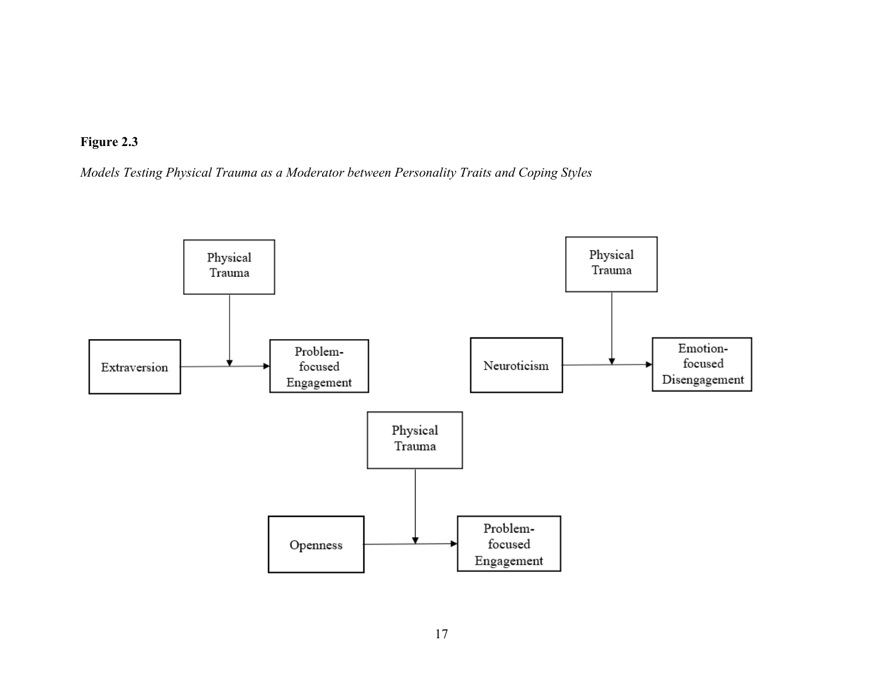**Figure 2.3**

*Models Testing Physical Trauma as a Moderator between Personality Traits and Coping Styles*

Physical Trauma

Extraversion → Problem-focused Engagement

Physical Trauma

Neuroticism → Emotion-focused Disengagement

Physical Trauma

Openness → Problem-focused Engagement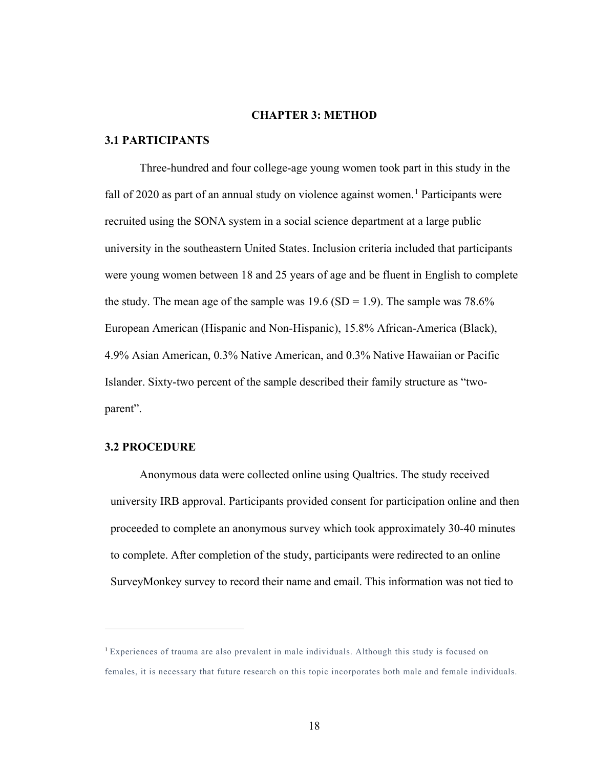# CHAPTER 3: METHOD

## 3.1 PARTICIPANTS

Three-hundred and four college-age young women took part in this study in the fall of 2020 as part of an annual study on violence against women.[1] Participants were recruited using the SONA system in a social science department at a large public university in the southeastern United States. Inclusion criteria included that participants were young women between 18 and 25 years of age and be fluent in English to complete the study. The mean age of the sample was 19.6 (SD = 1.9). The sample was 78.6% European American (Hispanic and Non-Hispanic), 15.8% African-America (Black), 4.9% Asian American, 0.3% Native American, and 0.3% Native Hawaiian or Pacific Islander. Sixty-two percent of the sample described their family structure as "two-parent".

## 3.2 PROCEDURE

Anonymous data were collected online using Qualtrics. The study received university IRB approval. Participants provided consent for participation online and then proceeded to complete an anonymous survey which took approximately 30-40 minutes to complete. After completion of the study, participants were redirected to an online SurveyMonkey survey to record their name and email. This information was not tied to

---

[1] Experiences of trauma are also prevalent in male individuals. Although this study is focused on females, it is necessary that future research on this topic incorporates both male and female individuals.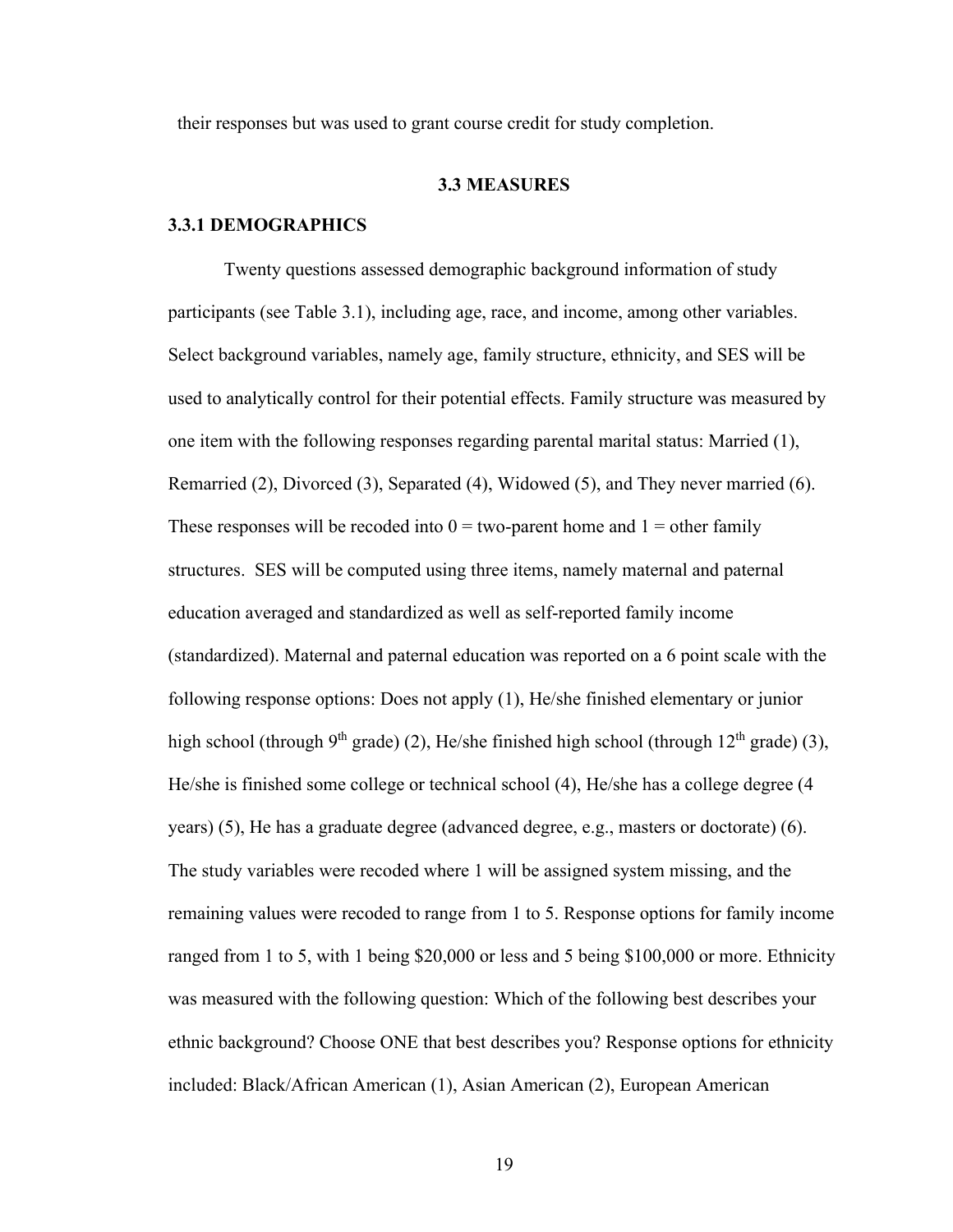their responses but was used to grant course credit for study completion.

## 3.3 MEASURES

### 3.3.1 DEMOGRAPHICS

Twenty questions assessed demographic background information of study participants (see Table 3.1), including age, race, and income, among other variables. Select background variables, namely age, family structure, ethnicity, and SES will be used to analytically control for their potential effects. Family structure was measured by one item with the following responses regarding parental marital status: Married (1), Remarried (2), Divorced (3), Separated (4), Widowed (5), and They never married (6). These responses will be recoded into 0 = two-parent home and 1 = other family structures. SES will be computed using three items, namely maternal and paternal education averaged and standardized as well as self-reported family income (standardized). Maternal and paternal education was reported on a 6 point scale with the following response options: Does not apply (1), He/she finished elementary or junior high school (through 9th grade) (2), He/she finished high school (through 12th grade) (3), He/she is finished some college or technical school (4), He/she has a college degree (4 years) (5), He has a graduate degree (advanced degree, e.g., masters or doctorate) (6). The study variables were recoded where 1 will be assigned system missing, and the remaining values were recoded to range from 1 to 5. Response options for family income ranged from 1 to 5, with 1 being $20,000 or less and 5 being $100,000 or more. Ethnicity was measured with the following question: Which of the following best describes your ethnic background? Choose ONE that best describes you? Response options for ethnicity included: Black/African American (1), Asian American (2), European American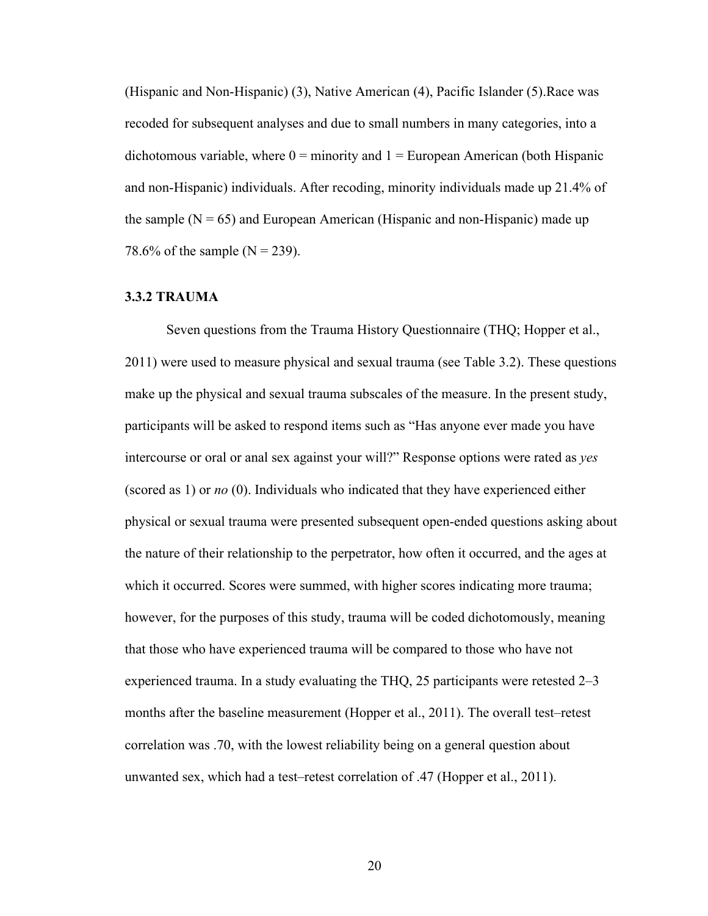(Hispanic and Non-Hispanic) (3), Native American (4), Pacific Islander (5).Race was recoded for subsequent analyses and due to small numbers in many categories, into a dichotomous variable, where 0 = minority and 1 = European American (both Hispanic and non-Hispanic) individuals. After recoding, minority individuals made up 21.4% of the sample (N = 65) and European American (Hispanic and non-Hispanic) made up 78.6% of the sample (N = 239).

### 3.3.2 TRAUMA

Seven questions from the Trauma History Questionnaire (THQ; Hopper et al., 2011) were used to measure physical and sexual trauma (see Table 3.2). These questions make up the physical and sexual trauma subscales of the measure. In the present study, participants will be asked to respond items such as "Has anyone ever made you have intercourse or oral or anal sex against your will?" Response options were rated as *yes* (scored as 1) or *no* (0). Individuals who indicated that they have experienced either physical or sexual trauma were presented subsequent open-ended questions asking about the nature of their relationship to the perpetrator, how often it occurred, and the ages at which it occurred. Scores were summed, with higher scores indicating more trauma; however, for the purposes of this study, trauma will be coded dichotomously, meaning that those who have experienced trauma will be compared to those who have not experienced trauma. In a study evaluating the THQ, 25 participants were retested 2–3 months after the baseline measurement (Hopper et al., 2011). The overall test–retest correlation was .70, with the lowest reliability being on a general question about unwanted sex, which had a test–retest correlation of .47 (Hopper et al., 2011).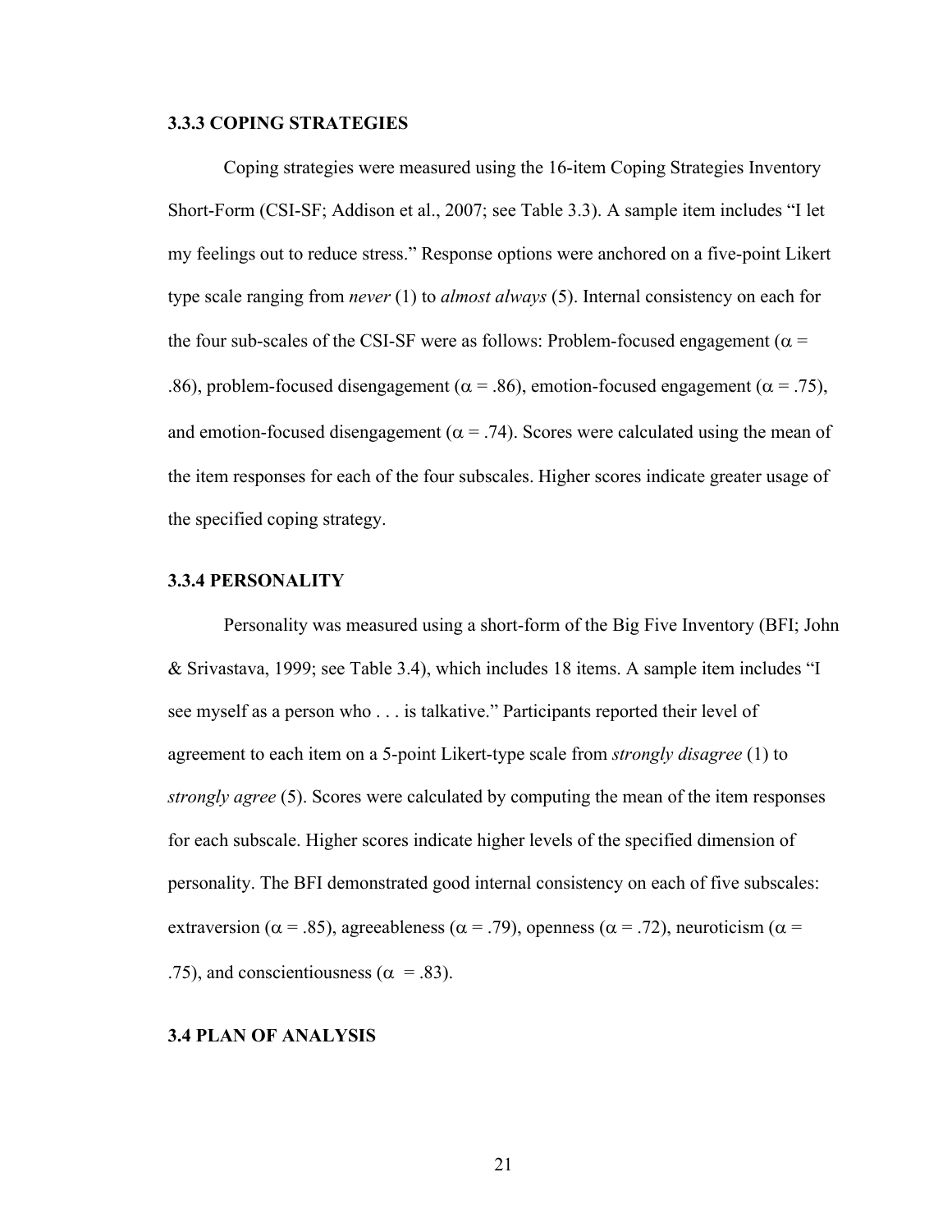### 3.3.3 COPING STRATEGIES

Coping strategies were measured using the 16-item Coping Strategies Inventory Short-Form (CSI-SF; Addison et al., 2007; see Table 3.3). A sample item includes "I let my feelings out to reduce stress." Response options were anchored on a five-point Likert type scale ranging from *never* (1) to *almost always* (5). Internal consistency on each for the four sub-scales of the CSI-SF were as follows: Problem-focused engagement ($\alpha$ = .86), problem-focused disengagement ($\alpha$ = .86), emotion-focused engagement ($\alpha$ = .75), and emotion-focused disengagement ($\alpha$ = .74). Scores were calculated using the mean of the item responses for each of the four subscales. Higher scores indicate greater usage of the specified coping strategy.

### 3.3.4 PERSONALITY

Personality was measured using a short-form of the Big Five Inventory (BFI; John & Srivastava, 1999; see Table 3.4), which includes 18 items. A sample item includes "I see myself as a person who . . . is talkative." Participants reported their level of agreement to each item on a 5-point Likert-type scale from *strongly disagree* (1) to *strongly agree* (5). Scores were calculated by computing the mean of the item responses for each subscale. Higher scores indicate higher levels of the specified dimension of personality. The BFI demonstrated good internal consistency on each of five subscales: extraversion ($\alpha$ = .85), agreeableness ($\alpha$ = .79), openness ($\alpha$ = .72), neuroticism ($\alpha$ = .75), and conscientiousness ($\alpha$ = .83).

## 3.4 PLAN OF ANALYSIS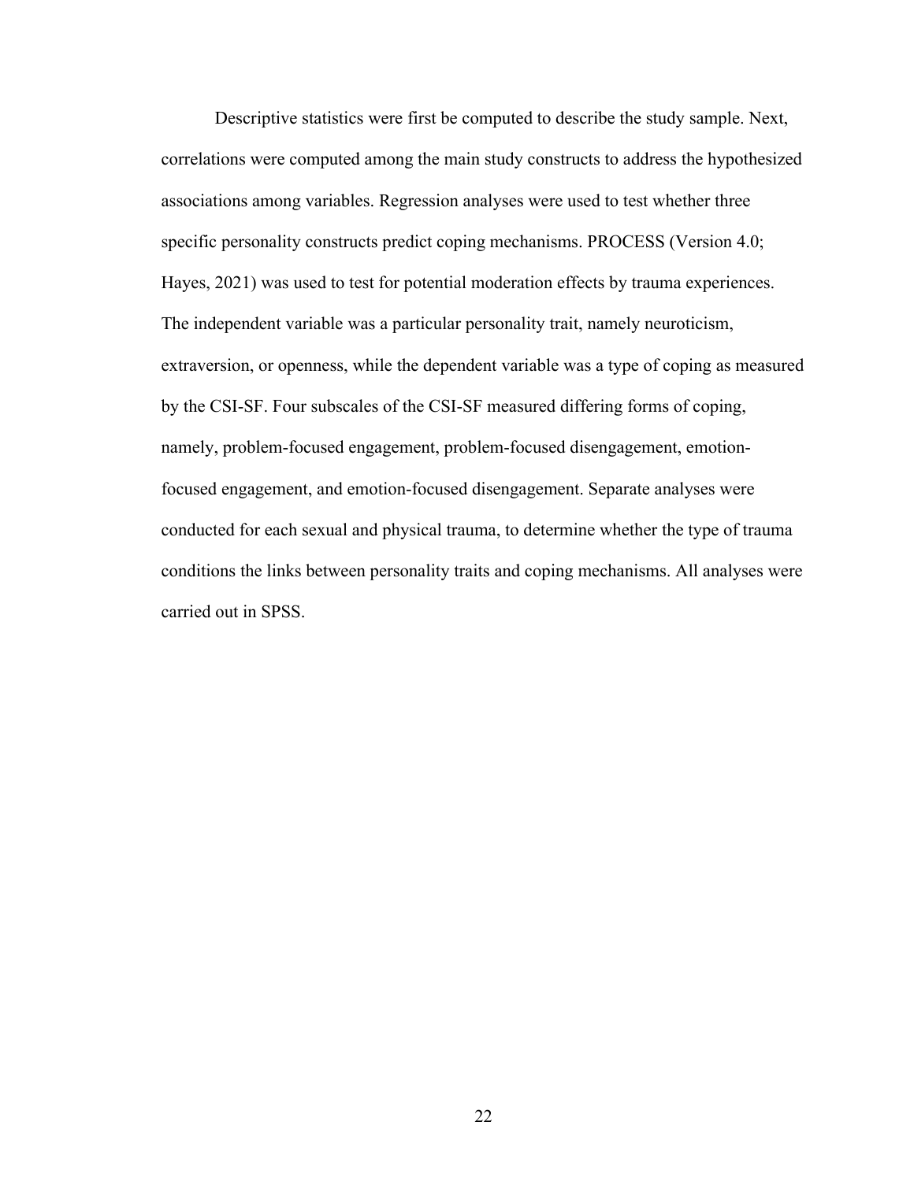Descriptive statistics were first be computed to describe the study sample. Next, correlations were computed among the main study constructs to address the hypothesized associations among variables. Regression analyses were used to test whether three specific personality constructs predict coping mechanisms. PROCESS (Version 4.0; Hayes, 2021) was used to test for potential moderation effects by trauma experiences. The independent variable was a particular personality trait, namely neuroticism, extraversion, or openness, while the dependent variable was a type of coping as measured by the CSI-SF. Four subscales of the CSI-SF measured differing forms of coping, namely, problem-focused engagement, problem-focused disengagement, emotion-focused engagement, and emotion-focused disengagement. Separate analyses were conducted for each sexual and physical trauma, to determine whether the type of trauma conditions the links between personality traits and coping mechanisms. All analyses were carried out in SPSS.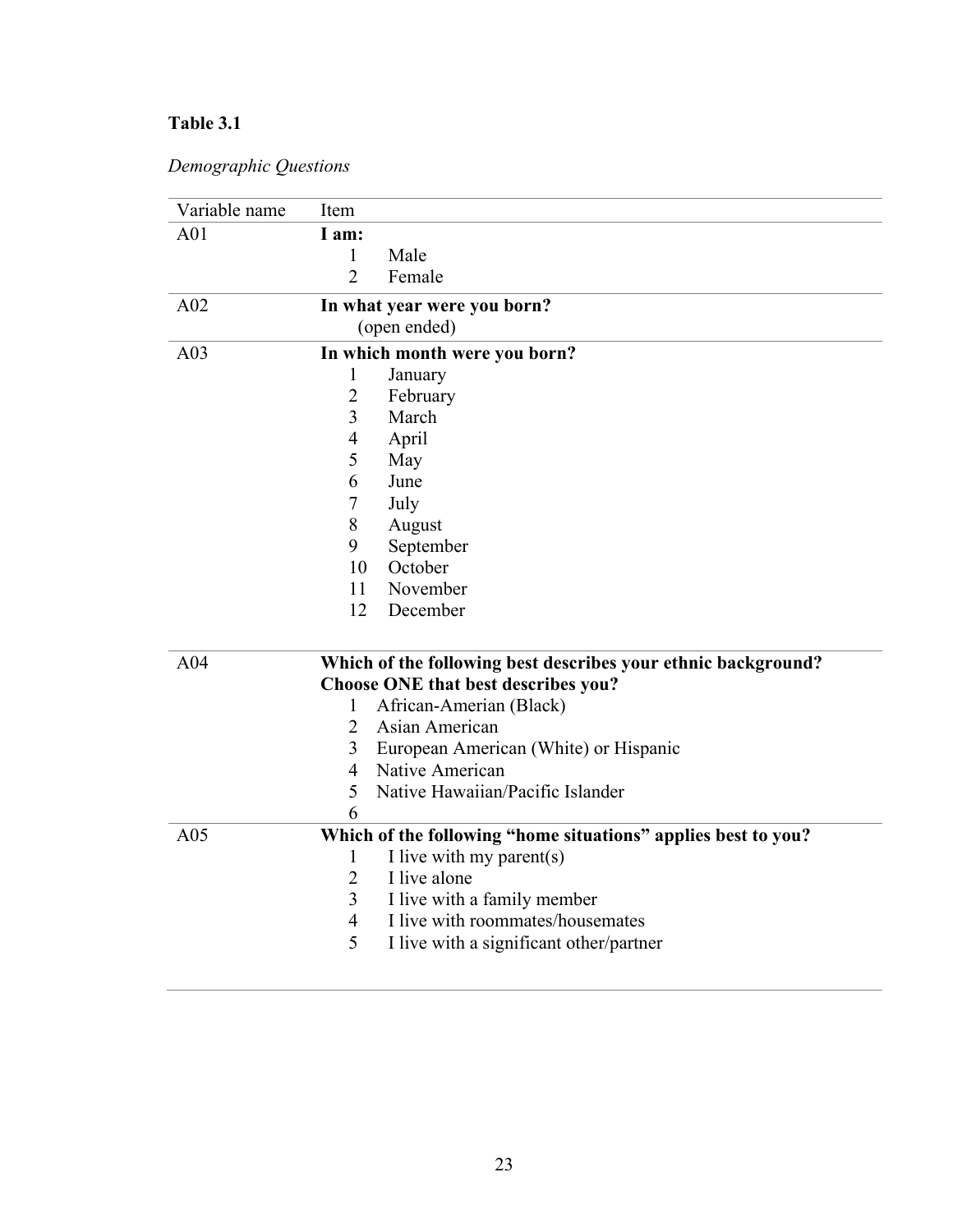**Table 3.1**

*Demographic Questions*

| Variable name | Item |
|---|---|
| A01 | **I am:**<br>1 Male<br>2 Female |
| A02 | **In what year were you born?**<br>(open ended) |
| A03 | **In which month were you born?**<br>1 January<br>2 February<br>3 March<br>4 April<br>5 May<br>6 June<br>7 July<br>8 August<br>9 September<br>10 October<br>11 November<br>12 December |
| A04 | **Which of the following best describes your ethnic background? Choose ONE that best describes you?**<br>1 African-Amerian (Black)<br>2 Asian American<br>3 European American (White) or Hispanic<br>4 Native American<br>5 Native Hawaiian/Pacific Islander<br>6 |
| A05 | **Which of the following "home situations" applies best to you?**<br>1 I live with my parent(s)<br>2 I live alone<br>3 I live with a family member<br>4 I live with roommates/housemates<br>5 I live with a significant other/partner |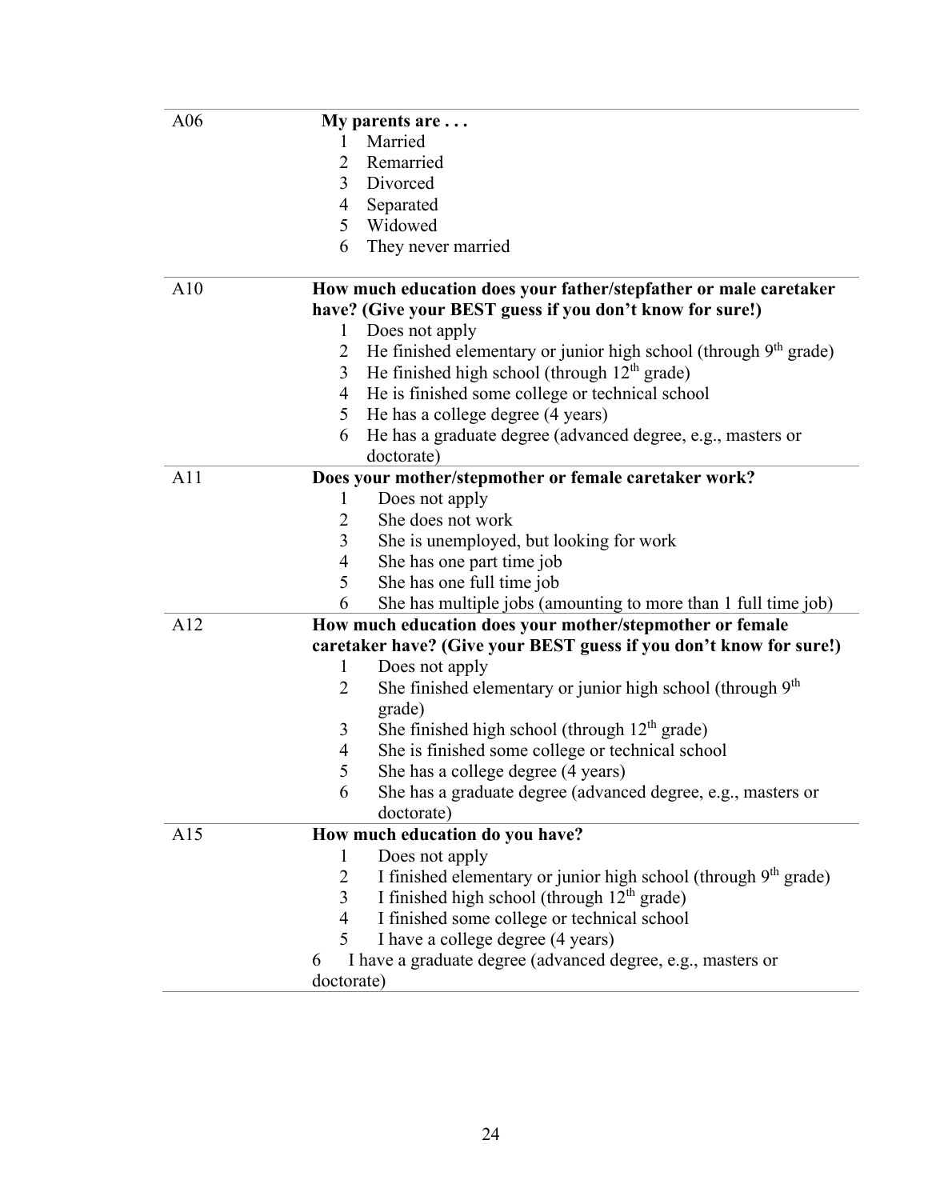| | |
|---|---|
| A06 | **My parents are . . .**<br>1 Married<br>2 Remarried<br>3 Divorced<br>4 Separated<br>5 Widowed<br>6 They never married |
| A10 | **How much education does your father/stepfather or male caretaker have? (Give your BEST guess if you don't know for sure!)**<br>1 Does not apply<br>2 He finished elementary or junior high school (through 9th grade)<br>3 He finished high school (through 12th grade)<br>4 He is finished some college or technical school<br>5 He has a college degree (4 years)<br>6 He has a graduate degree (advanced degree, e.g., masters or doctorate) |
| A11 | **Does your mother/stepmother or female caretaker work?**<br>1 Does not apply<br>2 She does not work<br>3 She is unemployed, but looking for work<br>4 She has one part time job<br>5 She has one full time job<br>6 She has multiple jobs (amounting to more than 1 full time job) |
| A12 | **How much education does your mother/stepmother or female caretaker have? (Give your BEST guess if you don't know for sure!)**<br>1 Does not apply<br>2 She finished elementary or junior high school (through 9th grade)<br>3 She finished high school (through 12th grade)<br>4 She is finished some college or technical school<br>5 She has a college degree (4 years)<br>6 She has a graduate degree (advanced degree, e.g., masters or doctorate) |
| A15 | **How much education do you have?**<br>1 Does not apply<br>2 I finished elementary or junior high school (through 9th grade)<br>3 I finished high school (through 12th grade)<br>4 I finished some college or technical school<br>5 I have a college degree (4 years)<br>6 I have a graduate degree (advanced degree, e.g., masters or doctorate) |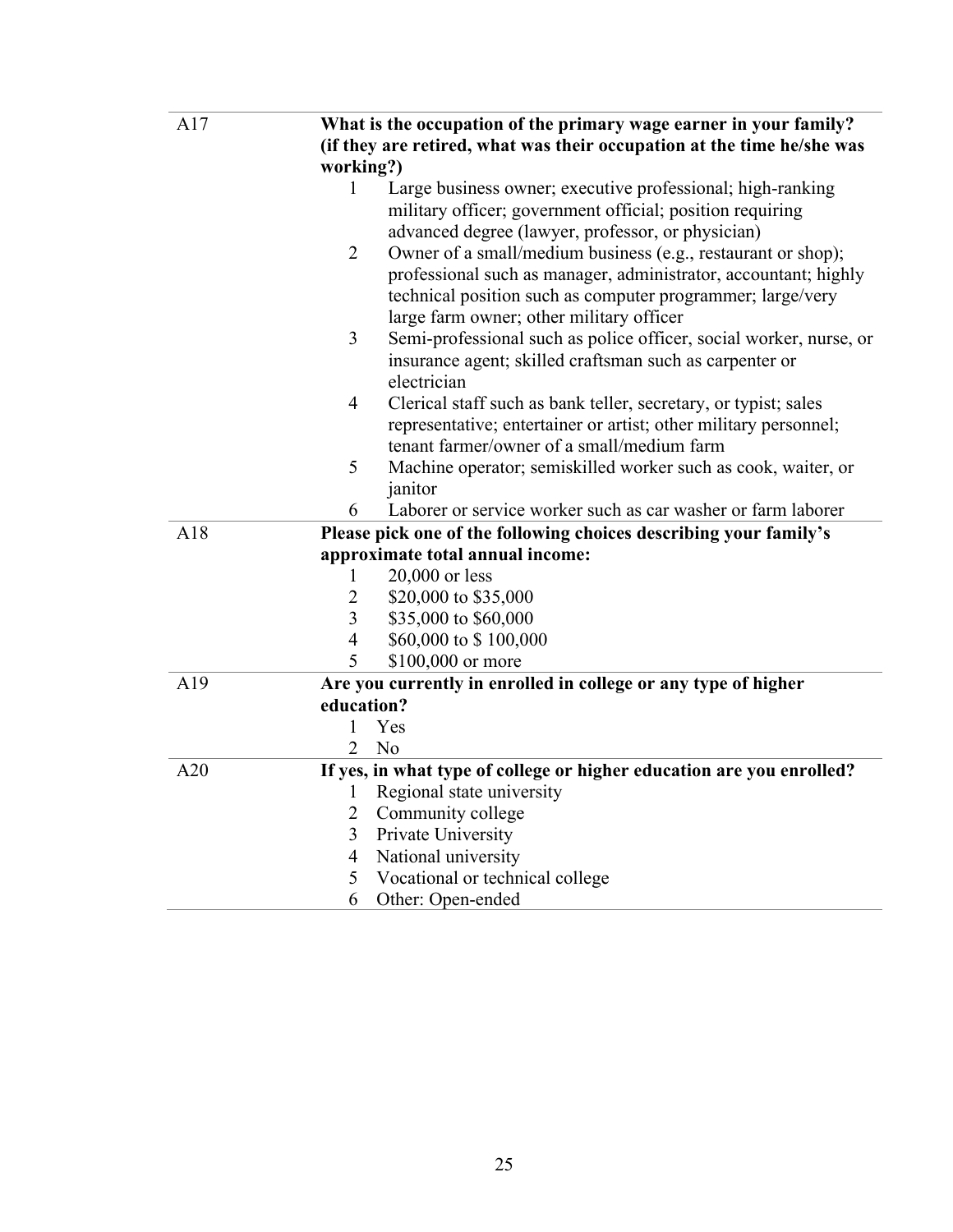| | |
|---|---|
| A17 | **What is the occupation of the primary wage earner in your family? (if they are retired, what was their occupation at the time he/she was working?)**<br>1 Large business owner; executive professional; high-ranking military officer; government official; position requiring advanced degree (lawyer, professor, or physician)<br>2 Owner of a small/medium business (e.g., restaurant or shop); professional such as manager, administrator, accountant; highly technical position such as computer programmer; large/very large farm owner; other military officer<br>3 Semi-professional such as police officer, social worker, nurse, or insurance agent; skilled craftsman such as carpenter or electrician<br>4 Clerical staff such as bank teller, secretary, or typist; sales representative; entertainer or artist; other military personnel; tenant farmer/owner of a small/medium farm<br>5 Machine operator; semiskilled worker such as cook, waiter, or janitor<br>6 Laborer or service worker such as car washer or farm laborer |
| A18 | **Please pick one of the following choices describing your family's approximate total annual income:**<br>1 20,000 or less<br>2 $20,000 to $35,000<br>3 $35,000 to $60,000<br>4 $60,000 to $ 100,000<br>5 $100,000 or more |
| A19 | **Are you currently in enrolled in college or any type of higher education?**<br>1 Yes<br>2 No |
| A20 | **If yes, in what type of college or higher education are you enrolled?**<br>1 Regional state university<br>2 Community college<br>3 Private University<br>4 National university<br>5 Vocational or technical college<br>6 Other: Open-ended |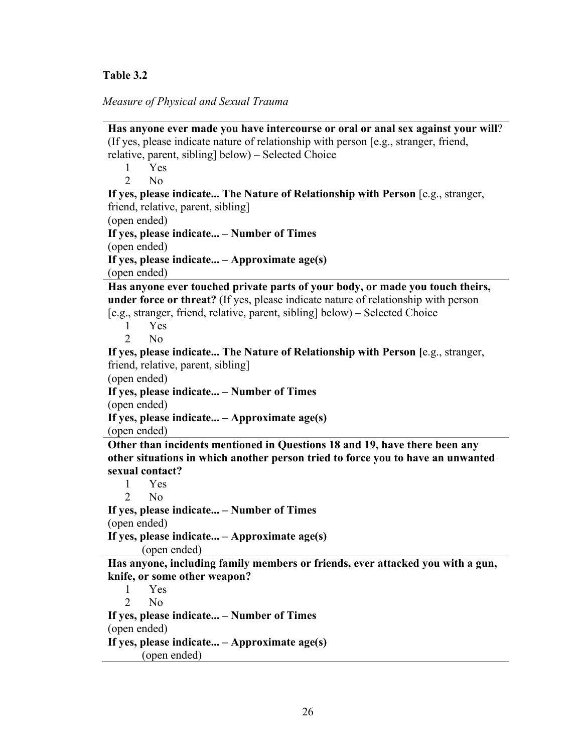**Table 3.2**

*Measure of Physical and Sexual Trauma*

---

**Has anyone ever made you have intercourse or oral or anal sex against your will**? (If yes, please indicate nature of relationship with person [e.g., stranger, friend, relative, parent, sibling] below) – Selected Choice

1 Yes
2 No

**If yes, please indicate... The Nature of Relationship with Person** [e.g., stranger, friend, relative, parent, sibling]
(open ended)

**If yes, please indicate... – Number of Times**
(open ended)

**If yes, please indicate... – Approximate age(s)**
(open ended)

---

**Has anyone ever touched private parts of your body, or made you touch theirs, under force or threat?** (If yes, please indicate nature of relationship with person [e.g., stranger, friend, relative, parent, sibling] below) – Selected Choice

1 Yes
2 No

**If yes, please indicate... The Nature of Relationship with Person [**e.g., stranger, friend, relative, parent, sibling]
(open ended)

**If yes, please indicate... – Number of Times**
(open ended)

**If yes, please indicate... – Approximate age(s)**
(open ended)

---

**Other than incidents mentioned in Questions 18 and 19, have there been any other situations in which another person tried to force you to have an unwanted sexual contact?**

1 Yes
2 No

**If yes, please indicate... – Number of Times**
(open ended)

**If yes, please indicate... – Approximate age(s)**
(open ended)

---

**Has anyone, including family members or friends, ever attacked you with a gun, knife, or some other weapon?**

1 Yes
2 No

**If yes, please indicate... – Number of Times**
(open ended)

**If yes, please indicate... – Approximate age(s)**
(open ended)

---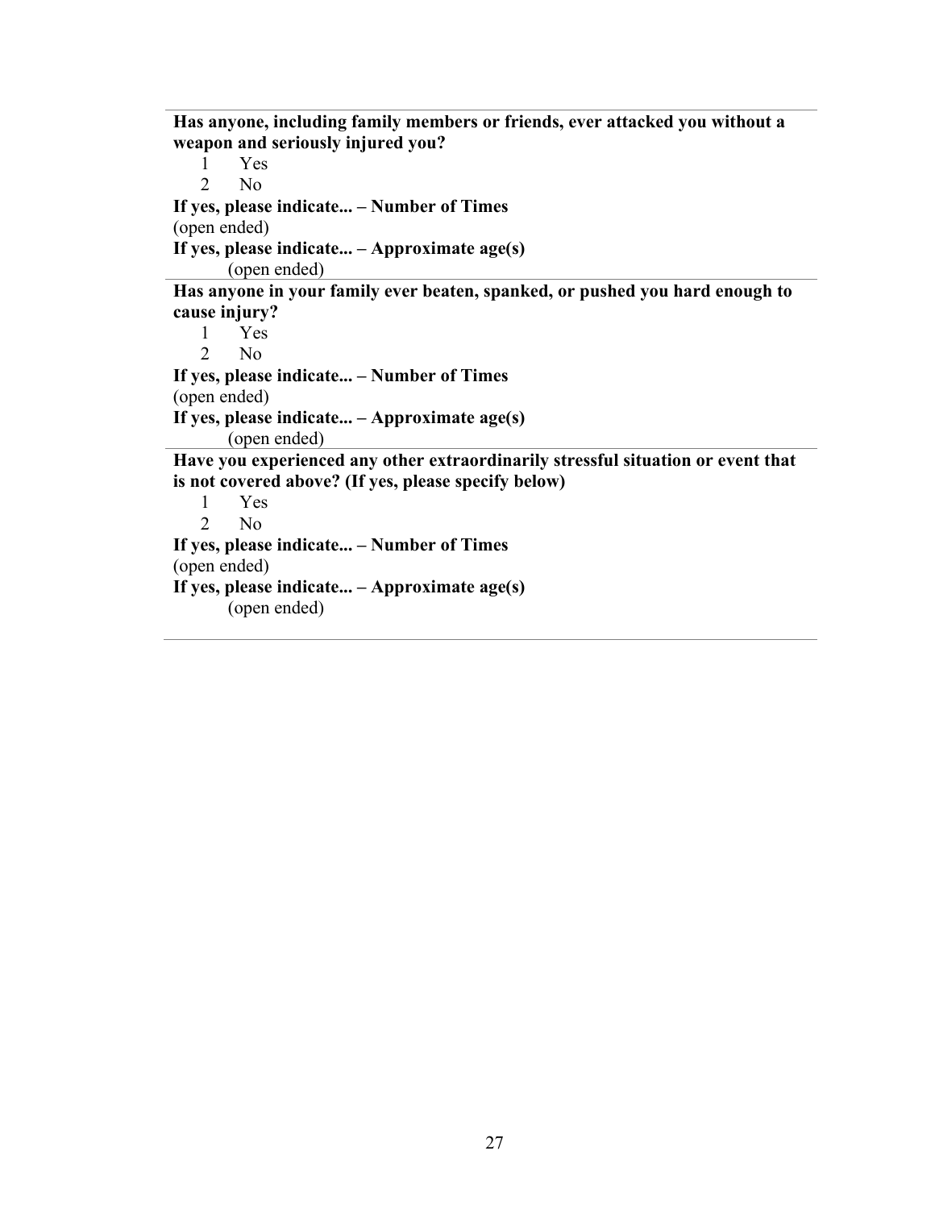**Has anyone, including family members or friends, ever attacked you without a weapon and seriously injured you?**

1 Yes

2 No

**If yes, please indicate... – Number of Times**

(open ended)

**If yes, please indicate... – Approximate age(s)**

(open ended)

---

**Has anyone in your family ever beaten, spanked, or pushed you hard enough to cause injury?**

1 Yes

2 No

**If yes, please indicate... – Number of Times**

(open ended)

**If yes, please indicate... – Approximate age(s)**

(open ended)

---

**Have you experienced any other extraordinarily stressful situation or event that is not covered above? (If yes, please specify below)**

1 Yes

2 No

**If yes, please indicate... – Number of Times**

(open ended)

**If yes, please indicate... – Approximate age(s)**

(open ended)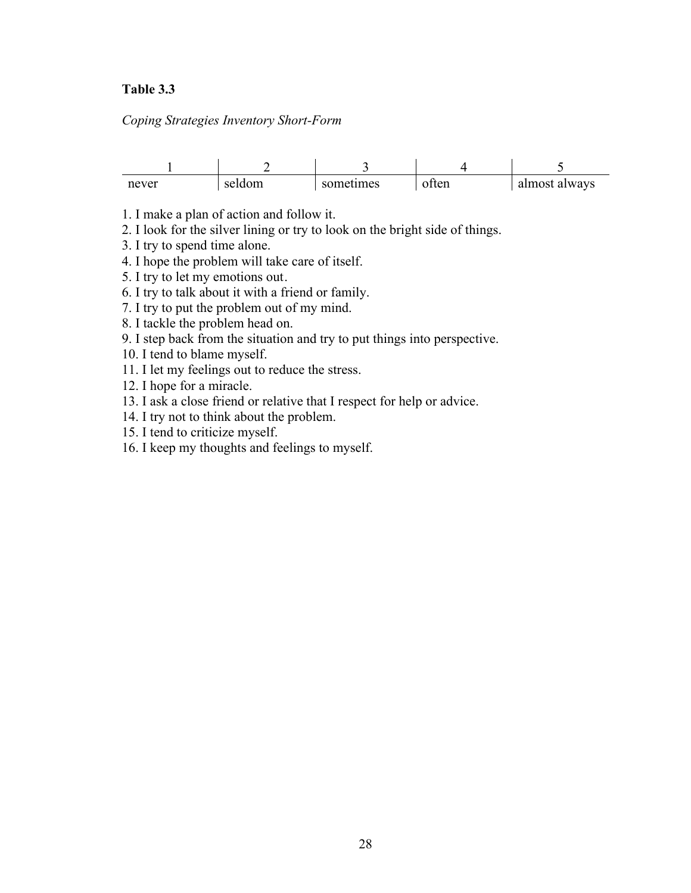**Table 3.3**

*Coping Strategies Inventory Short-Form*

| 1 | 2 | 3 | 4 | 5 |
|---|---|---|---|---|
| never | seldom | sometimes | often | almost always |

1. I make a plan of action and follow it.
2. I look for the silver lining or try to look on the bright side of things.
3. I try to spend time alone.
4. I hope the problem will take care of itself.
5. I try to let my emotions out.
6. I try to talk about it with a friend or family.
7. I try to put the problem out of my mind.
8. I tackle the problem head on.
9. I step back from the situation and try to put things into perspective.
10. I tend to blame myself.
11. I let my feelings out to reduce the stress.
12. I hope for a miracle.
13. I ask a close friend or relative that I respect for help or advice.
14. I try not to think about the problem.
15. I tend to criticize myself.
16. I keep my thoughts and feelings to myself.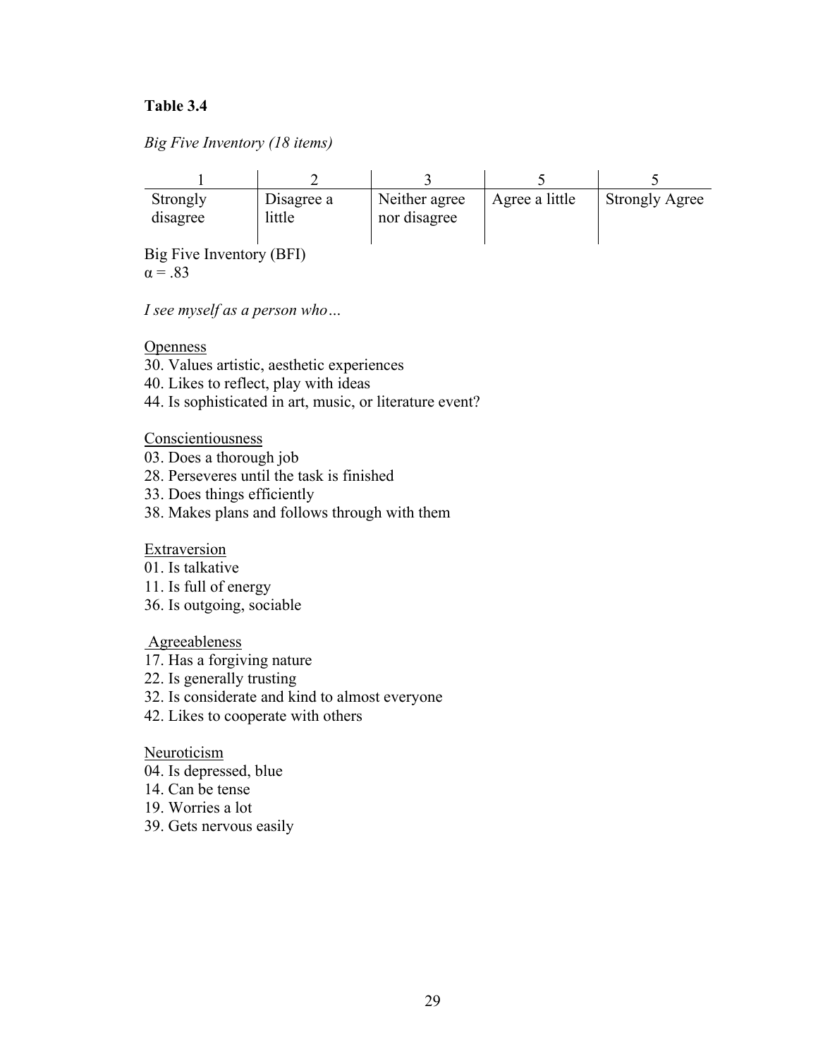**Table 3.4**

*Big Five Inventory (18 items)*

| 1 | 2 | 3 | 5 | 5 |
|---|---|---|---|---|
| Strongly disagree | Disagree a little | Neither agree nor disagree | Agree a little | Strongly Agree |

Big Five Inventory (BFI)
$\alpha = .83$

*I see myself as a person who…*

<u>Openness</u>
30. Values artistic, aesthetic experiences
40. Likes to reflect, play with ideas
44. Is sophisticated in art, music, or literature event?

<u>Conscientiousness</u>
03. Does a thorough job
28. Perseveres until the task is finished
33. Does things efficiently
38. Makes plans and follows through with them

<u>Extraversion</u>
01. Is talkative
11. Is full of energy
36. Is outgoing, sociable

<u>Agreeableness</u>
17. Has a forgiving nature
22. Is generally trusting
32. Is considerate and kind to almost everyone
42. Likes to cooperate with others

<u>Neuroticism</u>
04. Is depressed, blue
14. Can be tense
19. Worries a lot
39. Gets nervous easily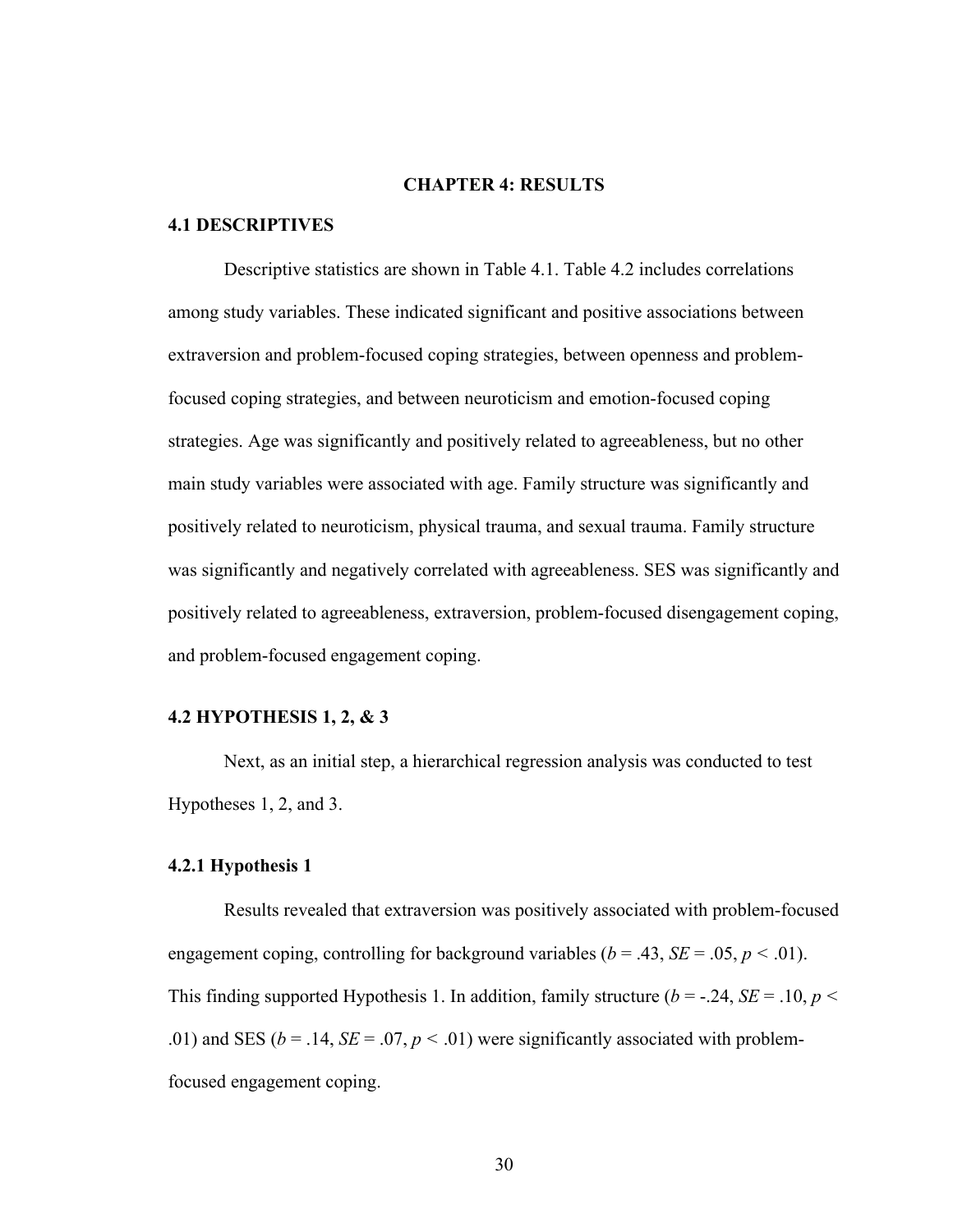# CHAPTER 4: RESULTS

## 4.1 DESCRIPTIVES

Descriptive statistics are shown in Table 4.1. Table 4.2 includes correlations among study variables. These indicated significant and positive associations between extraversion and problem-focused coping strategies, between openness and problem-focused coping strategies, and between neuroticism and emotion-focused coping strategies. Age was significantly and positively related to agreeableness, but no other main study variables were associated with age. Family structure was significantly and positively related to neuroticism, physical trauma, and sexual trauma. Family structure was significantly and negatively correlated with agreeableness. SES was significantly and positively related to agreeableness, extraversion, problem-focused disengagement coping, and problem-focused engagement coping.

## 4.2 HYPOTHESIS 1, 2, & 3

Next, as an initial step, a hierarchical regression analysis was conducted to test Hypotheses 1, 2, and 3.

### 4.2.1 Hypothesis 1

Results revealed that extraversion was positively associated with problem-focused engagement coping, controlling for background variables ($b = .43$, $SE = .05$, $p < .01$). This finding supported Hypothesis 1. In addition, family structure ($b = -.24$, $SE = .10$, $p < .01$) and SES ($b = .14$, $SE = .07$, $p < .01$) were significantly associated with problem-focused engagement coping.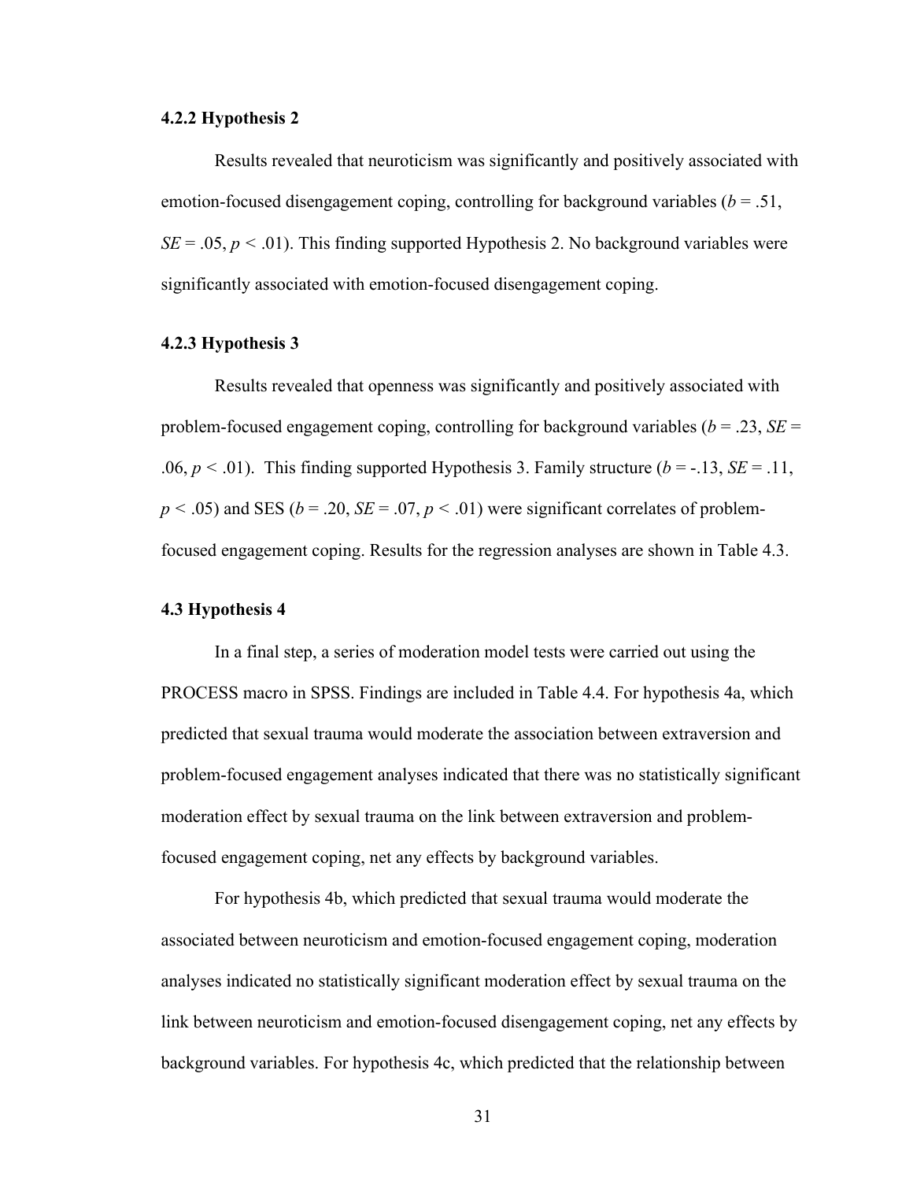### 4.2.2 Hypothesis 2

Results revealed that neuroticism was significantly and positively associated with emotion-focused disengagement coping, controlling for background variables ($b$ = .51, $SE$ = .05, $p$ < .01). This finding supported Hypothesis 2. No background variables were significantly associated with emotion-focused disengagement coping.

### 4.2.3 Hypothesis 3

Results revealed that openness was significantly and positively associated with problem-focused engagement coping, controlling for background variables ($b$ = .23, $SE$ = .06, $p$ < .01). This finding supported Hypothesis 3. Family structure ($b$ = -.13, $SE$ = .11, $p$ < .05) and SES ($b$ = .20, $SE$ = .07, $p$ < .01) were significant correlates of problem-focused engagement coping. Results for the regression analyses are shown in Table 4.3.

## 4.3 Hypothesis 4

In a final step, a series of moderation model tests were carried out using the PROCESS macro in SPSS. Findings are included in Table 4.4. For hypothesis 4a, which predicted that sexual trauma would moderate the association between extraversion and problem-focused engagement analyses indicated that there was no statistically significant moderation effect by sexual trauma on the link between extraversion and problem-focused engagement coping, net any effects by background variables.

For hypothesis 4b, which predicted that sexual trauma would moderate the associated between neuroticism and emotion-focused engagement coping, moderation analyses indicated no statistically significant moderation effect by sexual trauma on the link between neuroticism and emotion-focused disengagement coping, net any effects by background variables. For hypothesis 4c, which predicted that the relationship between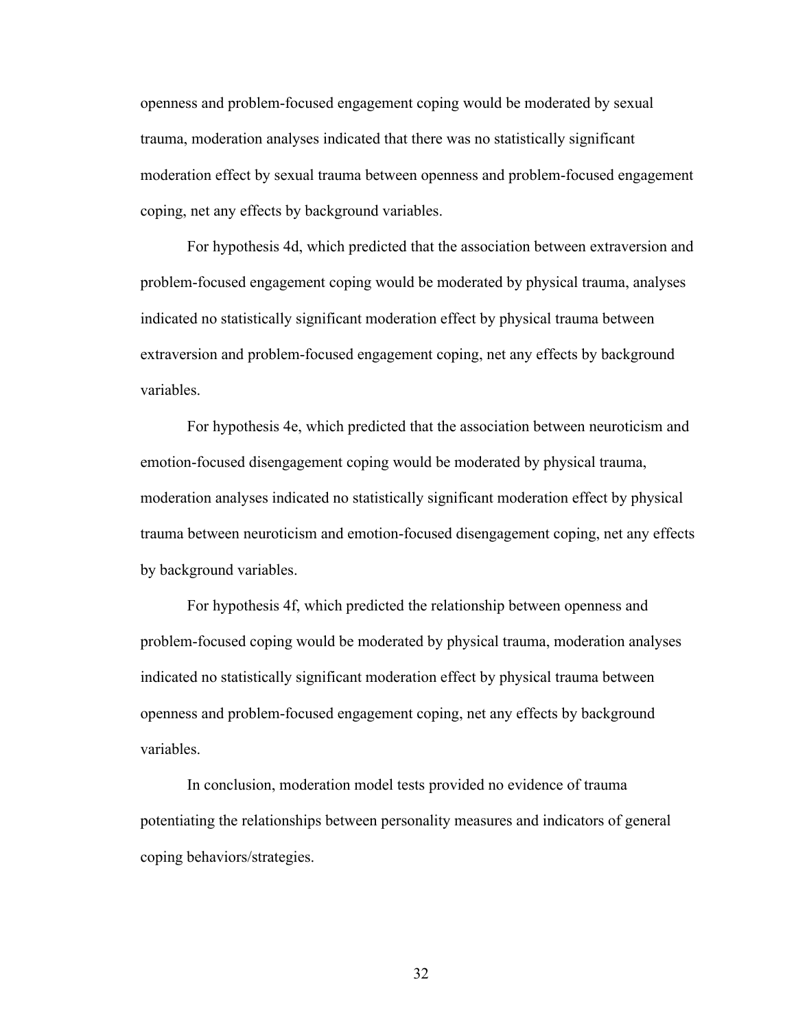openness and problem-focused engagement coping would be moderated by sexual trauma, moderation analyses indicated that there was no statistically significant moderation effect by sexual trauma between openness and problem-focused engagement coping, net any effects by background variables.

For hypothesis 4d, which predicted that the association between extraversion and problem-focused engagement coping would be moderated by physical trauma, analyses indicated no statistically significant moderation effect by physical trauma between extraversion and problem-focused engagement coping, net any effects by background variables.

For hypothesis 4e, which predicted that the association between neuroticism and emotion-focused disengagement coping would be moderated by physical trauma, moderation analyses indicated no statistically significant moderation effect by physical trauma between neuroticism and emotion-focused disengagement coping, net any effects by background variables.

For hypothesis 4f, which predicted the relationship between openness and problem-focused coping would be moderated by physical trauma, moderation analyses indicated no statistically significant moderation effect by physical trauma between openness and problem-focused engagement coping, net any effects by background variables.

In conclusion, moderation model tests provided no evidence of trauma potentiating the relationships between personality measures and indicators of general coping behaviors/strategies.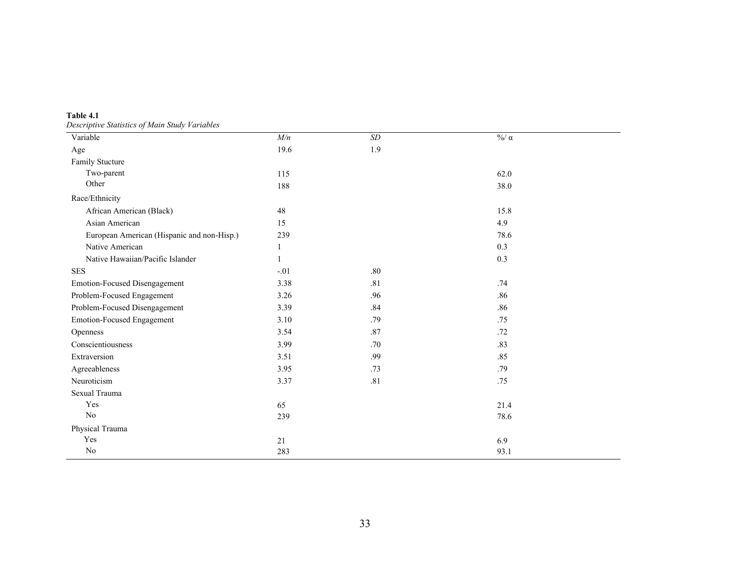**Table 4.1**

*Descriptive Statistics of Main Study Variables*

| Variable | *M/n* | *SD* | %/ α |
|---|---|---|---|
| Age | 19.6 | 1.9 | |
| Family Stucture | | | |
| Two-parent | 115 | | 62.0 |
| Other | 188 | | 38.0 |
| Race/Ethnicity | | | |
| African American (Black) | 48 | | 15.8 |
| Asian American | 15 | | 4.9 |
| European American (Hispanic and non-Hisp.) | 239 | | 78.6 |
| Native American | 1 | | 0.3 |
| Native Hawaiian/Pacific Islander | 1 | | 0.3 |
| SES | -.01 | .80 | |
| Emotion-Focused Disengagement | 3.38 | .81 | .74 |
| Problem-Focused Engagement | 3.26 | .96 | .86 |
| Problem-Focused Disengagement | 3.39 | .84 | .86 |
| Emotion-Focused Engagement | 3.10 | .79 | .75 |
| Openness | 3.54 | .87 | .72 |
| Conscientiousness | 3.99 | .70 | .83 |
| Extraversion | 3.51 | .99 | .85 |
| Agreeableness | 3.95 | .73 | .79 |
| Neuroticism | 3.37 | .81 | .75 |
| Sexual Trauma | | | |
| Yes | 65 | | 21.4 |
| No | 239 | | 78.6 |
| Physical Trauma | | | |
| Yes | 21 | | 6.9 |
| No | 283 | | 93.1 |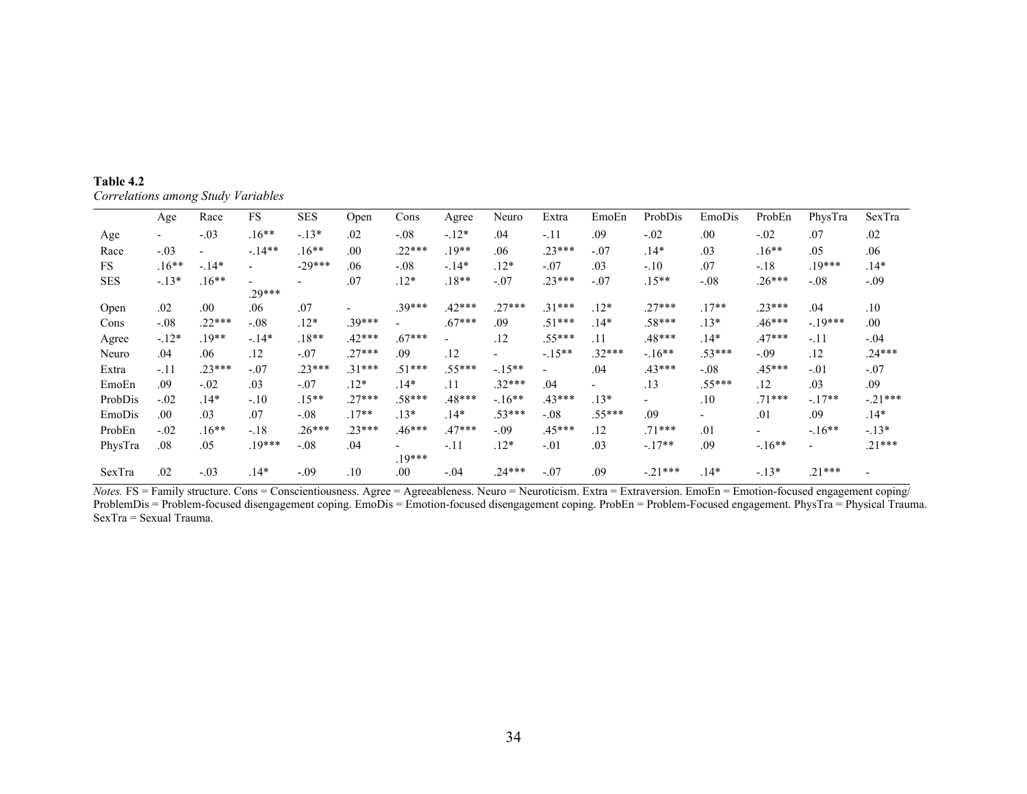**Table 4.2**

*Correlations among Study Variables*

| | Age | Race | FS | SES | Open | Cons | Agree | Neuro | Extra | EmoEn | ProbDis | EmoDis | ProbEn | PhysTra | SexTra |
|---|---|---|---|---|---|---|---|---|---|---|---|---|---|---|---|
| Age | - | -.03 | .16** | -.13* | .02 | -.08 | -.12* | .04 | -.11 | .09 | -.02 | .00 | -.02 | .07 | .02 |
| Race | -.03 | - | -.14** | .16** | .00 | .22*** | .19** | .06 | .23*** | -.07 | .14* | .03 | .16** | .05 | .06 |
| FS | .16** | -.14* | - | -29*** | .06 | -.08 | -.14* | .12* | -.07 | .03 | -.10 | .07 | -.18 | .19*** | .14* |
| SES | -.13* | .16** | -.29*** | - | .07 | .12* | .18** | -.07 | .23*** | -.07 | .15** | -.08 | .26*** | -.08 | -.09 |
| Open | .02 | .00 | .06 | .07 | - | .39*** | .42*** | .27*** | .31*** | .12* | .27*** | .17** | .23*** | .04 | .10 |
| Cons | -.08 | .22*** | -.08 | .12* | .39*** | - | .67*** | .09 | .51*** | .14* | .58*** | .13* | .46*** | -.19*** | .00 |
| Agree | -.12* | .19** | -.14* | .18** | .42*** | .67*** | - | .12 | .55*** | .11 | .48*** | .14* | .47*** | -.11 | -.04 |
| Neuro | .04 | .06 | .12 | -.07 | .27*** | .09 | .12 | - | -.15** | .32*** | -.16** | .53*** | -.09 | .12 | .24*** |
| Extra | -.11 | .23*** | -.07 | .23*** | .31*** | .51*** | .55*** | -.15** | - | .04 | .43*** | -.08 | .45*** | -.01 | -.07 |
| EmoEn | .09 | -.02 | .03 | -.07 | .12* | .14* | .11 | .32*** | .04 | - | .13 | .55*** | .12 | .03 | .09 |
| ProbDis | -.02 | .14* | -.10 | .15** | .27*** | .58*** | .48*** | -.16** | .43*** | .13* | - | .10 | .71*** | -.17** | -.21*** |
| EmoDis | .00 | .03 | .07 | -.08 | .17** | .13* | .14* | .53*** | -.08 | .55*** | .09 | - | .01 | .09 | .14* |
| ProbEn | -.02 | .16** | -.18 | .26*** | .23*** | .46*** | .47*** | -.09 | .45*** | .12 | .71*** | .01 | - | -.16** | -.13* |
| PhysTra | .08 | .05 | .19*** | -.08 | .04 | -.19*** | -.11 | .12* | -.01 | .03 | -.17** | .09 | -.16** | - | .21*** |
| SexTra | .02 | -.03 | .14* | -.09 | .10 | .00 | -.04 | .24*** | -.07 | .09 | -.21*** | .14* | -.13* | .21*** | - |

*Notes.* FS = Family structure. Cons = Conscientiousness. Agree = Agreeableness. Neuro = Neuroticism. Extra = Extraversion. EmoEn = Emotion-focused engagement coping/ ProblemDis = Problem-focused disengagement coping. EmoDis = Emotion-focused disengagement coping. ProbEn = Problem-Focused engagement. PhysTra = Physical Trauma. SexTra = Sexual Trauma.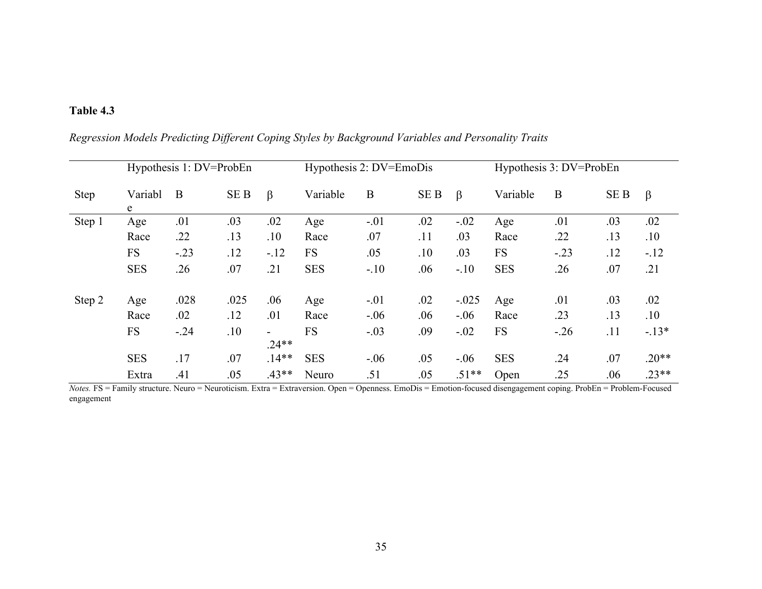**Table 4.3**

*Regression Models Predicting Different Coping Styles by Background Variables and Personality Traits*

| | Hypothesis 1: DV=ProbEn | | | | Hypothesis 2: DV=EmoDis | | | | Hypothesis 3: DV=ProbEn | | | |
|---|---|---|---|---|---|---|---|---|---|---|---|---|
| Step | Variable | B | SE B | β | Variable | B | SE B | β | Variable | B | SE B | β |
| Step 1 | Age | .01 | .03 | .02 | Age | -.01 | .02 | -.02 | Age | .01 | .03 | .02 |
| | Race | .22 | .13 | .10 | Race | .07 | .11 | .03 | Race | .22 | .13 | .10 |
| | FS | -.23 | .12 | -.12 | FS | .05 | .10 | .03 | FS | -.23 | .12 | -.12 |
| | SES | .26 | .07 | .21 | SES | -.10 | .06 | -.10 | SES | .26 | .07 | .21 |
| Step 2 | Age | .028 | .025 | .06 | Age | -.01 | .02 | -.025 | Age | .01 | .03 | .02 |
| | Race | .02 | .12 | .01 | Race | -.06 | .06 | -.06 | Race | .23 | .13 | .10 |
| | FS | -.24 | .10 | -.24** | FS | -.03 | .09 | -.02 | FS | -.26 | .11 | -.13* |
| | SES | .17 | .07 | .14** | SES | -.06 | .05 | -.06 | SES | .24 | .07 | .20** |
| | Extra | .41 | .05 | .43** | Neuro | .51 | .05 | .51** | Open | .25 | .06 | .23** |

*Notes.* FS = Family structure. Neuro = Neuroticism. Extra = Extraversion. Open = Openness. EmoDis = Emotion-focused disengagement coping. ProbEn = Problem-Focused engagement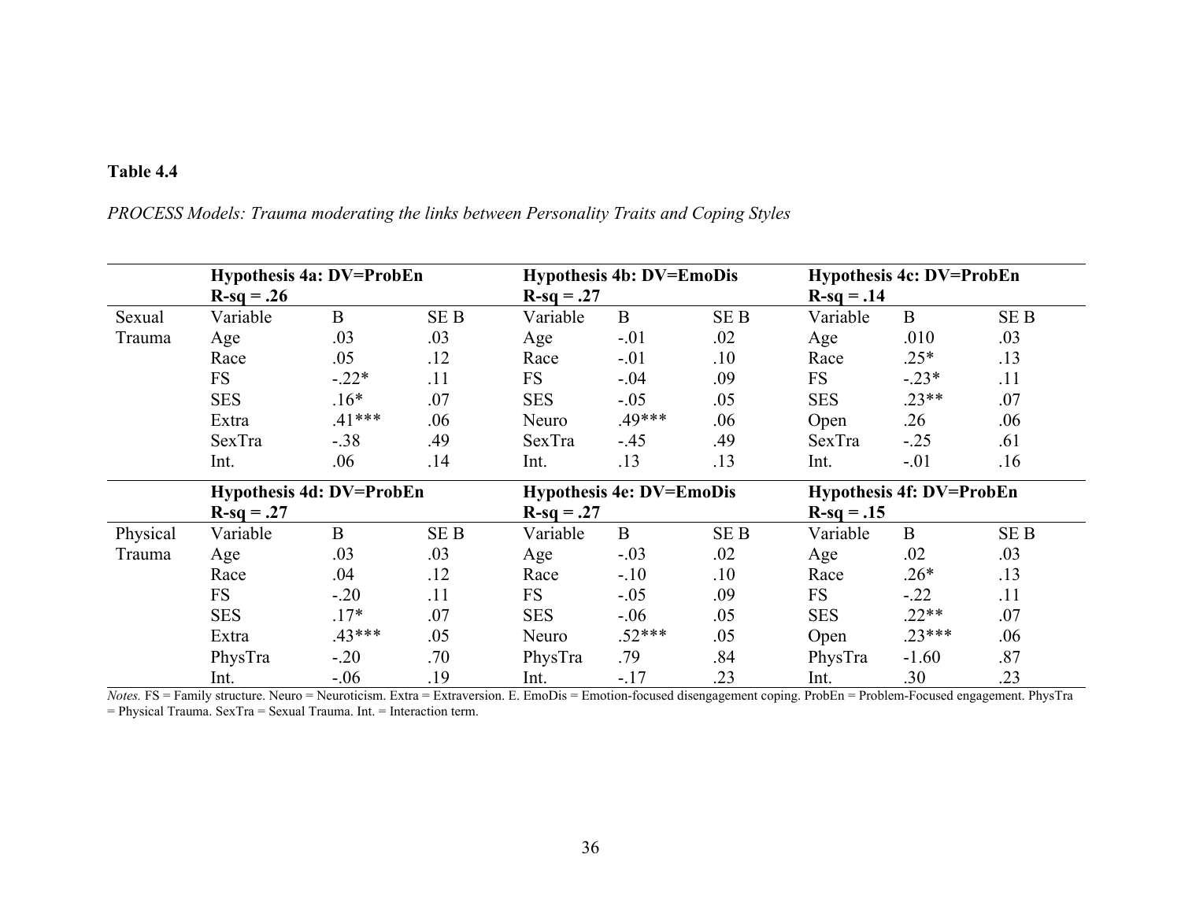**Table 4.4**

*PROCESS Models: Trauma moderating the links between Personality Traits and Coping Styles*

| | **Hypothesis 4a: DV=ProbEn R-sq = .26** | | | **Hypothesis 4b: DV=EmoDis R-sq = .27** | | | **Hypothesis 4c: DV=ProbEn R-sq = .14** | | |
|---|---|---|---|---|---|---|---|---|---|
| Sexual Trauma | Variable | B | SE B | Variable | B | SE B | Variable | B | SE B |
| | Age | .03 | .03 | Age | -.01 | .02 | Age | .010 | .03 |
| | Race | .05 | .12 | Race | -.01 | .10 | Race | .25* | .13 |
| | FS | -.22* | .11 | FS | -.04 | .09 | FS | -.23* | .11 |
| | SES | .16* | .07 | SES | -.05 | .05 | SES | .23** | .07 |
| | Extra | .41*** | .06 | Neuro | .49*** | .06 | Open | .26 | .06 |
| | SexTra | -.38 | .49 | SexTra | -.45 | .49 | SexTra | -.25 | .61 |
| | Int. | .06 | .14 | Int. | .13 | .13 | Int. | -.01 | .16 |
| | **Hypothesis 4d: DV=ProbEn R-sq = .27** | | | **Hypothesis 4e: DV=EmoDis R-sq = .27** | | | **Hypothesis 4f: DV=ProbEn R-sq = .15** | | |
| Physical Trauma | Variable | B | SE B | Variable | B | SE B | Variable | B | SE B |
| | Age | .03 | .03 | Age | -.03 | .02 | Age | .02 | .03 |
| | Race | .04 | .12 | Race | -.10 | .10 | Race | .26* | .13 |
| | FS | -.20 | .11 | FS | -.05 | .09 | FS | -.22 | .11 |
| | SES | .17* | .07 | SES | -.06 | .05 | SES | .22** | .07 |
| | Extra | .43*** | .05 | Neuro | .52*** | .05 | Open | .23*** | .06 |
| | PhysTra | -.20 | .70 | PhysTra | .79 | .84 | PhysTra | -1.60 | .87 |
| | Int. | -.06 | .19 | Int. | -.17 | .23 | Int. | .30 | .23 |

*Notes.* FS = Family structure. Neuro = Neuroticism. Extra = Extraversion. E. EmoDis = Emotion-focused disengagement coping. ProbEn = Problem-Focused engagement. PhysTra = Physical Trauma. SexTra = Sexual Trauma. Int. = Interaction term.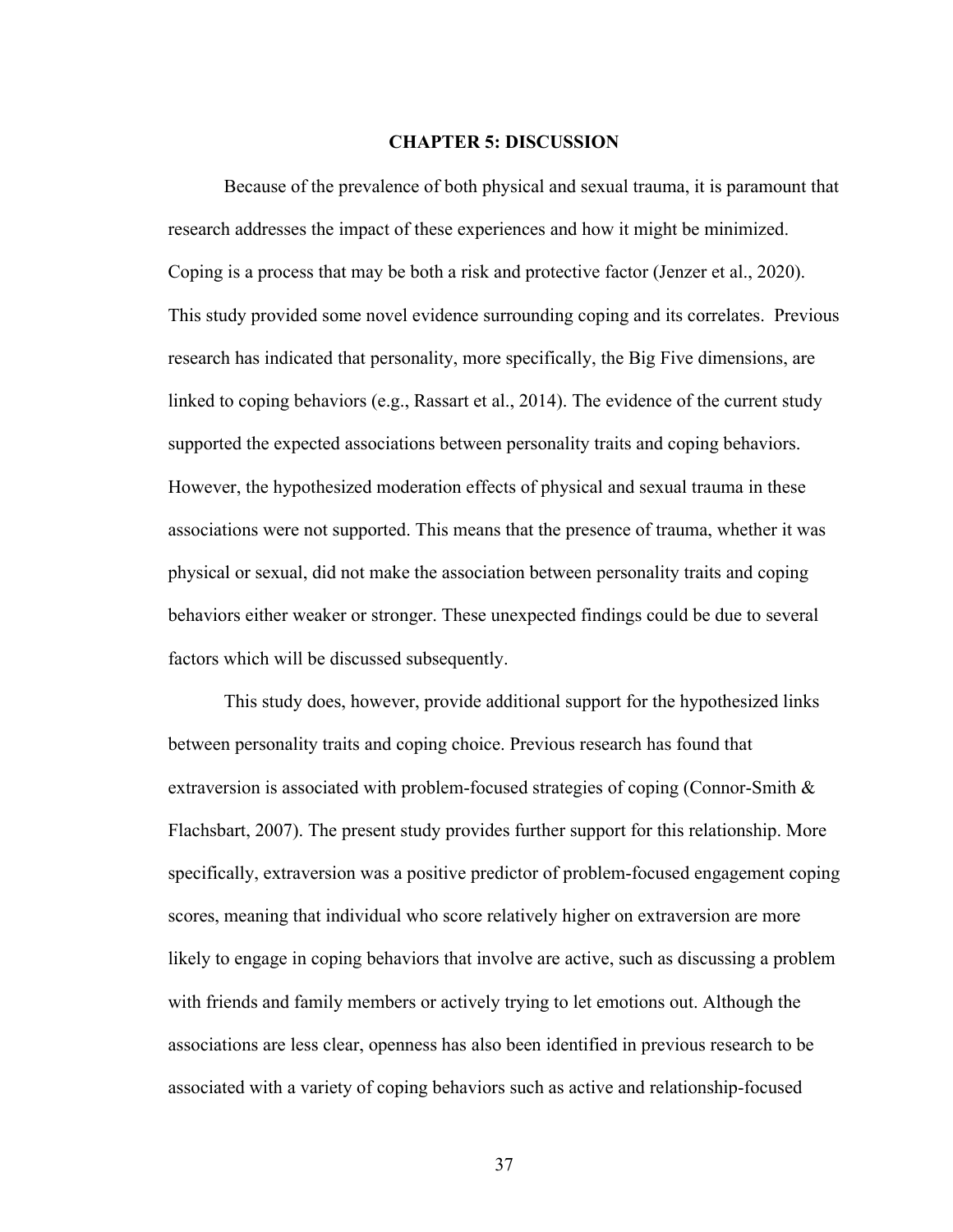# CHAPTER 5: DISCUSSION

Because of the prevalence of both physical and sexual trauma, it is paramount that research addresses the impact of these experiences and how it might be minimized. Coping is a process that may be both a risk and protective factor (Jenzer et al., 2020). This study provided some novel evidence surrounding coping and its correlates. Previous research has indicated that personality, more specifically, the Big Five dimensions, are linked to coping behaviors (e.g., Rassart et al., 2014). The evidence of the current study supported the expected associations between personality traits and coping behaviors. However, the hypothesized moderation effects of physical and sexual trauma in these associations were not supported. This means that the presence of trauma, whether it was physical or sexual, did not make the association between personality traits and coping behaviors either weaker or stronger. These unexpected findings could be due to several factors which will be discussed subsequently.

This study does, however, provide additional support for the hypothesized links between personality traits and coping choice. Previous research has found that extraversion is associated with problem-focused strategies of coping (Connor-Smith & Flachsbart, 2007). The present study provides further support for this relationship. More specifically, extraversion was a positive predictor of problem-focused engagement coping scores, meaning that individual who score relatively higher on extraversion are more likely to engage in coping behaviors that involve are active, such as discussing a problem with friends and family members or actively trying to let emotions out. Although the associations are less clear, openness has also been identified in previous research to be associated with a variety of coping behaviors such as active and relationship-focused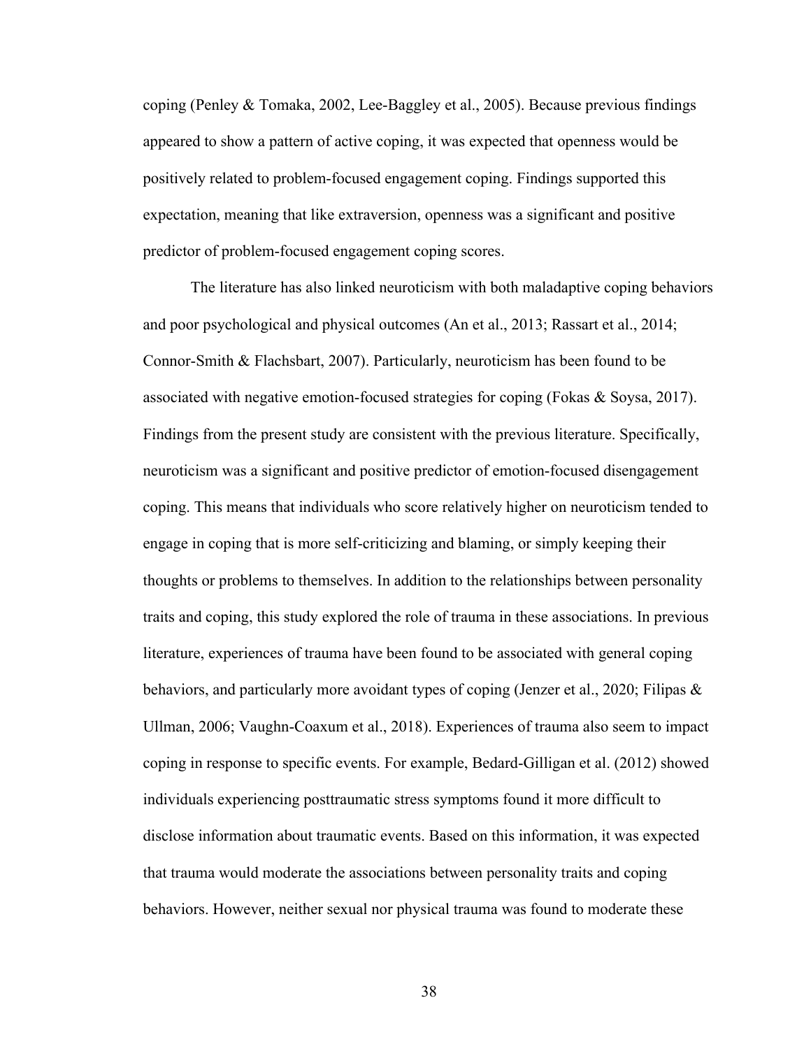coping (Penley & Tomaka, 2002, Lee-Baggley et al., 2005). Because previous findings appeared to show a pattern of active coping, it was expected that openness would be positively related to problem-focused engagement coping. Findings supported this expectation, meaning that like extraversion, openness was a significant and positive predictor of problem-focused engagement coping scores.

The literature has also linked neuroticism with both maladaptive coping behaviors and poor psychological and physical outcomes (An et al., 2013; Rassart et al., 2014; Connor-Smith & Flachsbart, 2007). Particularly, neuroticism has been found to be associated with negative emotion-focused strategies for coping (Fokas & Soysa, 2017). Findings from the present study are consistent with the previous literature. Specifically, neuroticism was a significant and positive predictor of emotion-focused disengagement coping. This means that individuals who score relatively higher on neuroticism tended to engage in coping that is more self-criticizing and blaming, or simply keeping their thoughts or problems to themselves. In addition to the relationships between personality traits and coping, this study explored the role of trauma in these associations. In previous literature, experiences of trauma have been found to be associated with general coping behaviors, and particularly more avoidant types of coping (Jenzer et al., 2020; Filipas & Ullman, 2006; Vaughn-Coaxum et al., 2018). Experiences of trauma also seem to impact coping in response to specific events. For example, Bedard-Gilligan et al. (2012) showed individuals experiencing posttraumatic stress symptoms found it more difficult to disclose information about traumatic events. Based on this information, it was expected that trauma would moderate the associations between personality traits and coping behaviors. However, neither sexual nor physical trauma was found to moderate these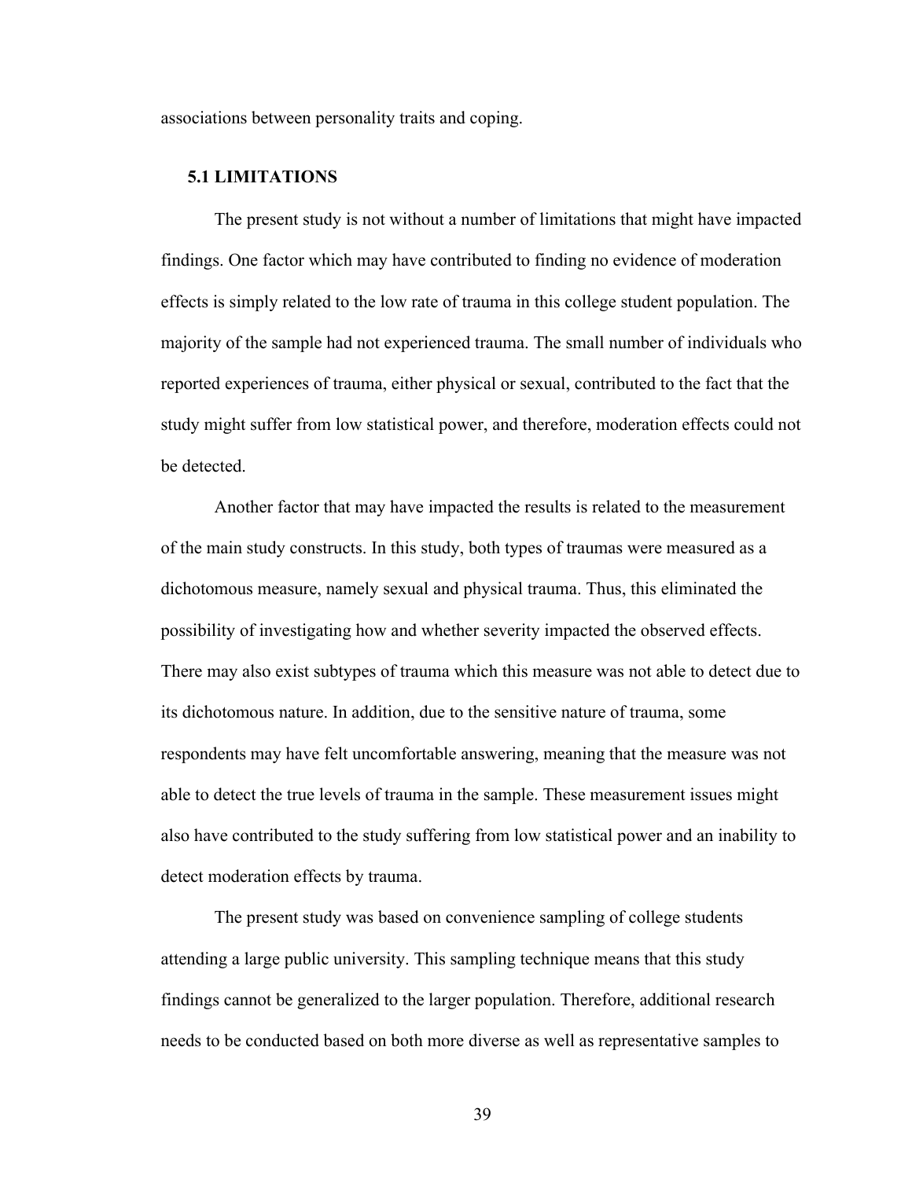associations between personality traits and coping.

## 5.1 LIMITATIONS

The present study is not without a number of limitations that might have impacted findings. One factor which may have contributed to finding no evidence of moderation effects is simply related to the low rate of trauma in this college student population. The majority of the sample had not experienced trauma. The small number of individuals who reported experiences of trauma, either physical or sexual, contributed to the fact that the study might suffer from low statistical power, and therefore, moderation effects could not be detected.

Another factor that may have impacted the results is related to the measurement of the main study constructs. In this study, both types of traumas were measured as a dichotomous measure, namely sexual and physical trauma. Thus, this eliminated the possibility of investigating how and whether severity impacted the observed effects. There may also exist subtypes of trauma which this measure was not able to detect due to its dichotomous nature. In addition, due to the sensitive nature of trauma, some respondents may have felt uncomfortable answering, meaning that the measure was not able to detect the true levels of trauma in the sample. These measurement issues might also have contributed to the study suffering from low statistical power and an inability to detect moderation effects by trauma.

The present study was based on convenience sampling of college students attending a large public university. This sampling technique means that this study findings cannot be generalized to the larger population. Therefore, additional research needs to be conducted based on both more diverse as well as representative samples to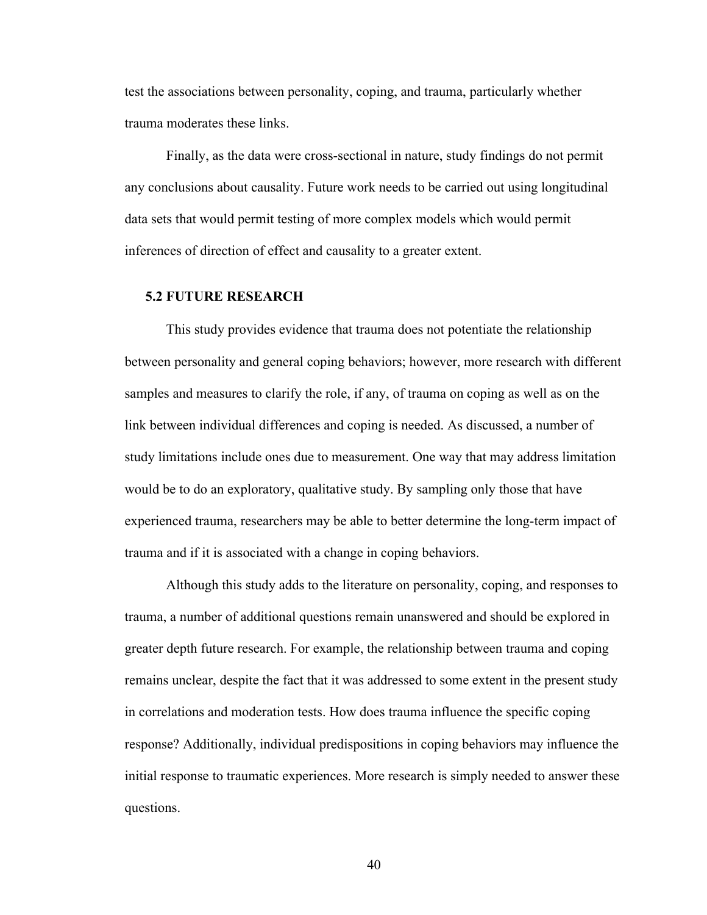test the associations between personality, coping, and trauma, particularly whether trauma moderates these links.

Finally, as the data were cross-sectional in nature, study findings do not permit any conclusions about causality. Future work needs to be carried out using longitudinal data sets that would permit testing of more complex models which would permit inferences of direction of effect and causality to a greater extent.

## 5.2 FUTURE RESEARCH

This study provides evidence that trauma does not potentiate the relationship between personality and general coping behaviors; however, more research with different samples and measures to clarify the role, if any, of trauma on coping as well as on the link between individual differences and coping is needed. As discussed, a number of study limitations include ones due to measurement. One way that may address limitation would be to do an exploratory, qualitative study. By sampling only those that have experienced trauma, researchers may be able to better determine the long-term impact of trauma and if it is associated with a change in coping behaviors.

Although this study adds to the literature on personality, coping, and responses to trauma, a number of additional questions remain unanswered and should be explored in greater depth future research. For example, the relationship between trauma and coping remains unclear, despite the fact that it was addressed to some extent in the present study in correlations and moderation tests. How does trauma influence the specific coping response? Additionally, individual predispositions in coping behaviors may influence the initial response to traumatic experiences. More research is simply needed to answer these questions.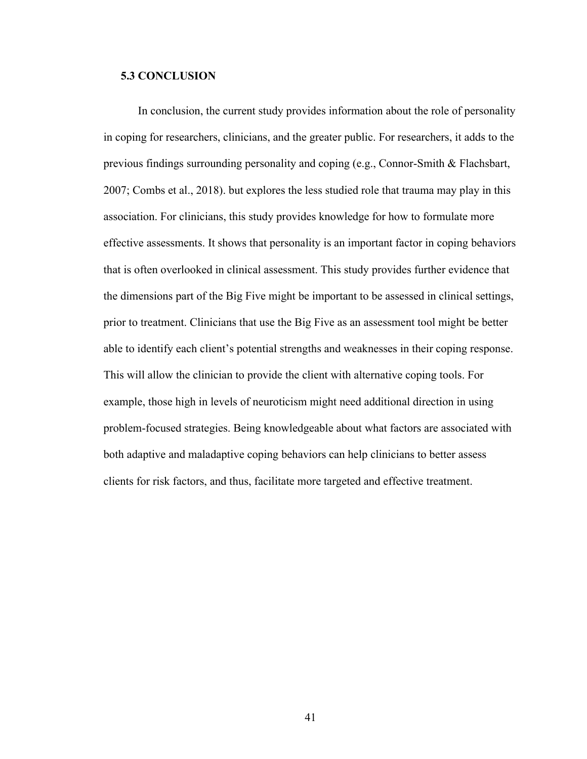### 5.3 CONCLUSION

In conclusion, the current study provides information about the role of personality in coping for researchers, clinicians, and the greater public. For researchers, it adds to the previous findings surrounding personality and coping (e.g., Connor-Smith & Flachsbart, 2007; Combs et al., 2018). but explores the less studied role that trauma may play in this association. For clinicians, this study provides knowledge for how to formulate more effective assessments. It shows that personality is an important factor in coping behaviors that is often overlooked in clinical assessment. This study provides further evidence that the dimensions part of the Big Five might be important to be assessed in clinical settings, prior to treatment. Clinicians that use the Big Five as an assessment tool might be better able to identify each client's potential strengths and weaknesses in their coping response. This will allow the clinician to provide the client with alternative coping tools. For example, those high in levels of neuroticism might need additional direction in using problem-focused strategies. Being knowledgeable about what factors are associated with both adaptive and maladaptive coping behaviors can help clinicians to better assess clients for risk factors, and thus, facilitate more targeted and effective treatment.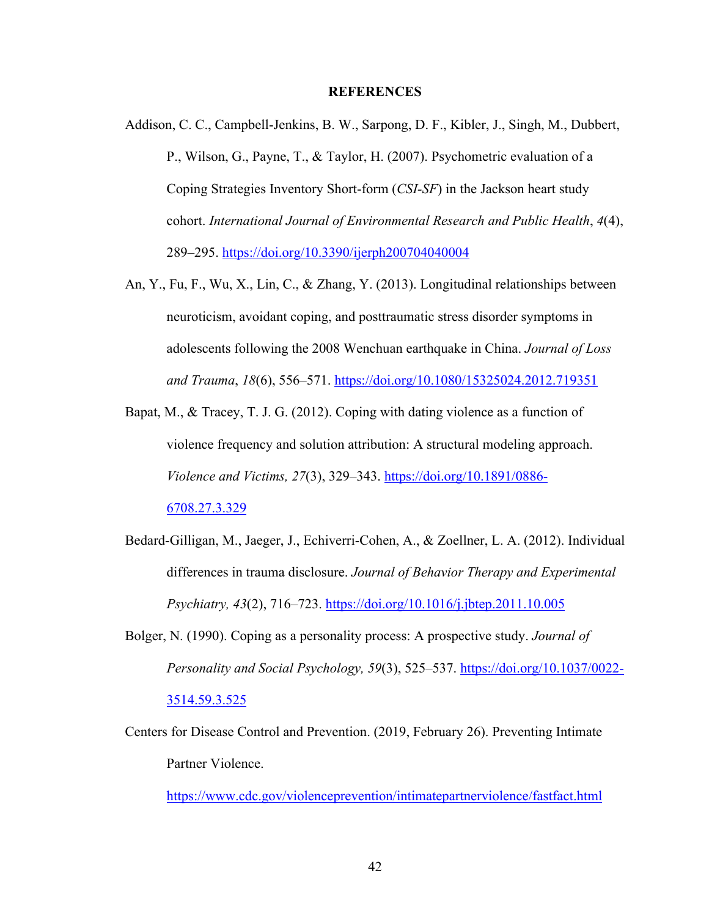# REFERENCES

Addison, C. C., Campbell-Jenkins, B. W., Sarpong, D. F., Kibler, J., Singh, M., Dubbert, P., Wilson, G., Payne, T., & Taylor, H. (2007). Psychometric evaluation of a Coping Strategies Inventory Short-form (*CSI-SF*) in the Jackson heart study cohort. *International Journal of Environmental Research and Public Health*, *4*(4), 289–295. https://doi.org/10.3390/ijerph200704040004

An, Y., Fu, F., Wu, X., Lin, C., & Zhang, Y. (2013). Longitudinal relationships between neuroticism, avoidant coping, and posttraumatic stress disorder symptoms in adolescents following the 2008 Wenchuan earthquake in China. *Journal of Loss and Trauma*, *18*(6), 556–571. https://doi.org/10.1080/15325024.2012.719351

Bapat, M., & Tracey, T. J. G. (2012). Coping with dating violence as a function of violence frequency and solution attribution: A structural modeling approach. *Violence and Victims, 27*(3), 329–343. https://doi.org/10.1891/0886-6708.27.3.329

Bedard-Gilligan, M., Jaeger, J., Echiverri-Cohen, A., & Zoellner, L. A. (2012). Individual differences in trauma disclosure. *Journal of Behavior Therapy and Experimental Psychiatry, 43*(2), 716–723. https://doi.org/10.1016/j.jbtep.2011.10.005

Bolger, N. (1990). Coping as a personality process: A prospective study. *Journal of Personality and Social Psychology, 59*(3), 525–537. https://doi.org/10.1037/0022-3514.59.3.525

Centers for Disease Control and Prevention. (2019, February 26). Preventing Intimate Partner Violence. https://www.cdc.gov/violenceprevention/intimatepartnerviolence/fastfact.html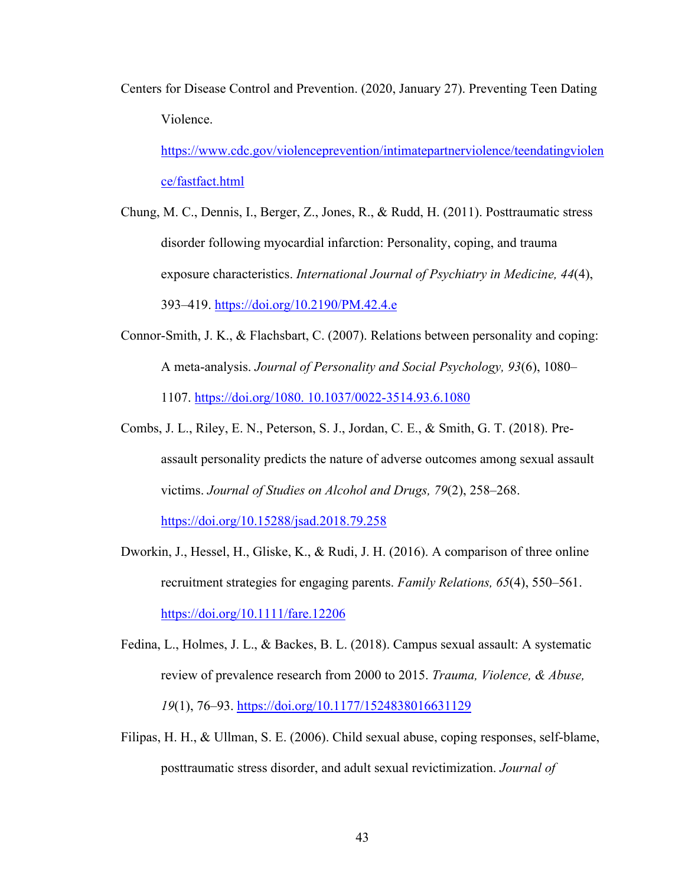Centers for Disease Control and Prevention. (2020, January 27). Preventing Teen Dating Violence. https://www.cdc.gov/violenceprevention/intimatepartnerviolence/teendatingviolence/fastfact.html

Chung, M. C., Dennis, I., Berger, Z., Jones, R., & Rudd, H. (2011). Posttraumatic stress disorder following myocardial infarction: Personality, coping, and trauma exposure characteristics. *International Journal of Psychiatry in Medicine, 44*(4), 393–419. https://doi.org/10.2190/PM.42.4.e

Connor-Smith, J. K., & Flachsbart, C. (2007). Relations between personality and coping: A meta-analysis. *Journal of Personality and Social Psychology, 93*(6), 1080–1107. https://doi.org/1080. 10.1037/0022-3514.93.6.1080

Combs, J. L., Riley, E. N., Peterson, S. J., Jordan, C. E., & Smith, G. T. (2018). Pre-assault personality predicts the nature of adverse outcomes among sexual assault victims. *Journal of Studies on Alcohol and Drugs, 79*(2), 258–268. https://doi.org/10.15288/jsad.2018.79.258

Dworkin, J., Hessel, H., Gliske, K., & Rudi, J. H. (2016). A comparison of three online recruitment strategies for engaging parents. *Family Relations, 65*(4), 550–561. https://doi.org/10.1111/fare.12206

Fedina, L., Holmes, J. L., & Backes, B. L. (2018). Campus sexual assault: A systematic review of prevalence research from 2000 to 2015. *Trauma, Violence, & Abuse, 19*(1), 76–93. https://doi.org/10.1177/1524838016631129

Filipas, H. H., & Ullman, S. E. (2006). Child sexual abuse, coping responses, self-blame, posttraumatic stress disorder, and adult sexual revictimization. *Journal of*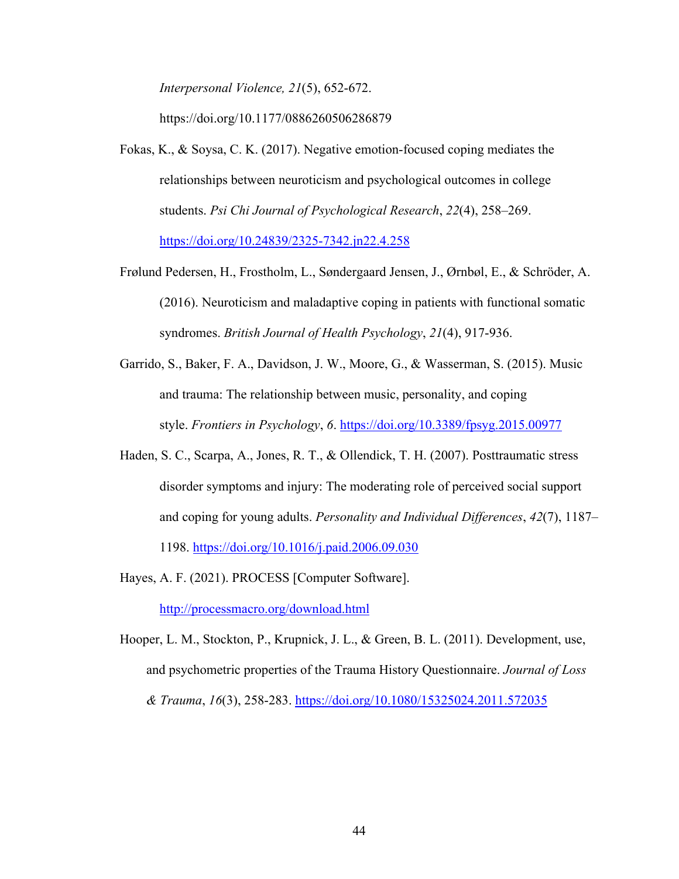*Interpersonal Violence, 21*(5), 652-672. https://doi.org/10.1177/0886260506286879

Fokas, K., & Soysa, C. K. (2017). Negative emotion-focused coping mediates the relationships between neuroticism and psychological outcomes in college students. *Psi Chi Journal of Psychological Research*, *22*(4), 258–269. https://doi.org/10.24839/2325-7342.jn22.4.258

Frølund Pedersen, H., Frostholm, L., Søndergaard Jensen, J., Ørnbøl, E., & Schröder, A. (2016). Neuroticism and maladaptive coping in patients with functional somatic syndromes. *British Journal of Health Psychology*, *21*(4), 917-936.

Garrido, S., Baker, F. A., Davidson, J. W., Moore, G., & Wasserman, S. (2015). Music and trauma: The relationship between music, personality, and coping style. *Frontiers in Psychology*, *6*. https://doi.org/10.3389/fpsyg.2015.00977

Haden, S. C., Scarpa, A., Jones, R. T., & Ollendick, T. H. (2007). Posttraumatic stress disorder symptoms and injury: The moderating role of perceived social support and coping for young adults. *Personality and Individual Differences*, *42*(7), 1187–1198. https://doi.org/10.1016/j.paid.2006.09.030

Hayes, A. F. (2021). PROCESS [Computer Software]. http://processmacro.org/download.html

Hooper, L. M., Stockton, P., Krupnick, J. L., & Green, B. L. (2011). Development, use, and psychometric properties of the Trauma History Questionnaire. *Journal of Loss & Trauma*, *16*(3), 258-283. https://doi.org/10.1080/15325024.2011.572035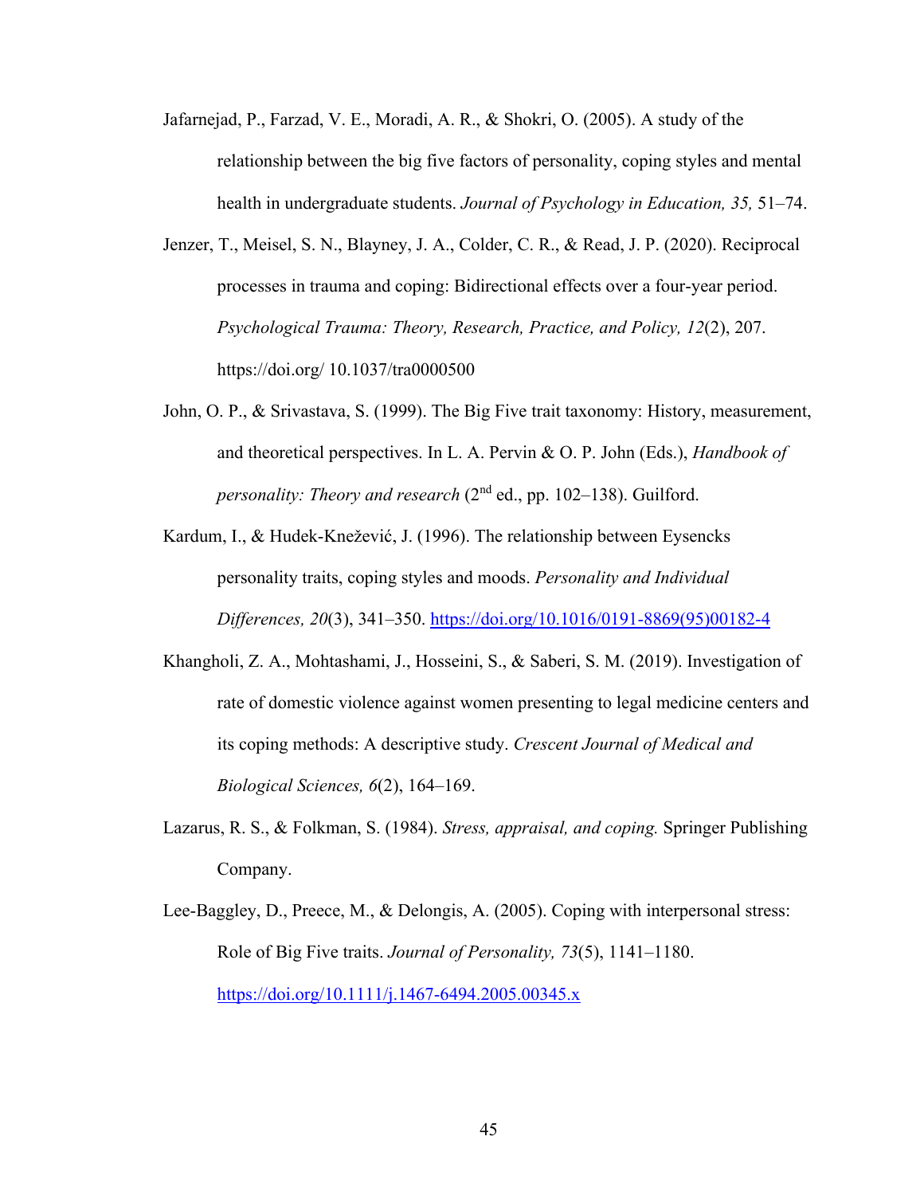Jafarnejad, P., Farzad, V. E., Moradi, A. R., & Shokri, O. (2005). A study of the relationship between the big five factors of personality, coping styles and mental health in undergraduate students. *Journal of Psychology in Education, 35,* 51–74.

Jenzer, T., Meisel, S. N., Blayney, J. A., Colder, C. R., & Read, J. P. (2020). Reciprocal processes in trauma and coping: Bidirectional effects over a four-year period. *Psychological Trauma: Theory, Research, Practice, and Policy, 12*(2), 207. https://doi.org/ 10.1037/tra0000500

John, O. P., & Srivastava, S. (1999). The Big Five trait taxonomy: History, measurement, and theoretical perspectives. In L. A. Pervin & O. P. John (Eds.), *Handbook of personality: Theory and research* (2nd ed., pp. 102–138). Guilford.

Kardum, I., & Hudek-Knežević, J. (1996). The relationship between Eysencks personality traits, coping styles and moods. *Personality and Individual Differences, 20*(3), 341–350. https://doi.org/10.1016/0191-8869(95)00182-4

Khangholi, Z. A., Mohtashami, J., Hosseini, S., & Saberi, S. M. (2019). Investigation of rate of domestic violence against women presenting to legal medicine centers and its coping methods: A descriptive study. *Crescent Journal of Medical and Biological Sciences, 6*(2), 164–169.

Lazarus, R. S., & Folkman, S. (1984). *Stress, appraisal, and coping.* Springer Publishing Company.

Lee-Baggley, D., Preece, M., & Delongis, A. (2005). Coping with interpersonal stress: Role of Big Five traits. *Journal of Personality, 73*(5), 1141–1180. https://doi.org/10.1111/j.1467-6494.2005.00345.x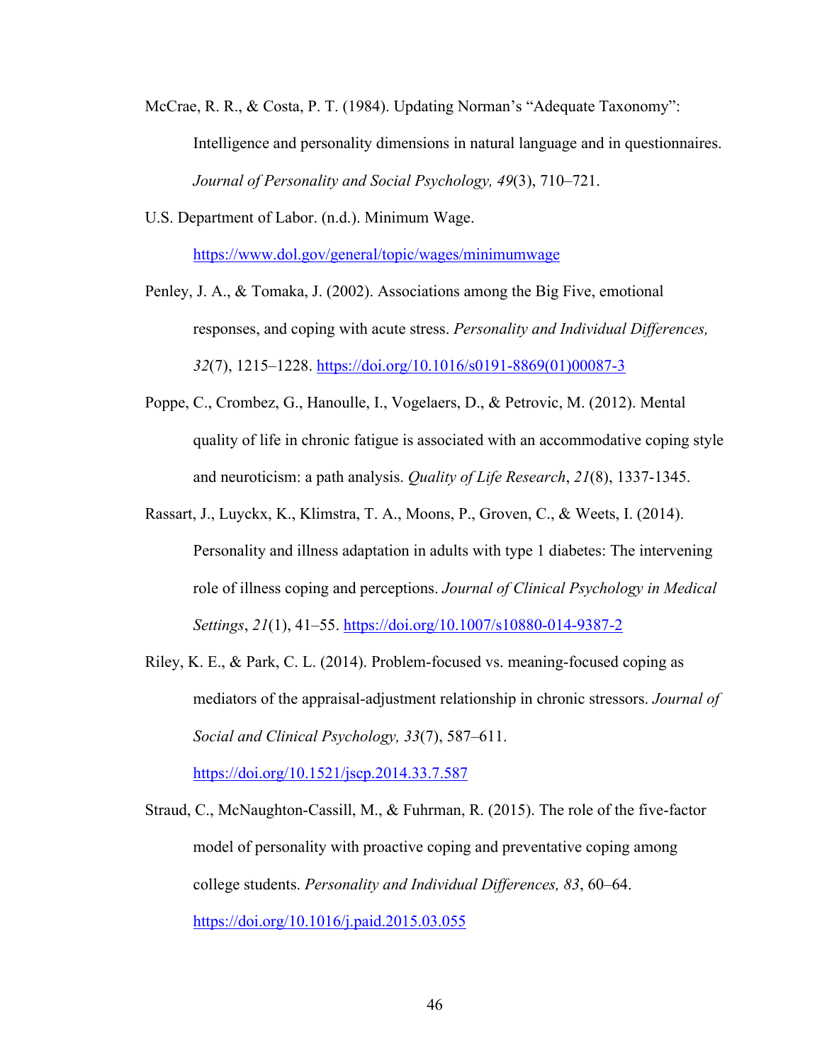McCrae, R. R., & Costa, P. T. (1984). Updating Norman's "Adequate Taxonomy": Intelligence and personality dimensions in natural language and in questionnaires. *Journal of Personality and Social Psychology, 49*(3), 710–721.

U.S. Department of Labor. (n.d.). Minimum Wage. https://www.dol.gov/general/topic/wages/minimumwage

Penley, J. A., & Tomaka, J. (2002). Associations among the Big Five, emotional responses, and coping with acute stress. *Personality and Individual Differences, 32*(7), 1215–1228. https://doi.org/10.1016/s0191-8869(01)00087-3

Poppe, C., Crombez, G., Hanoulle, I., Vogelaers, D., & Petrovic, M. (2012). Mental quality of life in chronic fatigue is associated with an accommodative coping style and neuroticism: a path analysis. *Quality of Life Research*, *21*(8), 1337-1345.

Rassart, J., Luyckx, K., Klimstra, T. A., Moons, P., Groven, C., & Weets, I. (2014). Personality and illness adaptation in adults with type 1 diabetes: The intervening role of illness coping and perceptions. *Journal of Clinical Psychology in Medical Settings*, *21*(1), 41–55. https://doi.org/10.1007/s10880-014-9387-2

Riley, K. E., & Park, C. L. (2014). Problem-focused vs. meaning-focused coping as mediators of the appraisal-adjustment relationship in chronic stressors. *Journal of Social and Clinical Psychology, 33*(7), 587–611. https://doi.org/10.1521/jscp.2014.33.7.587

Straud, C., McNaughton-Cassill, M., & Fuhrman, R. (2015). The role of the five-factor model of personality with proactive coping and preventative coping among college students. *Personality and Individual Differences, 83*, 60–64. https://doi.org/10.1016/j.paid.2015.03.055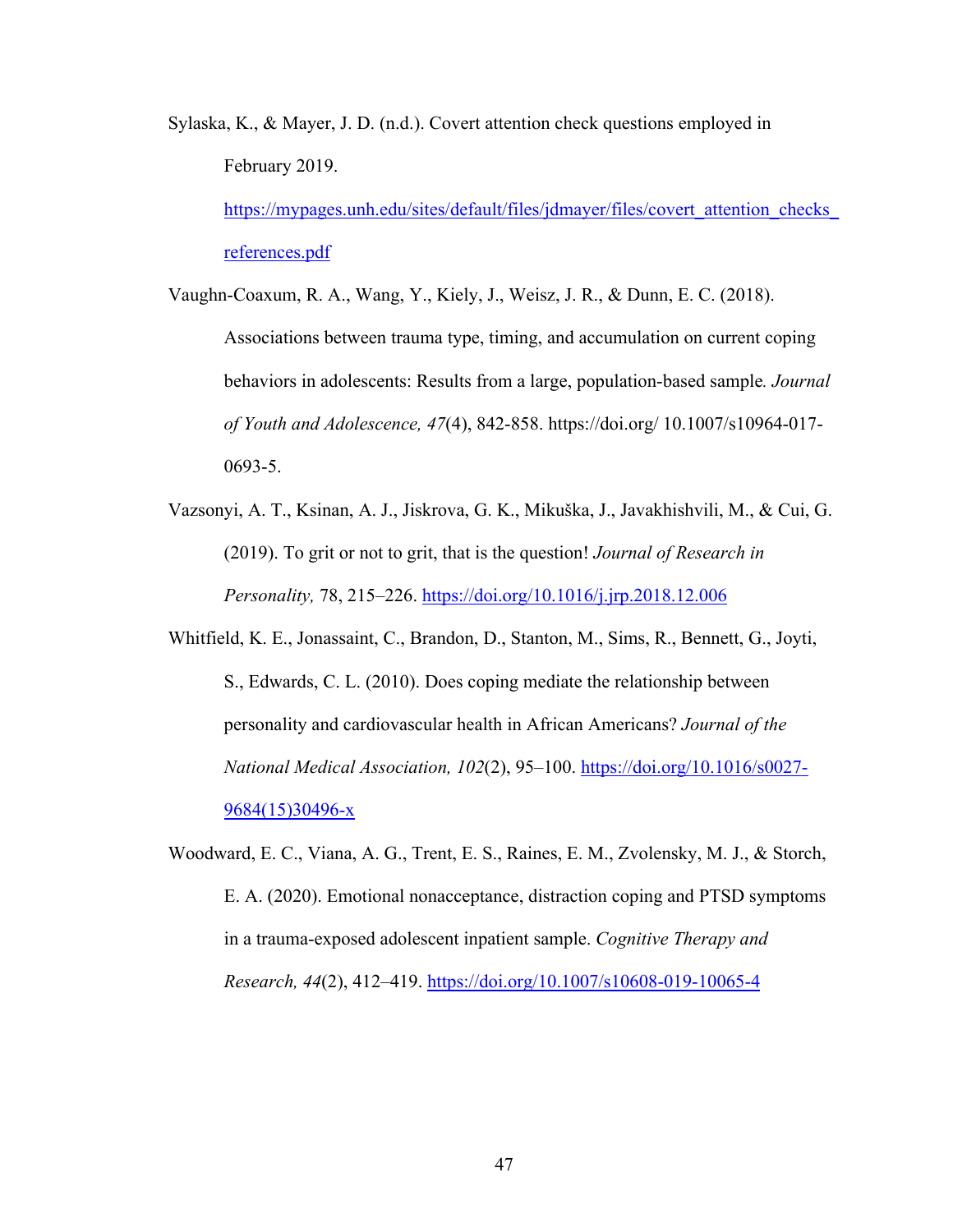Sylaska, K., & Mayer, J. D. (n.d.). Covert attention check questions employed in February 2019. https://mypages.unh.edu/sites/default/files/jdmayer/files/covert_attention_checks_references.pdf

Vaughn-Coaxum, R. A., Wang, Y., Kiely, J., Weisz, J. R., & Dunn, E. C. (2018). Associations between trauma type, timing, and accumulation on current coping behaviors in adolescents: Results from a large, population-based sample. *Journal of Youth and Adolescence, 47*(4), 842-858. https://doi.org/ 10.1007/s10964-017-0693-5.

Vazsonyi, A. T., Ksinan, A. J., Jiskrova, G. K., Mikuška, J., Javakhishvili, M., & Cui, G. (2019). To grit or not to grit, that is the question! *Journal of Research in Personality,* 78, 215–226. https://doi.org/10.1016/j.jrp.2018.12.006

Whitfield, K. E., Jonassaint, C., Brandon, D., Stanton, M., Sims, R., Bennett, G., Joyti, S., Edwards, C. L. (2010). Does coping mediate the relationship between personality and cardiovascular health in African Americans? *Journal of the National Medical Association, 102*(2), 95–100. https://doi.org/10.1016/s0027-9684(15)30496-x

Woodward, E. C., Viana, A. G., Trent, E. S., Raines, E. M., Zvolensky, M. J., & Storch, E. A. (2020). Emotional nonacceptance, distraction coping and PTSD symptoms in a trauma-exposed adolescent inpatient sample. *Cognitive Therapy and Research, 44*(2), 412–419. https://doi.org/10.1007/s10608-019-10065-4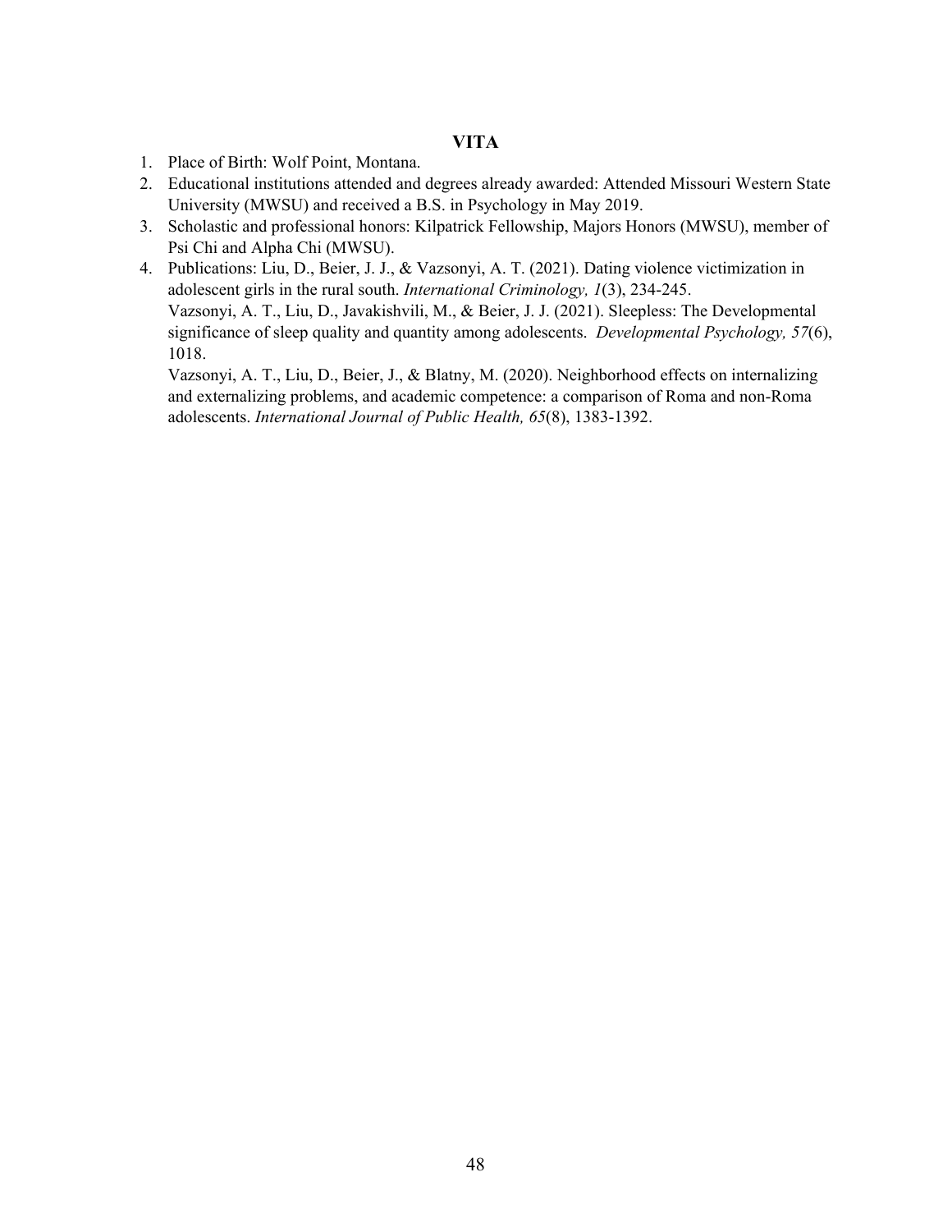## VITA

1. Place of Birth: Wolf Point, Montana.
2. Educational institutions attended and degrees already awarded: Attended Missouri Western State University (MWSU) and received a B.S. in Psychology in May 2019.
3. Scholastic and professional honors: Kilpatrick Fellowship, Majors Honors (MWSU), member of Psi Chi and Alpha Chi (MWSU).
4. Publications: Liu, D., Beier, J. J., & Vazsonyi, A. T. (2021). Dating violence victimization in adolescent girls in the rural south. *International Criminology, 1*(3), 234-245.
   Vazsonyi, A. T., Liu, D., Javakishvili, M., & Beier, J. J. (2021). Sleepless: The Developmental significance of sleep quality and quantity among adolescents. *Developmental Psychology, 57*(6), 1018.
   Vazsonyi, A. T., Liu, D., Beier, J., & Blatny, M. (2020). Neighborhood effects on internalizing and externalizing problems, and academic competence: a comparison of Roma and non-Roma adolescents. *International Journal of Public Health, 65*(8), 1383-1392.